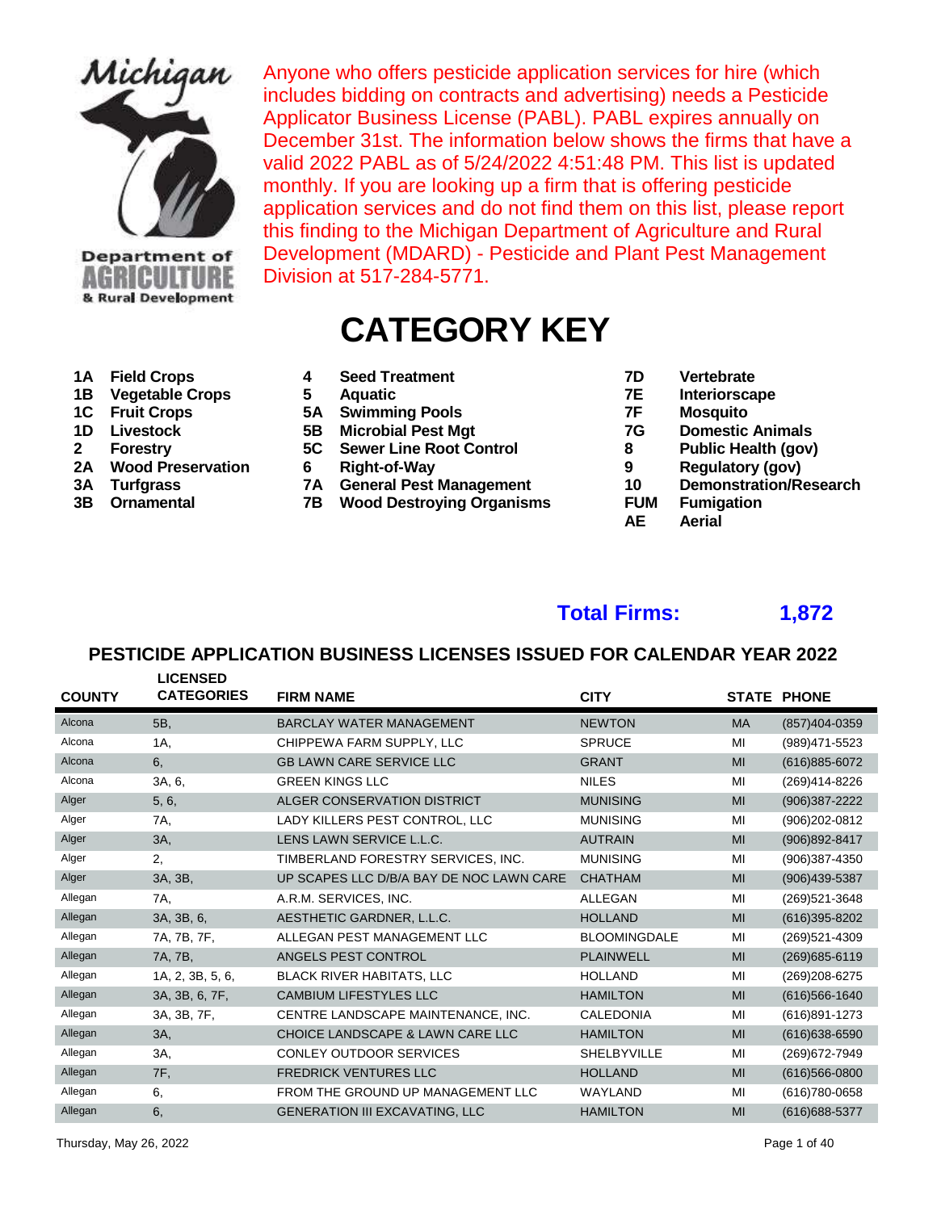Michigan Department of Agriculture & Rural Development

Anyone who offers pesticide application services for hire (which includes bidding on contracts and advertising) needs a Pesticide Applicator Business License (PABL). PABL expires annually on December 31st. The information below shows the firms that have a valid 2022 PABL as of 5/24/2022 4:51:48 PM. This list is updated monthly. If you are looking up a firm that is offering pesticide application services and do not find them on this list, please report this finding to the Michigan Department of Agriculture and Rural Development (MDARD) - Pesticide and Plant Pest Management Division at 517-284-5771.

# CATEGORY KEY

| Code | Category | Code | Category | Code | Category |
|---|---|---|---|---|---|
| **1A** | **Field Crops** | **4** | **Seed Treatment** | **7D** | **Vertebrate** |
| **1B** | **Vegetable Crops** | **5** | **Aquatic** | **7E** | **Interiorscape** |
| **1C** | **Fruit Crops** | **5A** | **Swimming Pools** | **7F** | **Mosquito** |
| **1D** | **Livestock** | **5B** | **Microbial Pest Mgt** | **7G** | **Domestic Animals** |
| **2** | **Forestry** | **5C** | **Sewer Line Root Control** | **8** | **Public Health (gov)** |
| **2A** | **Wood Preservation** | **6** | **Right-of-Way** | **9** | **Regulatory (gov)** |
| **3A** | **Turfgrass** | **7A** | **General Pest Management** | **10** | **Demonstration/Research** |
| **3B** | **Ornamental** | **7B** | **Wood Destroying Organisms** | **FUM** | **Fumigation** |
| | | | | **AE** | **Aerial** |

**Total Firms: 1,872**

## PESTICIDE APPLICATION BUSINESS LICENSES ISSUED FOR CALENDAR YEAR 2022

| COUNTY | LICENSED CATEGORIES | FIRM NAME | CITY | STATE | PHONE |
|---|---|---|---|---|---|
| Alcona | 5B, | BARCLAY WATER MANAGEMENT | NEWTON | MA | (857)404-0359 |
| Alcona | 1A, | CHIPPEWA FARM SUPPLY, LLC | SPRUCE | MI | (989)471-5523 |
| Alcona | 6, | GB LAWN CARE SERVICE LLC | GRANT | MI | (616)885-6072 |
| Alcona | 3A, 6, | GREEN KINGS LLC | NILES | MI | (269)414-8226 |
| Alger | 5, 6, | ALGER CONSERVATION DISTRICT | MUNISING | MI | (906)387-2222 |
| Alger | 7A, | LADY KILLERS PEST CONTROL, LLC | MUNISING | MI | (906)202-0812 |
| Alger | 3A, | LENS LAWN SERVICE L.L.C. | AUTRAIN | MI | (906)892-8417 |
| Alger | 2, | TIMBERLAND FORESTRY SERVICES, INC. | MUNISING | MI | (906)387-4350 |
| Alger | 3A, 3B, | UP SCAPES LLC D/B/A BAY DE NOC LAWN CARE | CHATHAM | MI | (906)439-5387 |
| Allegan | 7A, | A.R.M. SERVICES, INC. | ALLEGAN | MI | (269)521-3648 |
| Allegan | 3A, 3B, 6, | AESTHETIC GARDNER, L.L.C. | HOLLAND | MI | (616)395-8202 |
| Allegan | 7A, 7B, 7F, | ALLEGAN PEST MANAGEMENT LLC | BLOOMINGDALE | MI | (269)521-4309 |
| Allegan | 7A, 7B, | ANGELS PEST CONTROL | PLAINWELL | MI | (269)685-6119 |
| Allegan | 1A, 2, 3B, 5, 6, | BLACK RIVER HABITATS, LLC | HOLLAND | MI | (269)208-6275 |
| Allegan | 3A, 3B, 6, 7F, | CAMBIUM LIFESTYLES LLC | HAMILTON | MI | (616)566-1640 |
| Allegan | 3A, 3B, 7F, | CENTRE LANDSCAPE MAINTENANCE, INC. | CALEDONIA | MI | (616)891-1273 |
| Allegan | 3A, | CHOICE LANDSCAPE & LAWN CARE LLC | HAMILTON | MI | (616)638-6590 |
| Allegan | 3A, | CONLEY OUTDOOR SERVICES | SHELBYVILLE | MI | (269)672-7949 |
| Allegan | 7F, | FREDRICK VENTURES LLC | HOLLAND | MI | (616)566-0800 |
| Allegan | 6, | FROM THE GROUND UP MANAGEMENT LLC | WAYLAND | MI | (616)780-0658 |
| Allegan | 6, | GENERATION III EXCAVATING, LLC | HAMILTON | MI | (616)688-5377 |

Thursday, May 26, 2022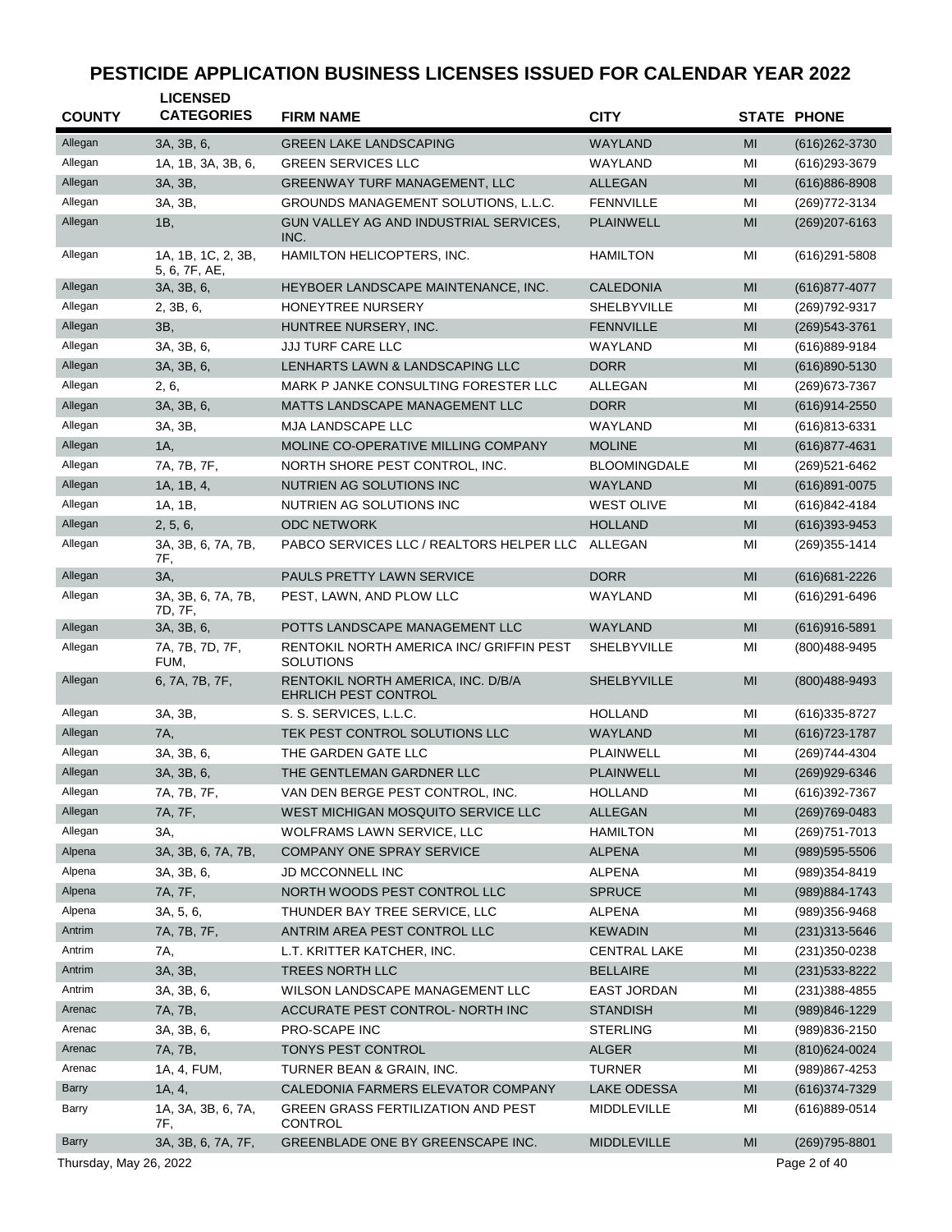# PESTICIDE APPLICATION BUSINESS LICENSES ISSUED FOR CALENDAR YEAR 2022

| COUNTY | LICENSED CATEGORIES | FIRM NAME | CITY | STATE | PHONE |
|---|---|---|---|---|---|
| Allegan | 3A, 3B, 6, | GREEN LAKE LANDSCAPING | WAYLAND | MI | (616)262-3730 |
| Allegan | 1A, 1B, 3A, 3B, 6, | GREEN SERVICES LLC | WAYLAND | MI | (616)293-3679 |
| Allegan | 3A, 3B, | GREENWAY TURF MANAGEMENT, LLC | ALLEGAN | MI | (616)886-8908 |
| Allegan | 3A, 3B, | GROUNDS MANAGEMENT SOLUTIONS, L.L.C. | FENNVILLE | MI | (269)772-3134 |
| Allegan | 1B, | GUN VALLEY AG AND INDUSTRIAL SERVICES, INC. | PLAINWELL | MI | (269)207-6163 |
| Allegan | 1A, 1B, 1C, 2, 3B, 5, 6, 7F, AE, | HAMILTON HELICOPTERS, INC. | HAMILTON | MI | (616)291-5808 |
| Allegan | 3A, 3B, 6, | HEYBOER LANDSCAPE MAINTENANCE, INC. | CALEDONIA | MI | (616)877-4077 |
| Allegan | 2, 3B, 6, | HONEYTREE NURSERY | SHELBYVILLE | MI | (269)792-9317 |
| Allegan | 3B, | HUNTREE NURSERY, INC. | FENNVILLE | MI | (269)543-3761 |
| Allegan | 3A, 3B, 6, | JJJ TURF CARE LLC | WAYLAND | MI | (616)889-9184 |
| Allegan | 3A, 3B, 6, | LENHARTS LAWN & LANDSCAPING LLC | DORR | MI | (616)890-5130 |
| Allegan | 2, 6, | MARK P JANKE CONSULTING FORESTER LLC | ALLEGAN | MI | (269)673-7367 |
| Allegan | 3A, 3B, 6, | MATTS LANDSCAPE MANAGEMENT LLC | DORR | MI | (616)914-2550 |
| Allegan | 3A, 3B, | MJA LANDSCAPE LLC | WAYLAND | MI | (616)813-6331 |
| Allegan | 1A, | MOLINE CO-OPERATIVE MILLING COMPANY | MOLINE | MI | (616)877-4631 |
| Allegan | 7A, 7B, 7F, | NORTH SHORE PEST CONTROL, INC. | BLOOMINGDALE | MI | (269)521-6462 |
| Allegan | 1A, 1B, 4, | NUTRIEN AG SOLUTIONS INC | WAYLAND | MI | (616)891-0075 |
| Allegan | 1A, 1B, | NUTRIEN AG SOLUTIONS INC | WEST OLIVE | MI | (616)842-4184 |
| Allegan | 2, 5, 6, | ODC NETWORK | HOLLAND | MI | (616)393-9453 |
| Allegan | 3A, 3B, 6, 7A, 7B, 7F, | PABCO SERVICES LLC / REALTORS HELPER LLC | ALLEGAN | MI | (269)355-1414 |
| Allegan | 3A, | PAULS PRETTY LAWN SERVICE | DORR | MI | (616)681-2226 |
| Allegan | 3A, 3B, 6, 7A, 7B, 7D, 7F, | PEST, LAWN, AND PLOW LLC | WAYLAND | MI | (616)291-6496 |
| Allegan | 3A, 3B, 6, | POTTS LANDSCAPE MANAGEMENT LLC | WAYLAND | MI | (616)916-5891 |
| Allegan | 7A, 7B, 7D, 7F, FUM, | RENTOKIL NORTH AMERICA INC/ GRIFFIN PEST SOLUTIONS | SHELBYVILLE | MI | (800)488-9495 |
| Allegan | 6, 7A, 7B, 7F, | RENTOKIL NORTH AMERICA, INC. D/B/A EHRLICH PEST CONTROL | SHELBYVILLE | MI | (800)488-9493 |
| Allegan | 3A, 3B, | S. S. SERVICES, L.L.C. | HOLLAND | MI | (616)335-8727 |
| Allegan | 7A, | TEK PEST CONTROL SOLUTIONS LLC | WAYLAND | MI | (616)723-1787 |
| Allegan | 3A, 3B, 6, | THE GARDEN GATE LLC | PLAINWELL | MI | (269)744-4304 |
| Allegan | 3A, 3B, 6, | THE GENTLEMAN GARDNER LLC | PLAINWELL | MI | (269)929-6346 |
| Allegan | 7A, 7B, 7F, | VAN DEN BERGE PEST CONTROL, INC. | HOLLAND | MI | (616)392-7367 |
| Allegan | 7A, 7F, | WEST MICHIGAN MOSQUITO SERVICE LLC | ALLEGAN | MI | (269)769-0483 |
| Allegan | 3A, | WOLFRAMS LAWN SERVICE, LLC | HAMILTON | MI | (269)751-7013 |
| Alpena | 3A, 3B, 6, 7A, 7B, | COMPANY ONE SPRAY SERVICE | ALPENA | MI | (989)595-5506 |
| Alpena | 3A, 3B, 6, | JD MCCONNELL INC | ALPENA | MI | (989)354-8419 |
| Alpena | 7A, 7F, | NORTH WOODS PEST CONTROL LLC | SPRUCE | MI | (989)884-1743 |
| Alpena | 3A, 5, 6, | THUNDER BAY TREE SERVICE, LLC | ALPENA | MI | (989)356-9468 |
| Antrim | 7A, 7B, 7F, | ANTRIM AREA PEST CONTROL LLC | KEWADIN | MI | (231)313-5646 |
| Antrim | 7A, | L.T. KRITTER KATCHER, INC. | CENTRAL LAKE | MI | (231)350-0238 |
| Antrim | 3A, 3B, | TREES NORTH LLC | BELLAIRE | MI | (231)533-8222 |
| Antrim | 3A, 3B, 6, | WILSON LANDSCAPE MANAGEMENT LLC | EAST JORDAN | MI | (231)388-4855 |
| Arenac | 7A, 7B, | ACCURATE PEST CONTROL- NORTH INC | STANDISH | MI | (989)846-1229 |
| Arenac | 3A, 3B, 6, | PRO-SCAPE INC | STERLING | MI | (989)836-2150 |
| Arenac | 7A, 7B, | TONYS PEST CONTROL | ALGER | MI | (810)624-0024 |
| Arenac | 1A, 4, FUM, | TURNER BEAN & GRAIN, INC. | TURNER | MI | (989)867-4253 |
| Barry | 1A, 4, | CALEDONIA FARMERS ELEVATOR COMPANY | LAKE ODESSA | MI | (616)374-7329 |
| Barry | 1A, 3A, 3B, 6, 7A, 7F, | GREEN GRASS FERTILIZATION AND PEST CONTROL | MIDDLEVILLE | MI | (616)889-0514 |
| Barry | 3A, 3B, 6, 7A, 7F, | GREENBLADE ONE BY GREENSCAPE INC. | MIDDLEVILLE | MI | (269)795-8801 |

Thursday, May 26, 2022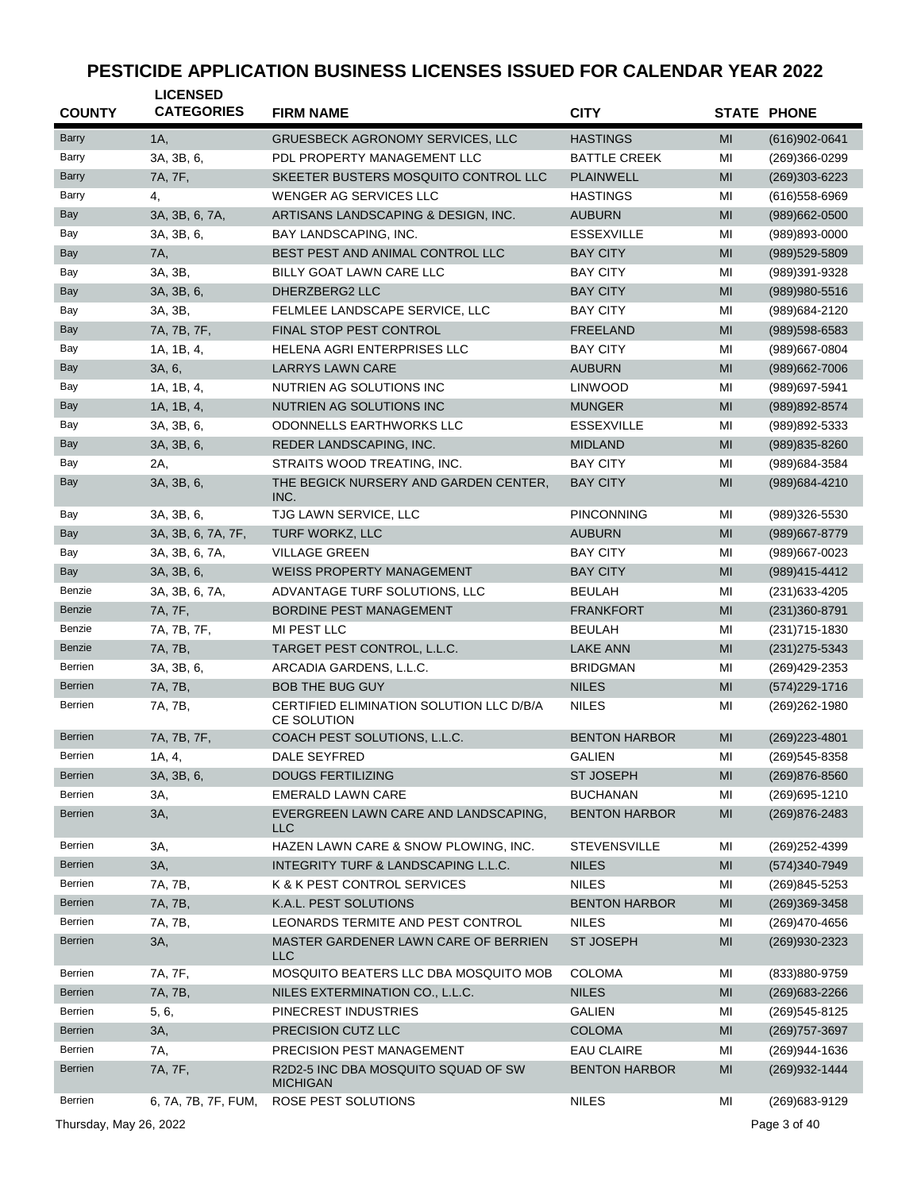# PESTICIDE APPLICATION BUSINESS LICENSES ISSUED FOR CALENDAR YEAR 2022

| COUNTY | LICENSED CATEGORIES | FIRM NAME | CITY | STATE | PHONE |
|---|---|---|---|---|---|
| Barry | 1A, | GRUESBECK AGRONOMY SERVICES, LLC | HASTINGS | MI | (616)902-0641 |
| Barry | 3A, 3B, 6, | PDL PROPERTY MANAGEMENT LLC | BATTLE CREEK | MI | (269)366-0299 |
| Barry | 7A, 7F, | SKEETER BUSTERS MOSQUITO CONTROL LLC | PLAINWELL | MI | (269)303-6223 |
| Barry | 4, | WENGER AG SERVICES LLC | HASTINGS | MI | (616)558-6969 |
| Bay | 3A, 3B, 6, 7A, | ARTISANS LANDSCAPING & DESIGN, INC. | AUBURN | MI | (989)662-0500 |
| Bay | 3A, 3B, 6, | BAY LANDSCAPING, INC. | ESSEXVILLE | MI | (989)893-0000 |
| Bay | 7A, | BEST PEST AND ANIMAL CONTROL LLC | BAY CITY | MI | (989)529-5809 |
| Bay | 3A, 3B, | BILLY GOAT LAWN CARE LLC | BAY CITY | MI | (989)391-9328 |
| Bay | 3A, 3B, 6, | DHERZBERG2 LLC | BAY CITY | MI | (989)980-5516 |
| Bay | 3A, 3B, | FELMLEE LANDSCAPE SERVICE, LLC | BAY CITY | MI | (989)684-2120 |
| Bay | 7A, 7B, 7F, | FINAL STOP PEST CONTROL | FREELAND | MI | (989)598-6583 |
| Bay | 1A, 1B, 4, | HELENA AGRI ENTERPRISES LLC | BAY CITY | MI | (989)667-0804 |
| Bay | 3A, 6, | LARRYS LAWN CARE | AUBURN | MI | (989)662-7006 |
| Bay | 1A, 1B, 4, | NUTRIEN AG SOLUTIONS INC | LINWOOD | MI | (989)697-5941 |
| Bay | 1A, 1B, 4, | NUTRIEN AG SOLUTIONS INC | MUNGER | MI | (989)892-8574 |
| Bay | 3A, 3B, 6, | ODONNELLS EARTHWORKS LLC | ESSEXVILLE | MI | (989)892-5333 |
| Bay | 3A, 3B, 6, | REDER LANDSCAPING, INC. | MIDLAND | MI | (989)835-8260 |
| Bay | 2A, | STRAITS WOOD TREATING, INC. | BAY CITY | MI | (989)684-3584 |
| Bay | 3A, 3B, 6, | THE BEGICK NURSERY AND GARDEN CENTER, INC. | BAY CITY | MI | (989)684-4210 |
| Bay | 3A, 3B, 6, | TJG LAWN SERVICE, LLC | PINCONNING | MI | (989)326-5530 |
| Bay | 3A, 3B, 6, 7A, 7F, | TURF WORKZ, LLC | AUBURN | MI | (989)667-8779 |
| Bay | 3A, 3B, 6, 7A, | VILLAGE GREEN | BAY CITY | MI | (989)667-0023 |
| Bay | 3A, 3B, 6, | WEISS PROPERTY MANAGEMENT | BAY CITY | MI | (989)415-4412 |
| Benzie | 3A, 3B, 6, 7A, | ADVANTAGE TURF SOLUTIONS, LLC | BEULAH | MI | (231)633-4205 |
| Benzie | 7A, 7F, | BORDINE PEST MANAGEMENT | FRANKFORT | MI | (231)360-8791 |
| Benzie | 7A, 7B, 7F, | MI PEST LLC | BEULAH | MI | (231)715-1830 |
| Benzie | 7A, 7B, | TARGET PEST CONTROL, L.L.C. | LAKE ANN | MI | (231)275-5343 |
| Berrien | 3A, 3B, 6, | ARCADIA GARDENS, L.L.C. | BRIDGMAN | MI | (269)429-2353 |
| Berrien | 7A, 7B, | BOB THE BUG GUY | NILES | MI | (574)229-1716 |
| Berrien | 7A, 7B, | CERTIFIED ELIMINATION SOLUTION LLC D/B/A CE SOLUTION | NILES | MI | (269)262-1980 |
| Berrien | 7A, 7B, 7F, | COACH PEST SOLUTIONS, L.L.C. | BENTON HARBOR | MI | (269)223-4801 |
| Berrien | 1A, 4, | DALE SEYFRED | GALIEN | MI | (269)545-8358 |
| Berrien | 3A, 3B, 6, | DOUGS FERTILIZING | ST JOSEPH | MI | (269)876-8560 |
| Berrien | 3A, | EMERALD LAWN CARE | BUCHANAN | MI | (269)695-1210 |
| Berrien | 3A, | EVERGREEN LAWN CARE AND LANDSCAPING, LLC | BENTON HARBOR | MI | (269)876-2483 |
| Berrien | 3A, | HAZEN LAWN CARE & SNOW PLOWING, INC. | STEVENSVILLE | MI | (269)252-4399 |
| Berrien | 3A, | INTEGRITY TURF & LANDSCAPING L.L.C. | NILES | MI | (574)340-7949 |
| Berrien | 7A, 7B, | K & K PEST CONTROL SERVICES | NILES | MI | (269)845-5253 |
| Berrien | 7A, 7B, | K.A.L. PEST SOLUTIONS | BENTON HARBOR | MI | (269)369-3458 |
| Berrien | 7A, 7B, | LEONARDS TERMITE AND PEST CONTROL | NILES | MI | (269)470-4656 |
| Berrien | 3A, | MASTER GARDENER LAWN CARE OF BERRIEN LLC | ST JOSEPH | MI | (269)930-2323 |
| Berrien | 7A, 7F, | MOSQUITO BEATERS LLC DBA MOSQUITO MOB | COLOMA | MI | (833)880-9759 |
| Berrien | 7A, 7B, | NILES EXTERMINATION CO., L.L.C. | NILES | MI | (269)683-2266 |
| Berrien | 5, 6, | PINECREST INDUSTRIES | GALIEN | MI | (269)545-8125 |
| Berrien | 3A, | PRECISION CUTZ LLC | COLOMA | MI | (269)757-3697 |
| Berrien | 7A, | PRECISION PEST MANAGEMENT | EAU CLAIRE | MI | (269)944-1636 |
| Berrien | 7A, 7F, | R2D2-5 INC DBA MOSQUITO SQUAD OF SW MICHIGAN | BENTON HARBOR | MI | (269)932-1444 |
| Berrien | 6, 7A, 7B, 7F, FUM, | ROSE PEST SOLUTIONS | NILES | MI | (269)683-9129 |

Thursday, May 26, 2022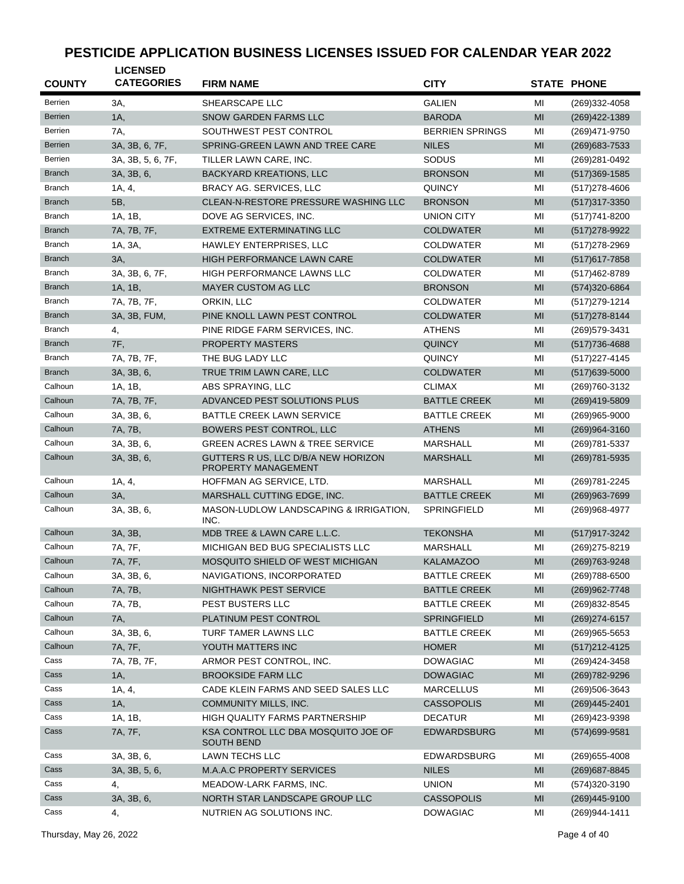# PESTICIDE APPLICATION BUSINESS LICENSES ISSUED FOR CALENDAR YEAR 2022

| COUNTY | LICENSED CATEGORIES | FIRM NAME | CITY | STATE | PHONE |
|---|---|---|---|---|---|
| Berrien | 3A, | SHEARSCAPE LLC | GALIEN | MI | (269)332-4058 |
| Berrien | 1A, | SNOW GARDEN FARMS LLC | BARODA | MI | (269)422-1389 |
| Berrien | 7A, | SOUTHWEST PEST CONTROL | BERRIEN SPRINGS | MI | (269)471-9750 |
| Berrien | 3A, 3B, 6, 7F, | SPRING-GREEN LAWN AND TREE CARE | NILES | MI | (269)683-7533 |
| Berrien | 3A, 3B, 5, 6, 7F, | TILLER LAWN CARE, INC. | SODUS | MI | (269)281-0492 |
| Branch | 3A, 3B, 6, | BACKYARD KREATIONS, LLC | BRONSON | MI | (517)369-1585 |
| Branch | 1A, 4, | BRACY AG. SERVICES, LLC | QUINCY | MI | (517)278-4606 |
| Branch | 5B, | CLEAN-N-RESTORE PRESSURE WASHING LLC | BRONSON | MI | (517)317-3350 |
| Branch | 1A, 1B, | DOVE AG SERVICES, INC. | UNION CITY | MI | (517)741-8200 |
| Branch | 7A, 7B, 7F, | EXTREME EXTERMINATING LLC | COLDWATER | MI | (517)278-9922 |
| Branch | 1A, 3A, | HAWLEY ENTERPRISES, LLC | COLDWATER | MI | (517)278-2969 |
| Branch | 3A, | HIGH PERFORMANCE LAWN CARE | COLDWATER | MI | (517)617-7858 |
| Branch | 3A, 3B, 6, 7F, | HIGH PERFORMANCE LAWNS LLC | COLDWATER | MI | (517)462-8789 |
| Branch | 1A, 1B, | MAYER CUSTOM AG LLC | BRONSON | MI | (574)320-6864 |
| Branch | 7A, 7B, 7F, | ORKIN, LLC | COLDWATER | MI | (517)279-1214 |
| Branch | 3A, 3B, FUM, | PINE KNOLL LAWN PEST CONTROL | COLDWATER | MI | (517)278-8144 |
| Branch | 4, | PINE RIDGE FARM SERVICES, INC. | ATHENS | MI | (269)579-3431 |
| Branch | 7F, | PROPERTY MASTERS | QUINCY | MI | (517)736-4688 |
| Branch | 7A, 7B, 7F, | THE BUG LADY LLC | QUINCY | MI | (517)227-4145 |
| Branch | 3A, 3B, 6, | TRUE TRIM LAWN CARE, LLC | COLDWATER | MI | (517)639-5000 |
| Calhoun | 1A, 1B, | ABS SPRAYING, LLC | CLIMAX | MI | (269)760-3132 |
| Calhoun | 7A, 7B, 7F, | ADVANCED PEST SOLUTIONS PLUS | BATTLE CREEK | MI | (269)419-5809 |
| Calhoun | 3A, 3B, 6, | BATTLE CREEK LAWN SERVICE | BATTLE CREEK | MI | (269)965-9000 |
| Calhoun | 7A, 7B, | BOWERS PEST CONTROL, LLC | ATHENS | MI | (269)964-3160 |
| Calhoun | 3A, 3B, 6, | GREEN ACRES LAWN & TREE SERVICE | MARSHALL | MI | (269)781-5337 |
| Calhoun | 3A, 3B, 6, | GUTTERS R US, LLC D/B/A NEW HORIZON PROPERTY MANAGEMENT | MARSHALL | MI | (269)781-5935 |
| Calhoun | 1A, 4, | HOFFMAN AG SERVICE, LTD. | MARSHALL | MI | (269)781-2245 |
| Calhoun | 3A, | MARSHALL CUTTING EDGE, INC. | BATTLE CREEK | MI | (269)963-7699 |
| Calhoun | 3A, 3B, 6, | MASON-LUDLOW LANDSCAPING & IRRIGATION, INC. | SPRINGFIELD | MI | (269)968-4977 |
| Calhoun | 3A, 3B, | MDB TREE & LAWN CARE L.L.C. | TEKONSHA | MI | (517)917-3242 |
| Calhoun | 7A, 7F, | MICHIGAN BED BUG SPECIALISTS LLC | MARSHALL | MI | (269)275-8219 |
| Calhoun | 7A, 7F, | MOSQUITO SHIELD OF WEST MICHIGAN | KALAMAZOO | MI | (269)763-9248 |
| Calhoun | 3A, 3B, 6, | NAVIGATIONS, INCORPORATED | BATTLE CREEK | MI | (269)788-6500 |
| Calhoun | 7A, 7B, | NIGHTHAWK PEST SERVICE | BATTLE CREEK | MI | (269)962-7748 |
| Calhoun | 7A, 7B, | PEST BUSTERS LLC | BATTLE CREEK | MI | (269)832-8545 |
| Calhoun | 7A, | PLATINUM PEST CONTROL | SPRINGFIELD | MI | (269)274-6157 |
| Calhoun | 3A, 3B, 6, | TURF TAMER LAWNS LLC | BATTLE CREEK | MI | (269)965-5653 |
| Calhoun | 7A, 7F, | YOUTH MATTERS INC | HOMER | MI | (517)212-4125 |
| Cass | 7A, 7B, 7F, | ARMOR PEST CONTROL, INC. | DOWAGIAC | MI | (269)424-3458 |
| Cass | 1A, | BROOKSIDE FARM LLC | DOWAGIAC | MI | (269)782-9296 |
| Cass | 1A, 4, | CADE KLEIN FARMS AND SEED SALES LLC | MARCELLUS | MI | (269)506-3643 |
| Cass | 1A, | COMMUNITY MILLS, INC. | CASSOPOLIS | MI | (269)445-2401 |
| Cass | 1A, 1B, | HIGH QUALITY FARMS PARTNERSHIP | DECATUR | MI | (269)423-9398 |
| Cass | 7A, 7F, | KSA CONTROL LLC DBA MOSQUITO JOE OF SOUTH BEND | EDWARDSBURG | MI | (574)699-9581 |
| Cass | 3A, 3B, 6, | LAWN TECHS LLC | EDWARDSBURG | MI | (269)655-4008 |
| Cass | 3A, 3B, 5, 6, | M.A.A.C PROPERTY SERVICES | NILES | MI | (269)687-8845 |
| Cass | 4, | MEADOW-LARK FARMS, INC. | UNION | MI | (574)320-3190 |
| Cass | 3A, 3B, 6, | NORTH STAR LANDSCAPE GROUP LLC | CASSOPOLIS | MI | (269)445-9100 |
| Cass | 4, | NUTRIEN AG SOLUTIONS INC. | DOWAGIAC | MI | (269)944-1411 |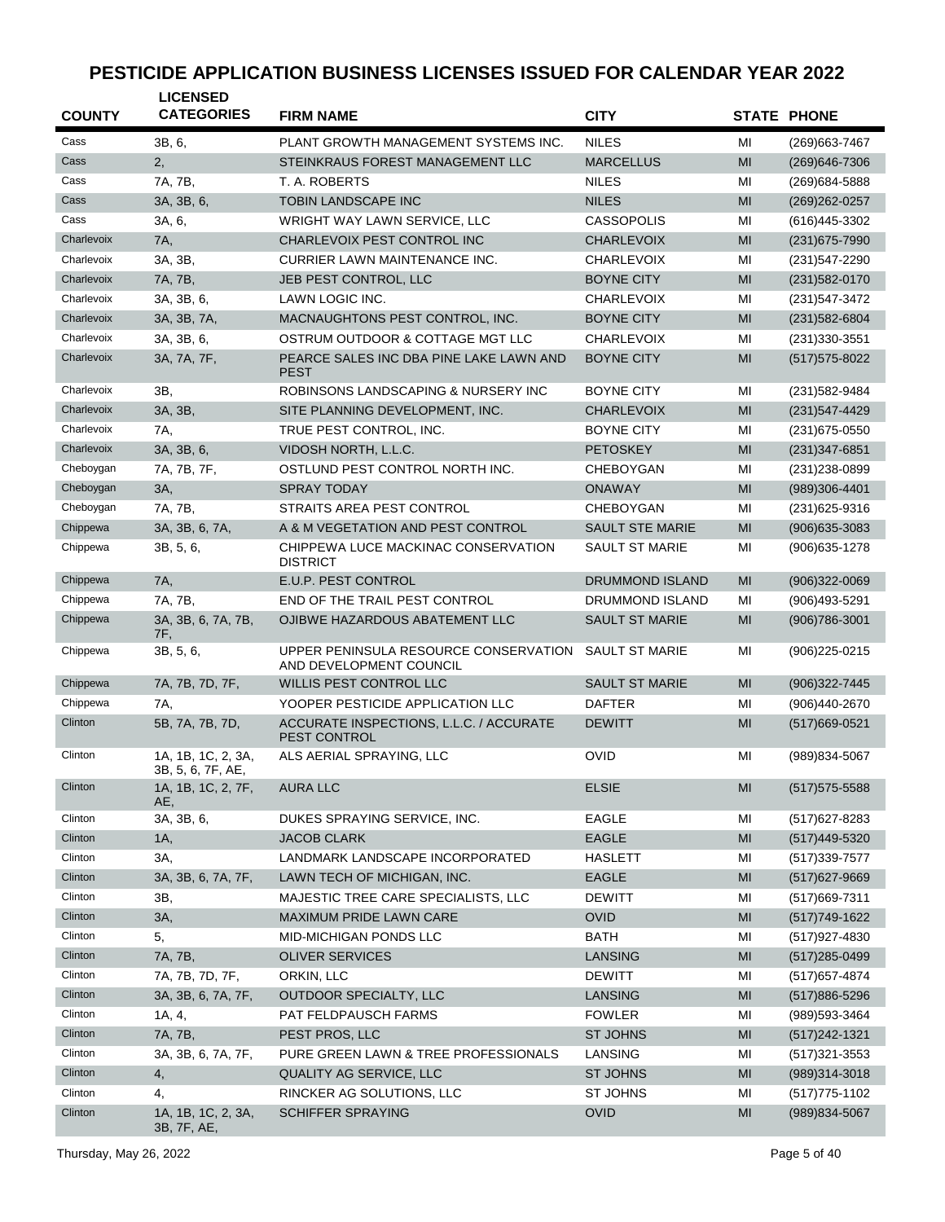# PESTICIDE APPLICATION BUSINESS LICENSES ISSUED FOR CALENDAR YEAR 2022

| COUNTY | LICENSED CATEGORIES | FIRM NAME | CITY | STATE | PHONE |
|---|---|---|---|---|---|
| Cass | 3B, 6, | PLANT GROWTH MANAGEMENT SYSTEMS INC. | NILES | MI | (269)663-7467 |
| Cass | 2, | STEINKRAUS FOREST MANAGEMENT LLC | MARCELLUS | MI | (269)646-7306 |
| Cass | 7A, 7B, | T. A. ROBERTS | NILES | MI | (269)684-5888 |
| Cass | 3A, 3B, 6, | TOBIN LANDSCAPE INC | NILES | MI | (269)262-0257 |
| Cass | 3A, 6, | WRIGHT WAY LAWN SERVICE, LLC | CASSOPOLIS | MI | (616)445-3302 |
| Charlevoix | 7A, | CHARLEVOIX PEST CONTROL INC | CHARLEVOIX | MI | (231)675-7990 |
| Charlevoix | 3A, 3B, | CURRIER LAWN MAINTENANCE INC. | CHARLEVOIX | MI | (231)547-2290 |
| Charlevoix | 7A, 7B, | JEB PEST CONTROL, LLC | BOYNE CITY | MI | (231)582-0170 |
| Charlevoix | 3A, 3B, 6, | LAWN LOGIC INC. | CHARLEVOIX | MI | (231)547-3472 |
| Charlevoix | 3A, 3B, 7A, | MACNAUGHTONS PEST CONTROL, INC. | BOYNE CITY | MI | (231)582-6804 |
| Charlevoix | 3A, 3B, 6, | OSTRUM OUTDOOR & COTTAGE MGT LLC | CHARLEVOIX | MI | (231)330-3551 |
| Charlevoix | 3A, 7A, 7F, | PEARCE SALES INC DBA PINE LAKE LAWN AND PEST | BOYNE CITY | MI | (517)575-8022 |
| Charlevoix | 3B, | ROBINSONS LANDSCAPING & NURSERY INC | BOYNE CITY | MI | (231)582-9484 |
| Charlevoix | 3A, 3B, | SITE PLANNING DEVELOPMENT, INC. | CHARLEVOIX | MI | (231)547-4429 |
| Charlevoix | 7A, | TRUE PEST CONTROL, INC. | BOYNE CITY | MI | (231)675-0550 |
| Charlevoix | 3A, 3B, 6, | VIDOSH NORTH, L.L.C. | PETOSKEY | MI | (231)347-6851 |
| Cheboygan | 7A, 7B, 7F, | OSTLUND PEST CONTROL NORTH INC. | CHEBOYGAN | MI | (231)238-0899 |
| Cheboygan | 3A, | SPRAY TODAY | ONAWAY | MI | (989)306-4401 |
| Cheboygan | 7A, 7B, | STRAITS AREA PEST CONTROL | CHEBOYGAN | MI | (231)625-9316 |
| Chippewa | 3A, 3B, 6, 7A, | A & M VEGETATION AND PEST CONTROL | SAULT STE MARIE | MI | (906)635-3083 |
| Chippewa | 3B, 5, 6, | CHIPPEWA LUCE MACKINAC CONSERVATION DISTRICT | SAULT ST MARIE | MI | (906)635-1278 |
| Chippewa | 7A, | E.U.P. PEST CONTROL | DRUMMOND ISLAND | MI | (906)322-0069 |
| Chippewa | 7A, 7B, | END OF THE TRAIL PEST CONTROL | DRUMMOND ISLAND | MI | (906)493-5291 |
| Chippewa | 3A, 3B, 6, 7A, 7B, 7F, | OJIBWE HAZARDOUS ABATEMENT LLC | SAULT ST MARIE | MI | (906)786-3001 |
| Chippewa | 3B, 5, 6, | UPPER PENINSULA RESOURCE CONSERVATION AND DEVELOPMENT COUNCIL | SAULT ST MARIE | MI | (906)225-0215 |
| Chippewa | 7A, 7B, 7D, 7F, | WILLIS PEST CONTROL LLC | SAULT ST MARIE | MI | (906)322-7445 |
| Chippewa | 7A, | YOOPER PESTICIDE APPLICATION LLC | DAFTER | MI | (906)440-2670 |
| Clinton | 5B, 7A, 7B, 7D, | ACCURATE INSPECTIONS, L.L.C. / ACCURATE PEST CONTROL | DEWITT | MI | (517)669-0521 |
| Clinton | 1A, 1B, 1C, 2, 3A, 3B, 5, 6, 7F, AE, | ALS AERIAL SPRAYING, LLC | OVID | MI | (989)834-5067 |
| Clinton | 1A, 1B, 1C, 2, 7F, AE, | AURA LLC | ELSIE | MI | (517)575-5588 |
| Clinton | 3A, 3B, 6, | DUKES SPRAYING SERVICE, INC. | EAGLE | MI | (517)627-8283 |
| Clinton | 1A, | JACOB CLARK | EAGLE | MI | (517)449-5320 |
| Clinton | 3A, | LANDMARK LANDSCAPE INCORPORATED | HASLETT | MI | (517)339-7577 |
| Clinton | 3A, 3B, 6, 7A, 7F, | LAWN TECH OF MICHIGAN, INC. | EAGLE | MI | (517)627-9669 |
| Clinton | 3B, | MAJESTIC TREE CARE SPECIALISTS, LLC | DEWITT | MI | (517)669-7311 |
| Clinton | 3A, | MAXIMUM PRIDE LAWN CARE | OVID | MI | (517)749-1622 |
| Clinton | 5, | MID-MICHIGAN PONDS LLC | BATH | MI | (517)927-4830 |
| Clinton | 7A, 7B, | OLIVER SERVICES | LANSING | MI | (517)285-0499 |
| Clinton | 7A, 7B, 7D, 7F, | ORKIN, LLC | DEWITT | MI | (517)657-4874 |
| Clinton | 3A, 3B, 6, 7A, 7F, | OUTDOOR SPECIALTY, LLC | LANSING | MI | (517)886-5296 |
| Clinton | 1A, 4, | PAT FELDPAUSCH FARMS | FOWLER | MI | (989)593-3464 |
| Clinton | 7A, 7B, | PEST PROS, LLC | ST JOHNS | MI | (517)242-1321 |
| Clinton | 3A, 3B, 6, 7A, 7F, | PURE GREEN LAWN & TREE PROFESSIONALS | LANSING | MI | (517)321-3553 |
| Clinton | 4, | QUALITY AG SERVICE, LLC | ST JOHNS | MI | (989)314-3018 |
| Clinton | 4, | RINCKER AG SOLUTIONS, LLC | ST JOHNS | MI | (517)775-1102 |
| Clinton | 1A, 1B, 1C, 2, 3A, 3B, 7F, AE, | SCHIFFER SPRAYING | OVID | MI | (989)834-5067 |

Thursday, May 26, 2022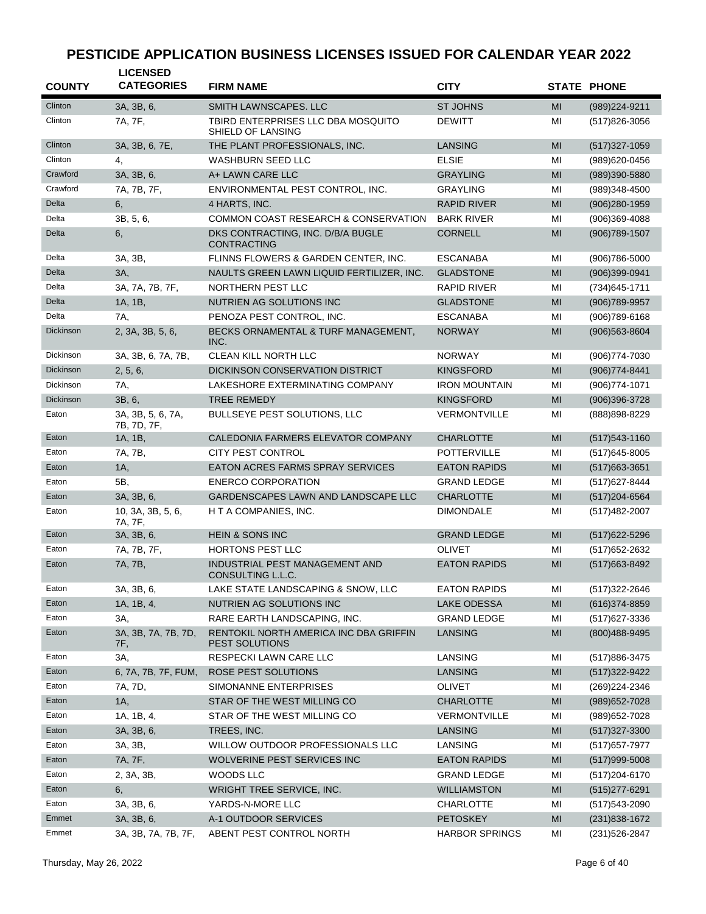# PESTICIDE APPLICATION BUSINESS LICENSES ISSUED FOR CALENDAR YEAR 2022

| COUNTY | LICENSED CATEGORIES | FIRM NAME | CITY | STATE | PHONE |
|---|---|---|---|---|---|
| Clinton | 3A, 3B, 6, | SMITH LAWNSCAPES. LLC | ST JOHNS | MI | (989)224-9211 |
| Clinton | 7A, 7F, | TBIRD ENTERPRISES LLC DBA MOSQUITO SHIELD OF LANSING | DEWITT | MI | (517)826-3056 |
| Clinton | 3A, 3B, 6, 7E, | THE PLANT PROFESSIONALS, INC. | LANSING | MI | (517)327-1059 |
| Clinton | 4, | WASHBURN SEED LLC | ELSIE | MI | (989)620-0456 |
| Crawford | 3A, 3B, 6, | A+ LAWN CARE LLC | GRAYLING | MI | (989)390-5880 |
| Crawford | 7A, 7B, 7F, | ENVIRONMENTAL PEST CONTROL, INC. | GRAYLING | MI | (989)348-4500 |
| Delta | 6, | 4 HARTS, INC. | RAPID RIVER | MI | (906)280-1959 |
| Delta | 3B, 5, 6, | COMMON COAST RESEARCH & CONSERVATION | BARK RIVER | MI | (906)369-4088 |
| Delta | 6, | DKS CONTRACTING, INC. D/B/A BUGLE CONTRACTING | CORNELL | MI | (906)789-1507 |
| Delta | 3A, 3B, | FLINNS FLOWERS & GARDEN CENTER, INC. | ESCANABA | MI | (906)786-5000 |
| Delta | 3A, | NAULTS GREEN LAWN LIQUID FERTILIZER, INC. | GLADSTONE | MI | (906)399-0941 |
| Delta | 3A, 7A, 7B, 7F, | NORTHERN PEST LLC | RAPID RIVER | MI | (734)645-1711 |
| Delta | 1A, 1B, | NUTRIEN AG SOLUTIONS INC | GLADSTONE | MI | (906)789-9957 |
| Delta | 7A, | PENOZA PEST CONTROL, INC. | ESCANABA | MI | (906)789-6168 |
| Dickinson | 2, 3A, 3B, 5, 6, | BECKS ORNAMENTAL & TURF MANAGEMENT, INC. | NORWAY | MI | (906)563-8604 |
| Dickinson | 3A, 3B, 6, 7A, 7B, | CLEAN KILL NORTH LLC | NORWAY | MI | (906)774-7030 |
| Dickinson | 2, 5, 6, | DICKINSON CONSERVATION DISTRICT | KINGSFORD | MI | (906)774-8441 |
| Dickinson | 7A, | LAKESHORE EXTERMINATING COMPANY | IRON MOUNTAIN | MI | (906)774-1071 |
| Dickinson | 3B, 6, | TREE REMEDY | KINGSFORD | MI | (906)396-3728 |
| Eaton | 3A, 3B, 5, 6, 7A, 7B, 7D, 7F, | BULLSEYE PEST SOLUTIONS, LLC | VERMONTVILLE | MI | (888)898-8229 |
| Eaton | 1A, 1B, | CALEDONIA FARMERS ELEVATOR COMPANY | CHARLOTTE | MI | (517)543-1160 |
| Eaton | 7A, 7B, | CITY PEST CONTROL | POTTERVILLE | MI | (517)645-8005 |
| Eaton | 1A, | EATON ACRES FARMS SPRAY SERVICES | EATON RAPIDS | MI | (517)663-3651 |
| Eaton | 5B, | ENERCO CORPORATION | GRAND LEDGE | MI | (517)627-8444 |
| Eaton | 3A, 3B, 6, | GARDENSCAPES LAWN AND LANDSCAPE LLC | CHARLOTTE | MI | (517)204-6564 |
| Eaton | 10, 3A, 3B, 5, 6, 7A, 7F, | H T A COMPANIES, INC. | DIMONDALE | MI | (517)482-2007 |
| Eaton | 3A, 3B, 6, | HEIN & SONS INC | GRAND LEDGE | MI | (517)622-5296 |
| Eaton | 7A, 7B, 7F, | HORTONS PEST LLC | OLIVET | MI | (517)652-2632 |
| Eaton | 7A, 7B, | INDUSTRIAL PEST MANAGEMENT AND CONSULTING L.L.C. | EATON RAPIDS | MI | (517)663-8492 |
| Eaton | 3A, 3B, 6, | LAKE STATE LANDSCAPING & SNOW, LLC | EATON RAPIDS | MI | (517)322-2646 |
| Eaton | 1A, 1B, 4, | NUTRIEN AG SOLUTIONS INC | LAKE ODESSA | MI | (616)374-8859 |
| Eaton | 3A, | RARE EARTH LANDSCAPING, INC. | GRAND LEDGE | MI | (517)627-3336 |
| Eaton | 3A, 3B, 7A, 7B, 7D, 7F, | RENTOKIL NORTH AMERICA INC DBA GRIFFIN PEST SOLUTIONS | LANSING | MI | (800)488-9495 |
| Eaton | 3A, | RESPECKI LAWN CARE LLC | LANSING | MI | (517)886-3475 |
| Eaton | 6, 7A, 7B, 7F, FUM, | ROSE PEST SOLUTIONS | LANSING | MI | (517)322-9422 |
| Eaton | 7A, 7D, | SIMONANNE ENTERPRISES | OLIVET | MI | (269)224-2346 |
| Eaton | 1A, | STAR OF THE WEST MILLING CO | CHARLOTTE | MI | (989)652-7028 |
| Eaton | 1A, 1B, 4, | STAR OF THE WEST MILLING CO | VERMONTVILLE | MI | (989)652-7028 |
| Eaton | 3A, 3B, 6, | TREES, INC. | LANSING | MI | (517)327-3300 |
| Eaton | 3A, 3B, | WILLOW OUTDOOR PROFESSIONALS LLC | LANSING | MI | (517)657-7977 |
| Eaton | 7A, 7F, | WOLVERINE PEST SERVICES INC | EATON RAPIDS | MI | (517)999-5008 |
| Eaton | 2, 3A, 3B, | WOODS LLC | GRAND LEDGE | MI | (517)204-6170 |
| Eaton | 6, | WRIGHT TREE SERVICE, INC. | WILLIAMSTON | MI | (515)277-6291 |
| Eaton | 3A, 3B, 6, | YARDS-N-MORE LLC | CHARLOTTE | MI | (517)543-2090 |
| Emmet | 3A, 3B, 6, | A-1 OUTDOOR SERVICES | PETOSKEY | MI | (231)838-1672 |
| Emmet | 3A, 3B, 7A, 7B, 7F, | ABENT PEST CONTROL NORTH | HARBOR SPRINGS | MI | (231)526-2847 |

Thursday, May 26, 2022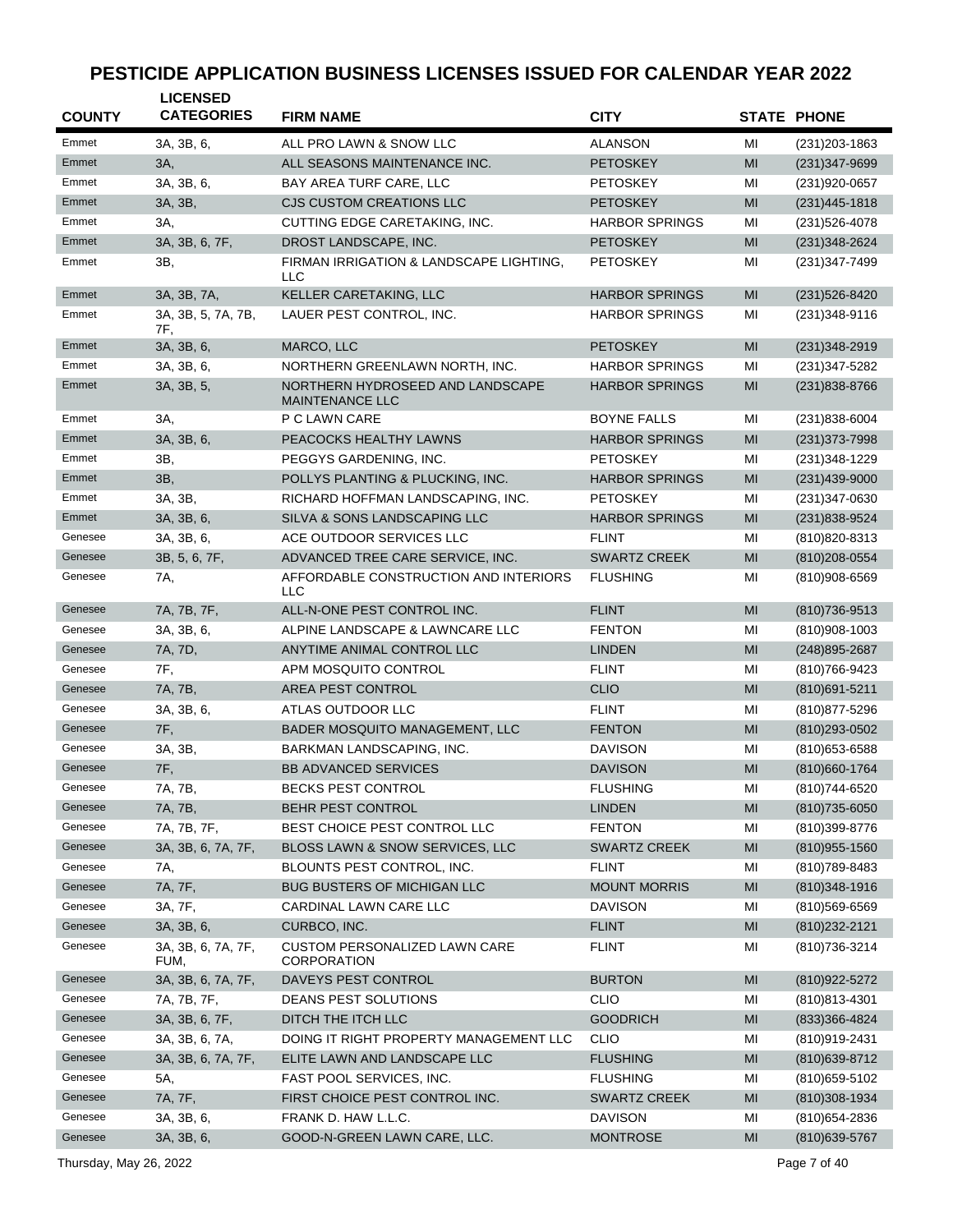# PESTICIDE APPLICATION BUSINESS LICENSES ISSUED FOR CALENDAR YEAR 2022

| COUNTY | LICENSED CATEGORIES | FIRM NAME | CITY | STATE | PHONE |
|---|---|---|---|---|---|
| Emmet | 3A, 3B, 6, | ALL PRO LAWN & SNOW LLC | ALANSON | MI | (231)203-1863 |
| Emmet | 3A, | ALL SEASONS MAINTENANCE INC. | PETOSKEY | MI | (231)347-9699 |
| Emmet | 3A, 3B, 6, | BAY AREA TURF CARE, LLC | PETOSKEY | MI | (231)920-0657 |
| Emmet | 3A, 3B, | CJS CUSTOM CREATIONS LLC | PETOSKEY | MI | (231)445-1818 |
| Emmet | 3A, | CUTTING EDGE CARETAKING, INC. | HARBOR SPRINGS | MI | (231)526-4078 |
| Emmet | 3A, 3B, 6, 7F, | DROST LANDSCAPE, INC. | PETOSKEY | MI | (231)348-2624 |
| Emmet | 3B, | FIRMAN IRRIGATION & LANDSCAPE LIGHTING, LLC | PETOSKEY | MI | (231)347-7499 |
| Emmet | 3A, 3B, 7A, | KELLER CARETAKING, LLC | HARBOR SPRINGS | MI | (231)526-8420 |
| Emmet | 3A, 3B, 5, 7A, 7B, 7F, | LAUER PEST CONTROL, INC. | HARBOR SPRINGS | MI | (231)348-9116 |
| Emmet | 3A, 3B, 6, | MARCO, LLC | PETOSKEY | MI | (231)348-2919 |
| Emmet | 3A, 3B, 6, | NORTHERN GREENLAWN NORTH, INC. | HARBOR SPRINGS | MI | (231)347-5282 |
| Emmet | 3A, 3B, 5, | NORTHERN HYDROSEED AND LANDSCAPE MAINTENANCE LLC | HARBOR SPRINGS | MI | (231)838-8766 |
| Emmet | 3A, | P C LAWN CARE | BOYNE FALLS | MI | (231)838-6004 |
| Emmet | 3A, 3B, 6, | PEACOCKS HEALTHY LAWNS | HARBOR SPRINGS | MI | (231)373-7998 |
| Emmet | 3B, | PEGGYS GARDENING, INC. | PETOSKEY | MI | (231)348-1229 |
| Emmet | 3B, | POLLYS PLANTING & PLUCKING, INC. | HARBOR SPRINGS | MI | (231)439-9000 |
| Emmet | 3A, 3B, | RICHARD HOFFMAN LANDSCAPING, INC. | PETOSKEY | MI | (231)347-0630 |
| Emmet | 3A, 3B, 6, | SILVA & SONS LANDSCAPING LLC | HARBOR SPRINGS | MI | (231)838-9524 |
| Genesee | 3A, 3B, 6, | ACE OUTDOOR SERVICES LLC | FLINT | MI | (810)820-8313 |
| Genesee | 3B, 5, 6, 7F, | ADVANCED TREE CARE SERVICE, INC. | SWARTZ CREEK | MI | (810)208-0554 |
| Genesee | 7A, | AFFORDABLE CONSTRUCTION AND INTERIORS LLC | FLUSHING | MI | (810)908-6569 |
| Genesee | 7A, 7B, 7F, | ALL-N-ONE PEST CONTROL INC. | FLINT | MI | (810)736-9513 |
| Genesee | 3A, 3B, 6, | ALPINE LANDSCAPE & LAWNCARE LLC | FENTON | MI | (810)908-1003 |
| Genesee | 7A, 7D, | ANYTIME ANIMAL CONTROL LLC | LINDEN | MI | (248)895-2687 |
| Genesee | 7F, | APM MOSQUITO CONTROL | FLINT | MI | (810)766-9423 |
| Genesee | 7A, 7B, | AREA PEST CONTROL | CLIO | MI | (810)691-5211 |
| Genesee | 3A, 3B, 6, | ATLAS OUTDOOR LLC | FLINT | MI | (810)877-5296 |
| Genesee | 7F, | BADER MOSQUITO MANAGEMENT, LLC | FENTON | MI | (810)293-0502 |
| Genesee | 3A, 3B, | BARKMAN LANDSCAPING, INC. | DAVISON | MI | (810)653-6588 |
| Genesee | 7F, | BB ADVANCED SERVICES | DAVISON | MI | (810)660-1764 |
| Genesee | 7A, 7B, | BECKS PEST CONTROL | FLUSHING | MI | (810)744-6520 |
| Genesee | 7A, 7B, | BEHR PEST CONTROL | LINDEN | MI | (810)735-6050 |
| Genesee | 7A, 7B, 7F, | BEST CHOICE PEST CONTROL LLC | FENTON | MI | (810)399-8776 |
| Genesee | 3A, 3B, 6, 7A, 7F, | BLOSS LAWN & SNOW SERVICES, LLC | SWARTZ CREEK | MI | (810)955-1560 |
| Genesee | 7A, | BLOUNTS PEST CONTROL, INC. | FLINT | MI | (810)789-8483 |
| Genesee | 7A, 7F, | BUG BUSTERS OF MICHIGAN LLC | MOUNT MORRIS | MI | (810)348-1916 |
| Genesee | 3A, 7F, | CARDINAL LAWN CARE LLC | DAVISON | MI | (810)569-6569 |
| Genesee | 3A, 3B, 6, | CURBCO, INC. | FLINT | MI | (810)232-2121 |
| Genesee | 3A, 3B, 6, 7A, 7F, FUM, | CUSTOM PERSONALIZED LAWN CARE CORPORATION | FLINT | MI | (810)736-3214 |
| Genesee | 3A, 3B, 6, 7A, 7F, | DAVEYS PEST CONTROL | BURTON | MI | (810)922-5272 |
| Genesee | 7A, 7B, 7F, | DEANS PEST SOLUTIONS | CLIO | MI | (810)813-4301 |
| Genesee | 3A, 3B, 6, 7F, | DITCH THE ITCH LLC | GOODRICH | MI | (833)366-4824 |
| Genesee | 3A, 3B, 6, 7A, | DOING IT RIGHT PROPERTY MANAGEMENT LLC | CLIO | MI | (810)919-2431 |
| Genesee | 3A, 3B, 6, 7A, 7F, | ELITE LAWN AND LANDSCAPE LLC | FLUSHING | MI | (810)639-8712 |
| Genesee | 5A, | FAST POOL SERVICES, INC. | FLUSHING | MI | (810)659-5102 |
| Genesee | 7A, 7F, | FIRST CHOICE PEST CONTROL INC. | SWARTZ CREEK | MI | (810)308-1934 |
| Genesee | 3A, 3B, 6, | FRANK D. HAW L.L.C. | DAVISON | MI | (810)654-2836 |
| Genesee | 3A, 3B, 6, | GOOD-N-GREEN LAWN CARE, LLC. | MONTROSE | MI | (810)639-5767 |

Thursday, May 26, 2022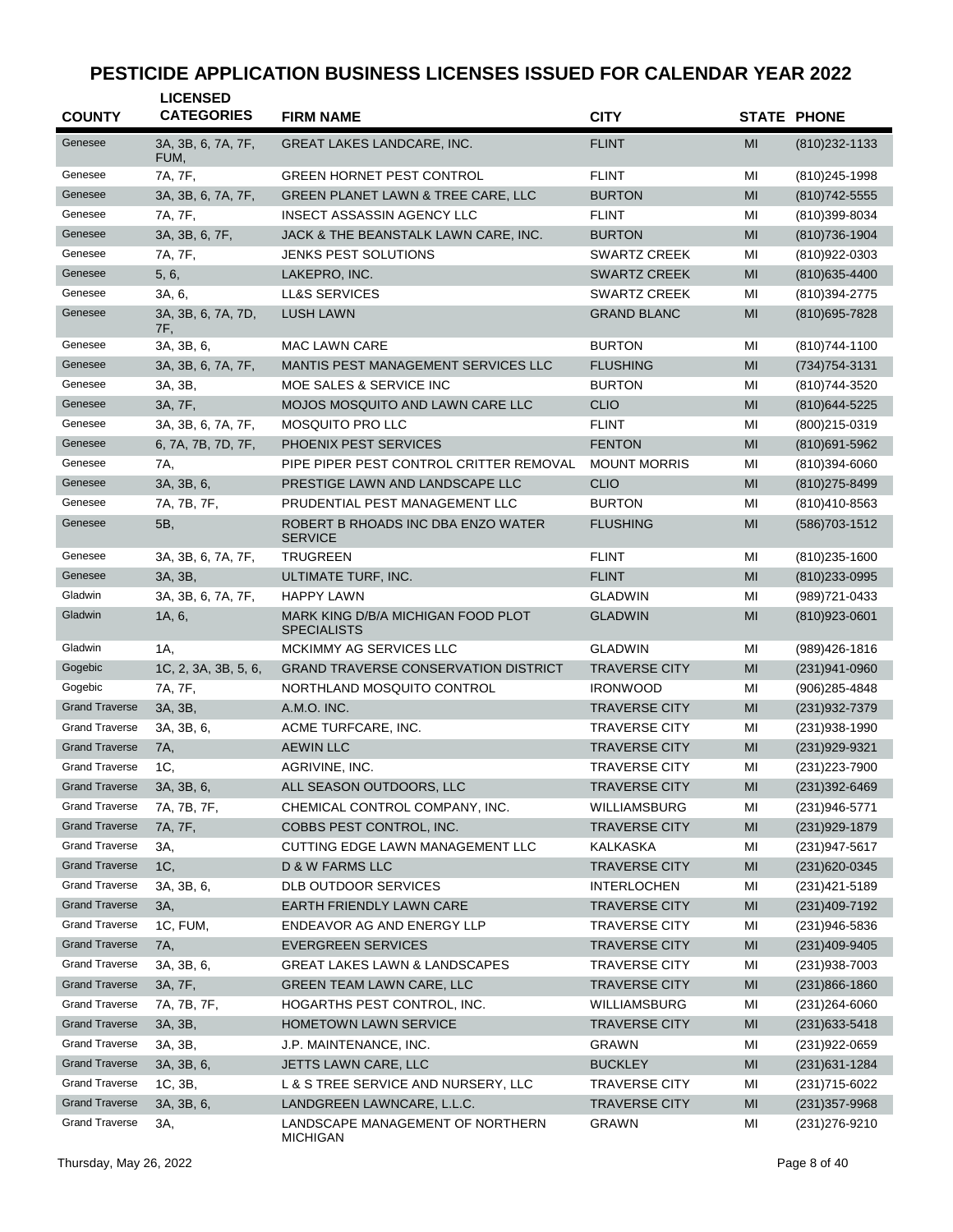# PESTICIDE APPLICATION BUSINESS LICENSES ISSUED FOR CALENDAR YEAR 2022

| COUNTY | LICENSED CATEGORIES | FIRM NAME | CITY | STATE | PHONE |
|---|---|---|---|---|---|
| Genesee | 3A, 3B, 6, 7A, 7F, FUM, | GREAT LAKES LANDCARE, INC. | FLINT | MI | (810)232-1133 |
| Genesee | 7A, 7F, | GREEN HORNET PEST CONTROL | FLINT | MI | (810)245-1998 |
| Genesee | 3A, 3B, 6, 7A, 7F, | GREEN PLANET LAWN & TREE CARE, LLC | BURTON | MI | (810)742-5555 |
| Genesee | 7A, 7F, | INSECT ASSASSIN AGENCY LLC | FLINT | MI | (810)399-8034 |
| Genesee | 3A, 3B, 6, 7F, | JACK & THE BEANSTALK LAWN CARE, INC. | BURTON | MI | (810)736-1904 |
| Genesee | 7A, 7F, | JENKS PEST SOLUTIONS | SWARTZ CREEK | MI | (810)922-0303 |
| Genesee | 5, 6, | LAKEPRO, INC. | SWARTZ CREEK | MI | (810)635-4400 |
| Genesee | 3A, 6, | LL&S SERVICES | SWARTZ CREEK | MI | (810)394-2775 |
| Genesee | 3A, 3B, 6, 7A, 7D, 7F, | LUSH LAWN | GRAND BLANC | MI | (810)695-7828 |
| Genesee | 3A, 3B, 6, | MAC LAWN CARE | BURTON | MI | (810)744-1100 |
| Genesee | 3A, 3B, 6, 7A, 7F, | MANTIS PEST MANAGEMENT SERVICES LLC | FLUSHING | MI | (734)754-3131 |
| Genesee | 3A, 3B, | MOE SALES & SERVICE INC | BURTON | MI | (810)744-3520 |
| Genesee | 3A, 7F, | MOJOS MOSQUITO AND LAWN CARE LLC | CLIO | MI | (810)644-5225 |
| Genesee | 3A, 3B, 6, 7A, 7F, | MOSQUITO PRO LLC | FLINT | MI | (800)215-0319 |
| Genesee | 6, 7A, 7B, 7D, 7F, | PHOENIX PEST SERVICES | FENTON | MI | (810)691-5962 |
| Genesee | 7A, | PIPE PIPER PEST CONTROL CRITTER REMOVAL | MOUNT MORRIS | MI | (810)394-6060 |
| Genesee | 3A, 3B, 6, | PRESTIGE LAWN AND LANDSCAPE LLC | CLIO | MI | (810)275-8499 |
| Genesee | 7A, 7B, 7F, | PRUDENTIAL PEST MANAGEMENT LLC | BURTON | MI | (810)410-8563 |
| Genesee | 5B, | ROBERT B RHOADS INC DBA ENZO WATER SERVICE | FLUSHING | MI | (586)703-1512 |
| Genesee | 3A, 3B, 6, 7A, 7F, | TRUGREEN | FLINT | MI | (810)235-1600 |
| Genesee | 3A, 3B, | ULTIMATE TURF, INC. | FLINT | MI | (810)233-0995 |
| Gladwin | 3A, 3B, 6, 7A, 7F, | HAPPY LAWN | GLADWIN | MI | (989)721-0433 |
| Gladwin | 1A, 6, | MARK KING D/B/A MICHIGAN FOOD PLOT SPECIALISTS | GLADWIN | MI | (810)923-0601 |
| Gladwin | 1A, | MCKIMMY AG SERVICES LLC | GLADWIN | MI | (989)426-1816 |
| Gogebic | 1C, 2, 3A, 3B, 5, 6, | GRAND TRAVERSE CONSERVATION DISTRICT | TRAVERSE CITY | MI | (231)941-0960 |
| Gogebic | 7A, 7F, | NORTHLAND MOSQUITO CONTROL | IRONWOOD | MI | (906)285-4848 |
| Grand Traverse | 3A, 3B, | A.M.O. INC. | TRAVERSE CITY | MI | (231)932-7379 |
| Grand Traverse | 3A, 3B, 6, | ACME TURFCARE, INC. | TRAVERSE CITY | MI | (231)938-1990 |
| Grand Traverse | 7A, | AEWIN LLC | TRAVERSE CITY | MI | (231)929-9321 |
| Grand Traverse | 1C, | AGRIVINE, INC. | TRAVERSE CITY | MI | (231)223-7900 |
| Grand Traverse | 3A, 3B, 6, | ALL SEASON OUTDOORS, LLC | TRAVERSE CITY | MI | (231)392-6469 |
| Grand Traverse | 7A, 7B, 7F, | CHEMICAL CONTROL COMPANY, INC. | WILLIAMSBURG | MI | (231)946-5771 |
| Grand Traverse | 7A, 7F, | COBBS PEST CONTROL, INC. | TRAVERSE CITY | MI | (231)929-1879 |
| Grand Traverse | 3A, | CUTTING EDGE LAWN MANAGEMENT LLC | KALKASKA | MI | (231)947-5617 |
| Grand Traverse | 1C, | D & W FARMS LLC | TRAVERSE CITY | MI | (231)620-0345 |
| Grand Traverse | 3A, 3B, 6, | DLB OUTDOOR SERVICES | INTERLOCHEN | MI | (231)421-5189 |
| Grand Traverse | 3A, | EARTH FRIENDLY LAWN CARE | TRAVERSE CITY | MI | (231)409-7192 |
| Grand Traverse | 1C, FUM, | ENDEAVOR AG AND ENERGY LLP | TRAVERSE CITY | MI | (231)946-5836 |
| Grand Traverse | 7A, | EVERGREEN SERVICES | TRAVERSE CITY | MI | (231)409-9405 |
| Grand Traverse | 3A, 3B, 6, | GREAT LAKES LAWN & LANDSCAPES | TRAVERSE CITY | MI | (231)938-7003 |
| Grand Traverse | 3A, 7F, | GREEN TEAM LAWN CARE, LLC | TRAVERSE CITY | MI | (231)866-1860 |
| Grand Traverse | 7A, 7B, 7F, | HOGARTHS PEST CONTROL, INC. | WILLIAMSBURG | MI | (231)264-6060 |
| Grand Traverse | 3A, 3B, | HOMETOWN LAWN SERVICE | TRAVERSE CITY | MI | (231)633-5418 |
| Grand Traverse | 3A, 3B, | J.P. MAINTENANCE, INC. | GRAWN | MI | (231)922-0659 |
| Grand Traverse | 3A, 3B, 6, | JETTS LAWN CARE, LLC | BUCKLEY | MI | (231)631-1284 |
| Grand Traverse | 1C, 3B, | L & S TREE SERVICE AND NURSERY, LLC | TRAVERSE CITY | MI | (231)715-6022 |
| Grand Traverse | 3A, 3B, 6, | LANDGREEN LAWNCARE, L.L.C. | TRAVERSE CITY | MI | (231)357-9968 |
| Grand Traverse | 3A, | LANDSCAPE MANAGEMENT OF NORTHERN MICHIGAN | GRAWN | MI | (231)276-9210 |

Thursday, May 26, 2022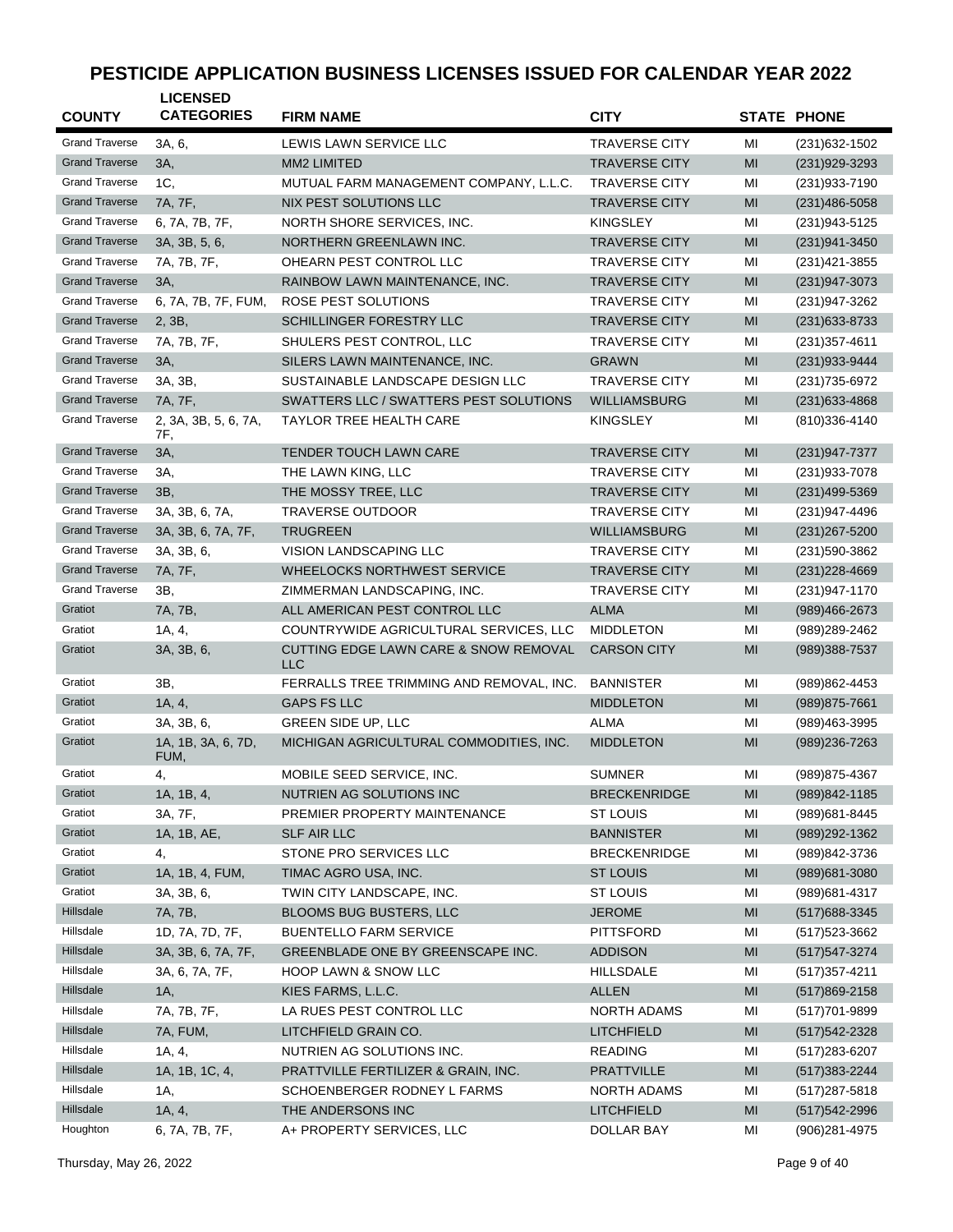# PESTICIDE APPLICATION BUSINESS LICENSES ISSUED FOR CALENDAR YEAR 2022

| COUNTY | LICENSED CATEGORIES | FIRM NAME | CITY | STATE | PHONE |
|---|---|---|---|---|---|
| Grand Traverse | 3A, 6, | LEWIS LAWN SERVICE LLC | TRAVERSE CITY | MI | (231)632-1502 |
| Grand Traverse | 3A, | MM2 LIMITED | TRAVERSE CITY | MI | (231)929-3293 |
| Grand Traverse | 1C, | MUTUAL FARM MANAGEMENT COMPANY, L.L.C. | TRAVERSE CITY | MI | (231)933-7190 |
| Grand Traverse | 7A, 7F, | NIX PEST SOLUTIONS LLC | TRAVERSE CITY | MI | (231)486-5058 |
| Grand Traverse | 6, 7A, 7B, 7F, | NORTH SHORE SERVICES, INC. | KINGSLEY | MI | (231)943-5125 |
| Grand Traverse | 3A, 3B, 5, 6, | NORTHERN GREENLAWN INC. | TRAVERSE CITY | MI | (231)941-3450 |
| Grand Traverse | 7A, 7B, 7F, | OHEARN PEST CONTROL LLC | TRAVERSE CITY | MI | (231)421-3855 |
| Grand Traverse | 3A, | RAINBOW LAWN MAINTENANCE, INC. | TRAVERSE CITY | MI | (231)947-3073 |
| Grand Traverse | 6, 7A, 7B, 7F, FUM, | ROSE PEST SOLUTIONS | TRAVERSE CITY | MI | (231)947-3262 |
| Grand Traverse | 2, 3B, | SCHILLINGER FORESTRY LLC | TRAVERSE CITY | MI | (231)633-8733 |
| Grand Traverse | 7A, 7B, 7F, | SHULERS PEST CONTROL, LLC | TRAVERSE CITY | MI | (231)357-4611 |
| Grand Traverse | 3A, | SILERS LAWN MAINTENANCE, INC. | GRAWN | MI | (231)933-9444 |
| Grand Traverse | 3A, 3B, | SUSTAINABLE LANDSCAPE DESIGN LLC | TRAVERSE CITY | MI | (231)735-6972 |
| Grand Traverse | 7A, 7F, | SWATTERS LLC / SWATTERS PEST SOLUTIONS | WILLIAMSBURG | MI | (231)633-4868 |
| Grand Traverse | 2, 3A, 3B, 5, 6, 7A, 7F, | TAYLOR TREE HEALTH CARE | KINGSLEY | MI | (810)336-4140 |
| Grand Traverse | 3A, | TENDER TOUCH LAWN CARE | TRAVERSE CITY | MI | (231)947-7377 |
| Grand Traverse | 3A, | THE LAWN KING, LLC | TRAVERSE CITY | MI | (231)933-7078 |
| Grand Traverse | 3B, | THE MOSSY TREE, LLC | TRAVERSE CITY | MI | (231)499-5369 |
| Grand Traverse | 3A, 3B, 6, 7A, | TRAVERSE OUTDOOR | TRAVERSE CITY | MI | (231)947-4496 |
| Grand Traverse | 3A, 3B, 6, 7A, 7F, | TRUGREEN | WILLIAMSBURG | MI | (231)267-5200 |
| Grand Traverse | 3A, 3B, 6, | VISION LANDSCAPING LLC | TRAVERSE CITY | MI | (231)590-3862 |
| Grand Traverse | 7A, 7F, | WHEELOCKS NORTHWEST SERVICE | TRAVERSE CITY | MI | (231)228-4669 |
| Grand Traverse | 3B, | ZIMMERMAN LANDSCAPING, INC. | TRAVERSE CITY | MI | (231)947-1170 |
| Gratiot | 7A, 7B, | ALL AMERICAN PEST CONTROL LLC | ALMA | MI | (989)466-2673 |
| Gratiot | 1A, 4, | COUNTRYWIDE AGRICULTURAL SERVICES, LLC | MIDDLETON | MI | (989)289-2462 |
| Gratiot | 3A, 3B, 6, | CUTTING EDGE LAWN CARE & SNOW REMOVAL LLC | CARSON CITY | MI | (989)388-7537 |
| Gratiot | 3B, | FERRALLS TREE TRIMMING AND REMOVAL, INC. | BANNISTER | MI | (989)862-4453 |
| Gratiot | 1A, 4, | GAPS FS LLC | MIDDLETON | MI | (989)875-7661 |
| Gratiot | 3A, 3B, 6, | GREEN SIDE UP, LLC | ALMA | MI | (989)463-3995 |
| Gratiot | 1A, 1B, 3A, 6, 7D, FUM, | MICHIGAN AGRICULTURAL COMMODITIES, INC. | MIDDLETON | MI | (989)236-7263 |
| Gratiot | 4, | MOBILE SEED SERVICE, INC. | SUMNER | MI | (989)875-4367 |
| Gratiot | 1A, 1B, 4, | NUTRIEN AG SOLUTIONS INC | BRECKENRIDGE | MI | (989)842-1185 |
| Gratiot | 3A, 7F, | PREMIER PROPERTY MAINTENANCE | ST LOUIS | MI | (989)681-8445 |
| Gratiot | 1A, 1B, AE, | SLF AIR LLC | BANNISTER | MI | (989)292-1362 |
| Gratiot | 4, | STONE PRO SERVICES LLC | BRECKENRIDGE | MI | (989)842-3736 |
| Gratiot | 1A, 1B, 4, FUM, | TIMAC AGRO USA, INC. | ST LOUIS | MI | (989)681-3080 |
| Gratiot | 3A, 3B, 6, | TWIN CITY LANDSCAPE, INC. | ST LOUIS | MI | (989)681-4317 |
| Hillsdale | 7A, 7B, | BLOOMS BUG BUSTERS, LLC | JEROME | MI | (517)688-3345 |
| Hillsdale | 1D, 7A, 7D, 7F, | BUENTELLO FARM SERVICE | PITTSFORD | MI | (517)523-3662 |
| Hillsdale | 3A, 3B, 6, 7A, 7F, | GREENBLADE ONE BY GREENSCAPE INC. | ADDISON | MI | (517)547-3274 |
| Hillsdale | 3A, 6, 7A, 7F, | HOOP LAWN & SNOW LLC | HILLSDALE | MI | (517)357-4211 |
| Hillsdale | 1A, | KIES FARMS, L.L.C. | ALLEN | MI | (517)869-2158 |
| Hillsdale | 7A, 7B, 7F, | LA RUES PEST CONTROL LLC | NORTH ADAMS | MI | (517)701-9899 |
| Hillsdale | 7A, FUM, | LITCHFIELD GRAIN CO. | LITCHFIELD | MI | (517)542-2328 |
| Hillsdale | 1A, 4, | NUTRIEN AG SOLUTIONS INC. | READING | MI | (517)283-6207 |
| Hillsdale | 1A, 1B, 1C, 4, | PRATTVILLE FERTILIZER & GRAIN, INC. | PRATTVILLE | MI | (517)383-2244 |
| Hillsdale | 1A, | SCHOENBERGER RODNEY L FARMS | NORTH ADAMS | MI | (517)287-5818 |
| Hillsdale | 1A, 4, | THE ANDERSONS INC | LITCHFIELD | MI | (517)542-2996 |
| Houghton | 6, 7A, 7B, 7F, | A+ PROPERTY SERVICES, LLC | DOLLAR BAY | MI | (906)281-4975 |

Thursday, May 26, 2022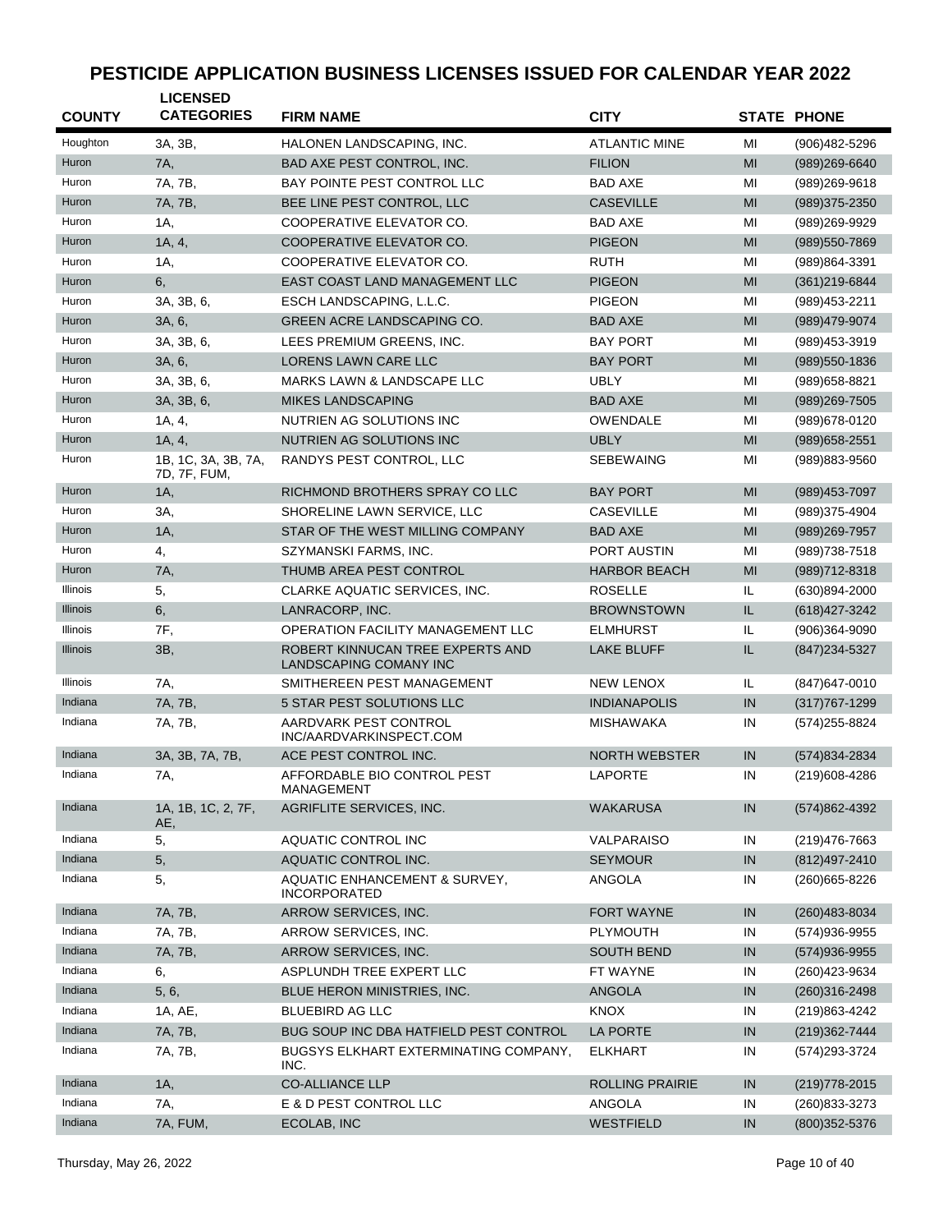# PESTICIDE APPLICATION BUSINESS LICENSES ISSUED FOR CALENDAR YEAR 2022

| COUNTY | LICENSED CATEGORIES | FIRM NAME | CITY | STATE | PHONE |
|---|---|---|---|---|---|
| Houghton | 3A, 3B, | HALONEN LANDSCAPING, INC. | ATLANTIC MINE | MI | (906)482-5296 |
| Huron | 7A, | BAD AXE PEST CONTROL, INC. | FILION | MI | (989)269-6640 |
| Huron | 7A, 7B, | BAY POINTE PEST CONTROL LLC | BAD AXE | MI | (989)269-9618 |
| Huron | 7A, 7B, | BEE LINE PEST CONTROL, LLC | CASEVILLE | MI | (989)375-2350 |
| Huron | 1A, | COOPERATIVE ELEVATOR CO. | BAD AXE | MI | (989)269-9929 |
| Huron | 1A, 4, | COOPERATIVE ELEVATOR CO. | PIGEON | MI | (989)550-7869 |
| Huron | 1A, | COOPERATIVE ELEVATOR CO. | RUTH | MI | (989)864-3391 |
| Huron | 6, | EAST COAST LAND MANAGEMENT LLC | PIGEON | MI | (361)219-6844 |
| Huron | 3A, 3B, 6, | ESCH LANDSCAPING, L.L.C. | PIGEON | MI | (989)453-2211 |
| Huron | 3A, 6, | GREEN ACRE LANDSCAPING CO. | BAD AXE | MI | (989)479-9074 |
| Huron | 3A, 3B, 6, | LEES PREMIUM GREENS, INC. | BAY PORT | MI | (989)453-3919 |
| Huron | 3A, 6, | LORENS LAWN CARE LLC | BAY PORT | MI | (989)550-1836 |
| Huron | 3A, 3B, 6, | MARKS LAWN & LANDSCAPE LLC | UBLY | MI | (989)658-8821 |
| Huron | 3A, 3B, 6, | MIKES LANDSCAPING | BAD AXE | MI | (989)269-7505 |
| Huron | 1A, 4, | NUTRIEN AG SOLUTIONS INC | OWENDALE | MI | (989)678-0120 |
| Huron | 1A, 4, | NUTRIEN AG SOLUTIONS INC | UBLY | MI | (989)658-2551 |
| Huron | 1B, 1C, 3A, 3B, 7A, 7D, 7F, FUM, | RANDYS PEST CONTROL, LLC | SEBEWAING | MI | (989)883-9560 |
| Huron | 1A, | RICHMOND BROTHERS SPRAY CO LLC | BAY PORT | MI | (989)453-7097 |
| Huron | 3A, | SHORELINE LAWN SERVICE, LLC | CASEVILLE | MI | (989)375-4904 |
| Huron | 1A, | STAR OF THE WEST MILLING COMPANY | BAD AXE | MI | (989)269-7957 |
| Huron | 4, | SZYMANSKI FARMS, INC. | PORT AUSTIN | MI | (989)738-7518 |
| Huron | 7A, | THUMB AREA PEST CONTROL | HARBOR BEACH | MI | (989)712-8318 |
| Illinois | 5, | CLARKE AQUATIC SERVICES, INC. | ROSELLE | IL | (630)894-2000 |
| Illinois | 6, | LANRACORP, INC. | BROWNSTOWN | IL | (618)427-3242 |
| Illinois | 7F, | OPERATION FACILITY MANAGEMENT LLC | ELMHURST | IL | (906)364-9090 |
| Illinois | 3B, | ROBERT KINNUCAN TREE EXPERTS AND LANDSCAPING COMANY INC | LAKE BLUFF | IL | (847)234-5327 |
| Illinois | 7A, | SMITHEREEN PEST MANAGEMENT | NEW LENOX | IL | (847)647-0010 |
| Indiana | 7A, 7B, | 5 STAR PEST SOLUTIONS LLC | INDIANAPOLIS | IN | (317)767-1299 |
| Indiana | 7A, 7B, | AARDVARK PEST CONTROL INC/AARDVARKINSPECT.COM | MISHAWAKA | IN | (574)255-8824 |
| Indiana | 3A, 3B, 7A, 7B, | ACE PEST CONTROL INC. | NORTH WEBSTER | IN | (574)834-2834 |
| Indiana | 7A, | AFFORDABLE BIO CONTROL PEST MANAGEMENT | LAPORTE | IN | (219)608-4286 |
| Indiana | 1A, 1B, 1C, 2, 7F, AE, | AGRIFLITE SERVICES, INC. | WAKARUSA | IN | (574)862-4392 |
| Indiana | 5, | AQUATIC CONTROL INC | VALPARAISO | IN | (219)476-7663 |
| Indiana | 5, | AQUATIC CONTROL INC. | SEYMOUR | IN | (812)497-2410 |
| Indiana | 5, | AQUATIC ENHANCEMENT & SURVEY, INCORPORATED | ANGOLA | IN | (260)665-8226 |
| Indiana | 7A, 7B, | ARROW SERVICES, INC. | FORT WAYNE | IN | (260)483-8034 |
| Indiana | 7A, 7B, | ARROW SERVICES, INC. | PLYMOUTH | IN | (574)936-9955 |
| Indiana | 7A, 7B, | ARROW SERVICES, INC. | SOUTH BEND | IN | (574)936-9955 |
| Indiana | 6, | ASPLUNDH TREE EXPERT LLC | FT WAYNE | IN | (260)423-9634 |
| Indiana | 5, 6, | BLUE HERON MINISTRIES, INC. | ANGOLA | IN | (260)316-2498 |
| Indiana | 1A, AE, | BLUEBIRD AG LLC | KNOX | IN | (219)863-4242 |
| Indiana | 7A, 7B, | BUG SOUP INC DBA HATFIELD PEST CONTROL | LA PORTE | IN | (219)362-7444 |
| Indiana | 7A, 7B, | BUGSYS ELKHART EXTERMINATING COMPANY, INC. | ELKHART | IN | (574)293-3724 |
| Indiana | 1A, | CO-ALLIANCE LLP | ROLLING PRAIRIE | IN | (219)778-2015 |
| Indiana | 7A, | E & D PEST CONTROL LLC | ANGOLA | IN | (260)833-3273 |
| Indiana | 7A, FUM, | ECOLAB, INC | WESTFIELD | IN | (800)352-5376 |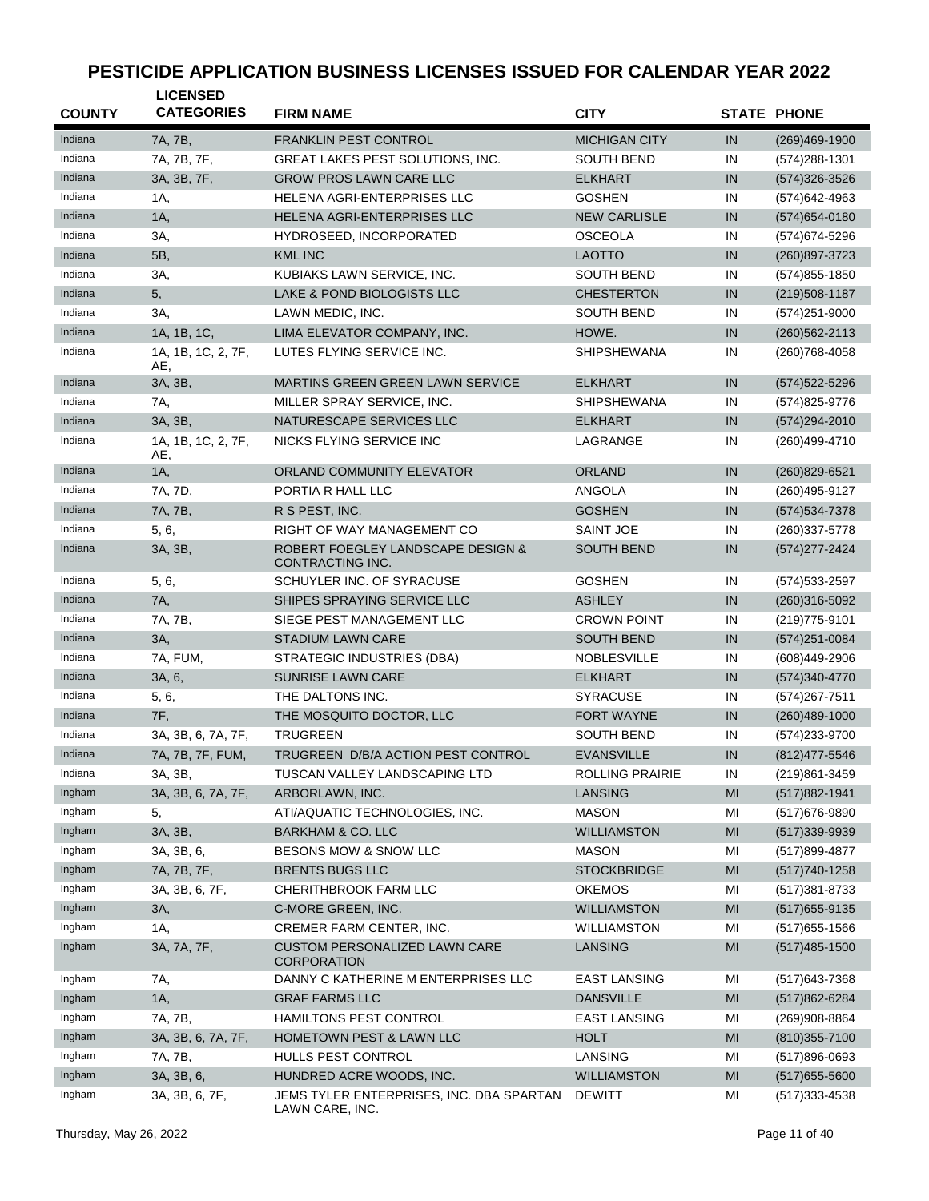# PESTICIDE APPLICATION BUSINESS LICENSES ISSUED FOR CALENDAR YEAR 2022

| COUNTY | LICENSED CATEGORIES | FIRM NAME | CITY | STATE | PHONE |
|---|---|---|---|---|---|
| Indiana | 7A, 7B, | FRANKLIN PEST CONTROL | MICHIGAN CITY | IN | (269)469-1900 |
| Indiana | 7A, 7B, 7F, | GREAT LAKES PEST SOLUTIONS, INC. | SOUTH BEND | IN | (574)288-1301 |
| Indiana | 3A, 3B, 7F, | GROW PROS LAWN CARE LLC | ELKHART | IN | (574)326-3526 |
| Indiana | 1A, | HELENA AGRI-ENTERPRISES LLC | GOSHEN | IN | (574)642-4963 |
| Indiana | 1A, | HELENA AGRI-ENTERPRISES LLC | NEW CARLISLE | IN | (574)654-0180 |
| Indiana | 3A, | HYDROSEED, INCORPORATED | OSCEOLA | IN | (574)674-5296 |
| Indiana | 5B, | KML INC | LAOTTO | IN | (260)897-3723 |
| Indiana | 3A, | KUBIAKS LAWN SERVICE, INC. | SOUTH BEND | IN | (574)855-1850 |
| Indiana | 5, | LAKE & POND BIOLOGISTS LLC | CHESTERTON | IN | (219)508-1187 |
| Indiana | 3A, | LAWN MEDIC, INC. | SOUTH BEND | IN | (574)251-9000 |
| Indiana | 1A, 1B, 1C, | LIMA ELEVATOR COMPANY, INC. | HOWE. | IN | (260)562-2113 |
| Indiana | 1A, 1B, 1C, 2, 7F, AE, | LUTES FLYING SERVICE INC. | SHIPSHEWANA | IN | (260)768-4058 |
| Indiana | 3A, 3B, | MARTINS GREEN GREEN LAWN SERVICE | ELKHART | IN | (574)522-5296 |
| Indiana | 7A, | MILLER SPRAY SERVICE, INC. | SHIPSHEWANA | IN | (574)825-9776 |
| Indiana | 3A, 3B, | NATURESCAPE SERVICES LLC | ELKHART | IN | (574)294-2010 |
| Indiana | 1A, 1B, 1C, 2, 7F, AE, | NICKS FLYING SERVICE INC | LAGRANGE | IN | (260)499-4710 |
| Indiana | 1A, | ORLAND COMMUNITY ELEVATOR | ORLAND | IN | (260)829-6521 |
| Indiana | 7A, 7D, | PORTIA R HALL LLC | ANGOLA | IN | (260)495-9127 |
| Indiana | 7A, 7B, | R S PEST, INC. | GOSHEN | IN | (574)534-7378 |
| Indiana | 5, 6, | RIGHT OF WAY MANAGEMENT CO | SAINT JOE | IN | (260)337-5778 |
| Indiana | 3A, 3B, | ROBERT FOEGLEY LANDSCAPE DESIGN & CONTRACTING INC. | SOUTH BEND | IN | (574)277-2424 |
| Indiana | 5, 6, | SCHUYLER INC. OF SYRACUSE | GOSHEN | IN | (574)533-2597 |
| Indiana | 7A, | SHIPES SPRAYING SERVICE LLC | ASHLEY | IN | (260)316-5092 |
| Indiana | 7A, 7B, | SIEGE PEST MANAGEMENT LLC | CROWN POINT | IN | (219)775-9101 |
| Indiana | 3A, | STADIUM LAWN CARE | SOUTH BEND | IN | (574)251-0084 |
| Indiana | 7A, FUM, | STRATEGIC INDUSTRIES (DBA) | NOBLESVILLE | IN | (608)449-2906 |
| Indiana | 3A, 6, | SUNRISE LAWN CARE | ELKHART | IN | (574)340-4770 |
| Indiana | 5, 6, | THE DALTONS INC. | SYRACUSE | IN | (574)267-7511 |
| Indiana | 7F, | THE MOSQUITO DOCTOR, LLC | FORT WAYNE | IN | (260)489-1000 |
| Indiana | 3A, 3B, 6, 7A, 7F, | TRUGREEN | SOUTH BEND | IN | (574)233-9700 |
| Indiana | 7A, 7B, 7F, FUM, | TRUGREEN D/B/A ACTION PEST CONTROL | EVANSVILLE | IN | (812)477-5546 |
| Indiana | 3A, 3B, | TUSCAN VALLEY LANDSCAPING LTD | ROLLING PRAIRIE | IN | (219)861-3459 |
| Ingham | 3A, 3B, 6, 7A, 7F, | ARBORLAWN, INC. | LANSING | MI | (517)882-1941 |
| Ingham | 5, | ATI/AQUATIC TECHNOLOGIES, INC. | MASON | MI | (517)676-9890 |
| Ingham | 3A, 3B, | BARKHAM & CO. LLC | WILLIAMSTON | MI | (517)339-9939 |
| Ingham | 3A, 3B, 6, | BESONS MOW & SNOW LLC | MASON | MI | (517)899-4877 |
| Ingham | 7A, 7B, 7F, | BRENTS BUGS LLC | STOCKBRIDGE | MI | (517)740-1258 |
| Ingham | 3A, 3B, 6, 7F, | CHERITHBROOK FARM LLC | OKEMOS | MI | (517)381-8733 |
| Ingham | 3A, | C-MORE GREEN, INC. | WILLIAMSTON | MI | (517)655-9135 |
| Ingham | 1A, | CREMER FARM CENTER, INC. | WILLIAMSTON | MI | (517)655-1566 |
| Ingham | 3A, 7A, 7F, | CUSTOM PERSONALIZED LAWN CARE CORPORATION | LANSING | MI | (517)485-1500 |
| Ingham | 7A, | DANNY C KATHERINE M ENTERPRISES LLC | EAST LANSING | MI | (517)643-7368 |
| Ingham | 1A, | GRAF FARMS LLC | DANSVILLE | MI | (517)862-6284 |
| Ingham | 7A, 7B, | HAMILTONS PEST CONTROL | EAST LANSING | MI | (269)908-8864 |
| Ingham | 3A, 3B, 6, 7A, 7F, | HOMETOWN PEST & LAWN LLC | HOLT | MI | (810)355-7100 |
| Ingham | 7A, 7B, | HULLS PEST CONTROL | LANSING | MI | (517)896-0693 |
| Ingham | 3A, 3B, 6, | HUNDRED ACRE WOODS, INC. | WILLIAMSTON | MI | (517)655-5600 |
| Ingham | 3A, 3B, 6, 7F, | JEMS TYLER ENTERPRISES, INC. DBA SPARTAN LAWN CARE, INC. | DEWITT | MI | (517)333-4538 |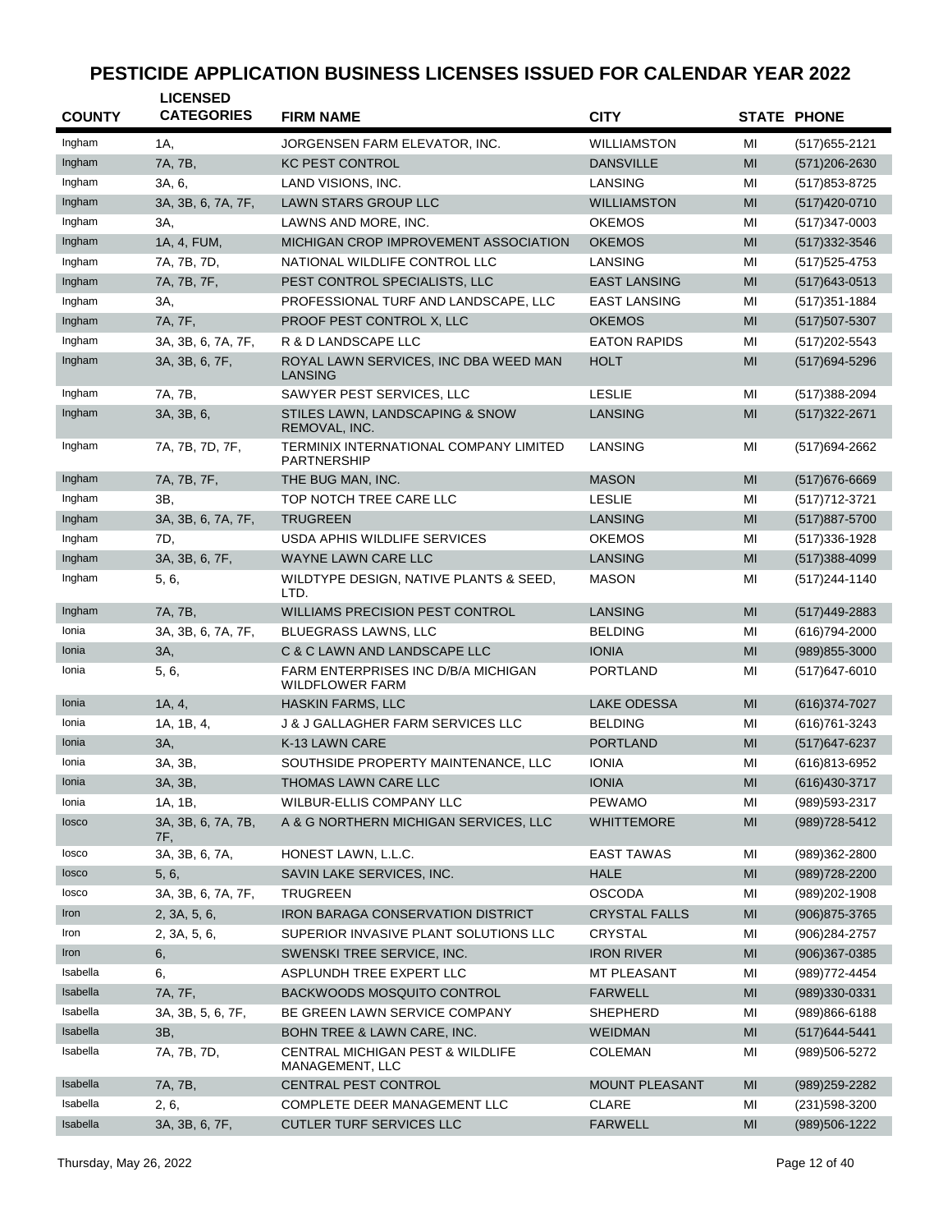# PESTICIDE APPLICATION BUSINESS LICENSES ISSUED FOR CALENDAR YEAR 2022

| COUNTY | LICENSED CATEGORIES | FIRM NAME | CITY | STATE | PHONE |
|---|---|---|---|---|---|
| Ingham | 1A, | JORGENSEN FARM ELEVATOR, INC. | WILLIAMSTON | MI | (517)655-2121 |
| Ingham | 7A, 7B, | KC PEST CONTROL | DANSVILLE | MI | (571)206-2630 |
| Ingham | 3A, 6, | LAND VISIONS, INC. | LANSING | MI | (517)853-8725 |
| Ingham | 3A, 3B, 6, 7A, 7F, | LAWN STARS GROUP LLC | WILLIAMSTON | MI | (517)420-0710 |
| Ingham | 3A, | LAWNS AND MORE, INC. | OKEMOS | MI | (517)347-0003 |
| Ingham | 1A, 4, FUM, | MICHIGAN CROP IMPROVEMENT ASSOCIATION | OKEMOS | MI | (517)332-3546 |
| Ingham | 7A, 7B, 7D, | NATIONAL WILDLIFE CONTROL LLC | LANSING | MI | (517)525-4753 |
| Ingham | 7A, 7B, 7F, | PEST CONTROL SPECIALISTS, LLC | EAST LANSING | MI | (517)643-0513 |
| Ingham | 3A, | PROFESSIONAL TURF AND LANDSCAPE, LLC | EAST LANSING | MI | (517)351-1884 |
| Ingham | 7A, 7F, | PROOF PEST CONTROL X, LLC | OKEMOS | MI | (517)507-5307 |
| Ingham | 3A, 3B, 6, 7A, 7F, | R & D LANDSCAPE LLC | EATON RAPIDS | MI | (517)202-5543 |
| Ingham | 3A, 3B, 6, 7F, | ROYAL LAWN SERVICES, INC DBA WEED MAN LANSING | HOLT | MI | (517)694-5296 |
| Ingham | 7A, 7B, | SAWYER PEST SERVICES, LLC | LESLIE | MI | (517)388-2094 |
| Ingham | 3A, 3B, 6, | STILES LAWN, LANDSCAPING & SNOW REMOVAL, INC. | LANSING | MI | (517)322-2671 |
| Ingham | 7A, 7B, 7D, 7F, | TERMINIX INTERNATIONAL COMPANY LIMITED PARTNERSHIP | LANSING | MI | (517)694-2662 |
| Ingham | 7A, 7B, 7F, | THE BUG MAN, INC. | MASON | MI | (517)676-6669 |
| Ingham | 3B, | TOP NOTCH TREE CARE LLC | LESLIE | MI | (517)712-3721 |
| Ingham | 3A, 3B, 6, 7A, 7F, | TRUGREEN | LANSING | MI | (517)887-5700 |
| Ingham | 7D, | USDA APHIS WILDLIFE SERVICES | OKEMOS | MI | (517)336-1928 |
| Ingham | 3A, 3B, 6, 7F, | WAYNE LAWN CARE LLC | LANSING | MI | (517)388-4099 |
| Ingham | 5, 6, | WILDTYPE DESIGN, NATIVE PLANTS & SEED, LTD. | MASON | MI | (517)244-1140 |
| Ingham | 7A, 7B, | WILLIAMS PRECISION PEST CONTROL | LANSING | MI | (517)449-2883 |
| Ionia | 3A, 3B, 6, 7A, 7F, | BLUEGRASS LAWNS, LLC | BELDING | MI | (616)794-2000 |
| Ionia | 3A, | C & C LAWN AND LANDSCAPE LLC | IONIA | MI | (989)855-3000 |
| Ionia | 5, 6, | FARM ENTERPRISES INC D/B/A MICHIGAN WILDFLOWER FARM | PORTLAND | MI | (517)647-6010 |
| Ionia | 1A, 4, | HASKIN FARMS, LLC | LAKE ODESSA | MI | (616)374-7027 |
| Ionia | 1A, 1B, 4, | J & J GALLAGHER FARM SERVICES LLC | BELDING | MI | (616)761-3243 |
| Ionia | 3A, | K-13 LAWN CARE | PORTLAND | MI | (517)647-6237 |
| Ionia | 3A, 3B, | SOUTHSIDE PROPERTY MAINTENANCE, LLC | IONIA | MI | (616)813-6952 |
| Ionia | 3A, 3B, | THOMAS LAWN CARE LLC | IONIA | MI | (616)430-3717 |
| Ionia | 1A, 1B, | WILBUR-ELLIS COMPANY LLC | PEWAMO | MI | (989)593-2317 |
| Iosco | 3A, 3B, 6, 7A, 7B, 7F, | A & G NORTHERN MICHIGAN SERVICES, LLC | WHITTEMORE | MI | (989)728-5412 |
| Iosco | 3A, 3B, 6, 7A, | HONEST LAWN, L.L.C. | EAST TAWAS | MI | (989)362-2800 |
| Iosco | 5, 6, | SAVIN LAKE SERVICES, INC. | HALE | MI | (989)728-2200 |
| Iosco | 3A, 3B, 6, 7A, 7F, | TRUGREEN | OSCODA | MI | (989)202-1908 |
| Iron | 2, 3A, 5, 6, | IRON BARAGA CONSERVATION DISTRICT | CRYSTAL FALLS | MI | (906)875-3765 |
| Iron | 2, 3A, 5, 6, | SUPERIOR INVASIVE PLANT SOLUTIONS LLC | CRYSTAL | MI | (906)284-2757 |
| Iron | 6, | SWENSKI TREE SERVICE, INC. | IRON RIVER | MI | (906)367-0385 |
| Isabella | 6, | ASPLUNDH TREE EXPERT LLC | MT PLEASANT | MI | (989)772-4454 |
| Isabella | 7A, 7F, | BACKWOODS MOSQUITO CONTROL | FARWELL | MI | (989)330-0331 |
| Isabella | 3A, 3B, 5, 6, 7F, | BE GREEN LAWN SERVICE COMPANY | SHEPHERD | MI | (989)866-6188 |
| Isabella | 3B, | BOHN TREE & LAWN CARE, INC. | WEIDMAN | MI | (517)644-5441 |
| Isabella | 7A, 7B, 7D, | CENTRAL MICHIGAN PEST & WILDLIFE MANAGEMENT, LLC | COLEMAN | MI | (989)506-5272 |
| Isabella | 7A, 7B, | CENTRAL PEST CONTROL | MOUNT PLEASANT | MI | (989)259-2282 |
| Isabella | 2, 6, | COMPLETE DEER MANAGEMENT LLC | CLARE | MI | (231)598-3200 |
| Isabella | 3A, 3B, 6, 7F, | CUTLER TURF SERVICES LLC | FARWELL | MI | (989)506-1222 |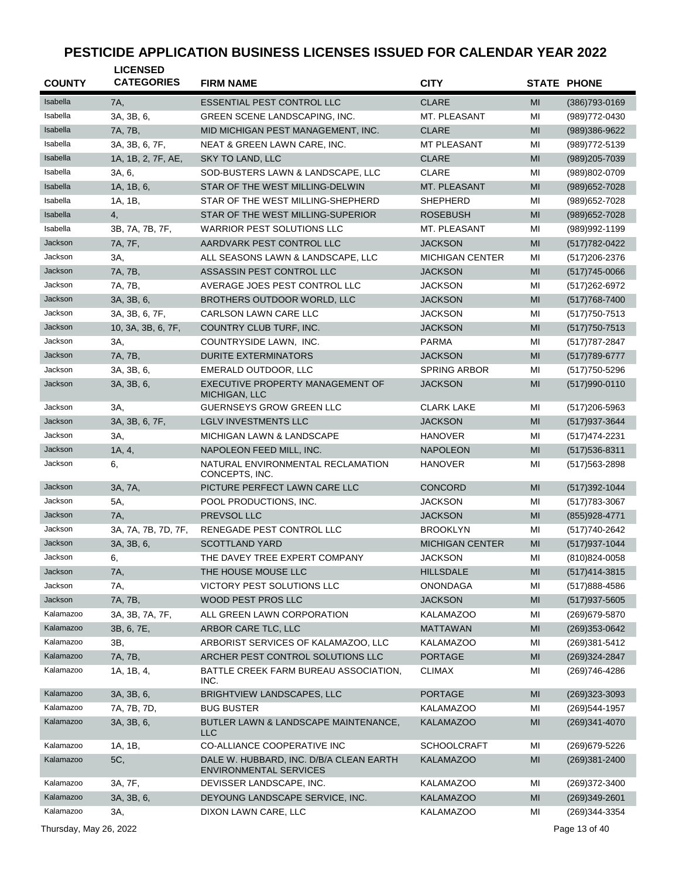# PESTICIDE APPLICATION BUSINESS LICENSES ISSUED FOR CALENDAR YEAR 2022

| COUNTY | LICENSED CATEGORIES | FIRM NAME | CITY | STATE | PHONE |
|---|---|---|---|---|---|
| Isabella | 7A, | ESSENTIAL PEST CONTROL LLC | CLARE | MI | (386)793-0169 |
| Isabella | 3A, 3B, 6, | GREEN SCENE LANDSCAPING, INC. | MT. PLEASANT | MI | (989)772-0430 |
| Isabella | 7A, 7B, | MID MICHIGAN PEST MANAGEMENT, INC. | CLARE | MI | (989)386-9622 |
| Isabella | 3A, 3B, 6, 7F, | NEAT & GREEN LAWN CARE, INC. | MT PLEASANT | MI | (989)772-5139 |
| Isabella | 1A, 1B, 2, 7F, AE, | SKY TO LAND, LLC | CLARE | MI | (989)205-7039 |
| Isabella | 3A, 6, | SOD-BUSTERS LAWN & LANDSCAPE, LLC | CLARE | MI | (989)802-0709 |
| Isabella | 1A, 1B, 6, | STAR OF THE WEST MILLING-DELWIN | MT. PLEASANT | MI | (989)652-7028 |
| Isabella | 1A, 1B, | STAR OF THE WEST MILLING-SHEPHERD | SHEPHERD | MI | (989)652-7028 |
| Isabella | 4, | STAR OF THE WEST MILLING-SUPERIOR | ROSEBUSH | MI | (989)652-7028 |
| Isabella | 3B, 7A, 7B, 7F, | WARRIOR PEST SOLUTIONS LLC | MT. PLEASANT | MI | (989)992-1199 |
| Jackson | 7A, 7F, | AARDVARK PEST CONTROL LLC | JACKSON | MI | (517)782-0422 |
| Jackson | 3A, | ALL SEASONS LAWN & LANDSCAPE, LLC | MICHIGAN CENTER | MI | (517)206-2376 |
| Jackson | 7A, 7B, | ASSASSIN PEST CONTROL LLC | JACKSON | MI | (517)745-0066 |
| Jackson | 7A, 7B, | AVERAGE JOES PEST CONTROL LLC | JACKSON | MI | (517)262-6972 |
| Jackson | 3A, 3B, 6, | BROTHERS OUTDOOR WORLD, LLC | JACKSON | MI | (517)768-7400 |
| Jackson | 3A, 3B, 6, 7F, | CARLSON LAWN CARE LLC | JACKSON | MI | (517)750-7513 |
| Jackson | 10, 3A, 3B, 6, 7F, | COUNTRY CLUB TURF, INC. | JACKSON | MI | (517)750-7513 |
| Jackson | 3A, | COUNTRYSIDE LAWN, INC. | PARMA | MI | (517)787-2847 |
| Jackson | 7A, 7B, | DURITE EXTERMINATORS | JACKSON | MI | (517)789-6777 |
| Jackson | 3A, 3B, 6, | EMERALD OUTDOOR, LLC | SPRING ARBOR | MI | (517)750-5296 |
| Jackson | 3A, 3B, 6, | EXECUTIVE PROPERTY MANAGEMENT OF MICHIGAN, LLC | JACKSON | MI | (517)990-0110 |
| Jackson | 3A, | GUERNSEYS GROW GREEN LLC | CLARK LAKE | MI | (517)206-5963 |
| Jackson | 3A, 3B, 6, 7F, | LGLV INVESTMENTS LLC | JACKSON | MI | (517)937-3644 |
| Jackson | 3A, | MICHIGAN LAWN & LANDSCAPE | HANOVER | MI | (517)474-2231 |
| Jackson | 1A, 4, | NAPOLEON FEED MILL, INC. | NAPOLEON | MI | (517)536-8311 |
| Jackson | 6, | NATURAL ENVIRONMENTAL RECLAMATION CONCEPTS, INC. | HANOVER | MI | (517)563-2898 |
| Jackson | 3A, 7A, | PICTURE PERFECT LAWN CARE LLC | CONCORD | MI | (517)392-1044 |
| Jackson | 5A, | POOL PRODUCTIONS, INC. | JACKSON | MI | (517)783-3067 |
| Jackson | 7A, | PREVSOL LLC | JACKSON | MI | (855)928-4771 |
| Jackson | 3A, 7A, 7B, 7D, 7F, | RENEGADE PEST CONTROL LLC | BROOKLYN | MI | (517)740-2642 |
| Jackson | 3A, 3B, 6, | SCOTTLAND YARD | MICHIGAN CENTER | MI | (517)937-1044 |
| Jackson | 6, | THE DAVEY TREE EXPERT COMPANY | JACKSON | MI | (810)824-0058 |
| Jackson | 7A, | THE HOUSE MOUSE LLC | HILLSDALE | MI | (517)414-3815 |
| Jackson | 7A, | VICTORY PEST SOLUTIONS LLC | ONONDAGA | MI | (517)888-4586 |
| Jackson | 7A, 7B, | WOOD PEST PROS LLC | JACKSON | MI | (517)937-5605 |
| Kalamazoo | 3A, 3B, 7A, 7F, | ALL GREEN LAWN CORPORATION | KALAMAZOO | MI | (269)679-5870 |
| Kalamazoo | 3B, 6, 7E, | ARBOR CARE TLC, LLC | MATTAWAN | MI | (269)353-0642 |
| Kalamazoo | 3B, | ARBORIST SERVICES OF KALAMAZOO, LLC | KALAMAZOO | MI | (269)381-5412 |
| Kalamazoo | 7A, 7B, | ARCHER PEST CONTROL SOLUTIONS LLC | PORTAGE | MI | (269)324-2847 |
| Kalamazoo | 1A, 1B, 4, | BATTLE CREEK FARM BUREAU ASSOCIATION, INC. | CLIMAX | MI | (269)746-4286 |
| Kalamazoo | 3A, 3B, 6, | BRIGHTVIEW LANDSCAPES, LLC | PORTAGE | MI | (269)323-3093 |
| Kalamazoo | 7A, 7B, 7D, | BUG BUSTER | KALAMAZOO | MI | (269)544-1957 |
| Kalamazoo | 3A, 3B, 6, | BUTLER LAWN & LANDSCAPE MAINTENANCE, LLC | KALAMAZOO | MI | (269)341-4070 |
| Kalamazoo | 1A, 1B, | CO-ALLIANCE COOPERATIVE INC | SCHOOLCRAFT | MI | (269)679-5226 |
| Kalamazoo | 5C, | DALE W. HUBBARD, INC. D/B/A CLEAN EARTH ENVIRONMENTAL SERVICES | KALAMAZOO | MI | (269)381-2400 |
| Kalamazoo | 3A, 7F, | DEVISSER LANDSCAPE, INC. | KALAMAZOO | MI | (269)372-3400 |
| Kalamazoo | 3A, 3B, 6, | DEYOUNG LANDSCAPE SERVICE, INC. | KALAMAZOO | MI | (269)349-2601 |
| Kalamazoo | 3A, | DIXON LAWN CARE, LLC | KALAMAZOO | MI | (269)344-3354 |

Thursday, May 26, 2022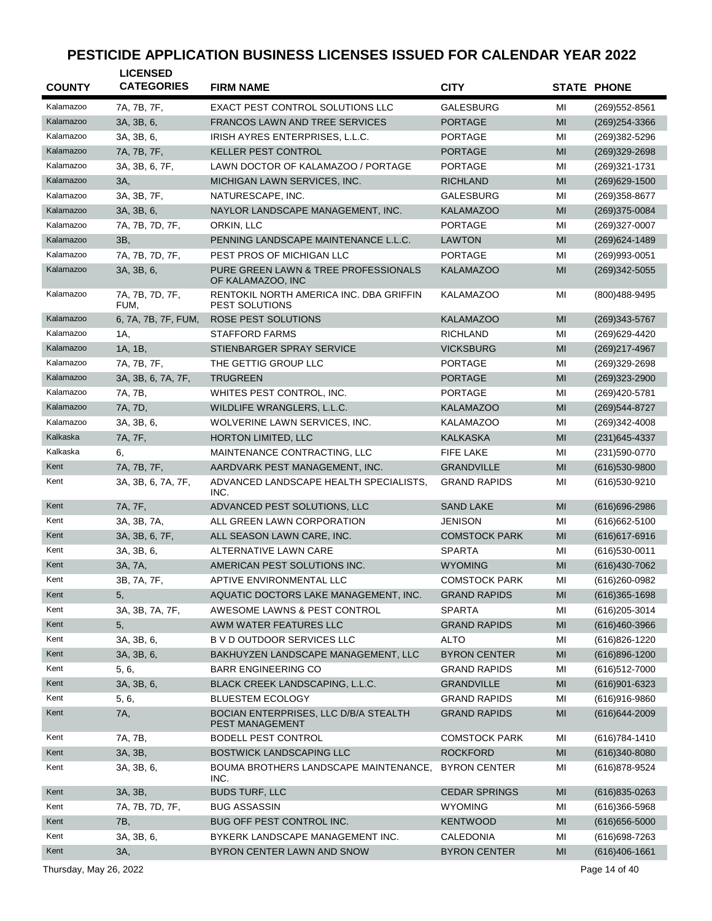# PESTICIDE APPLICATION BUSINESS LICENSES ISSUED FOR CALENDAR YEAR 2022

| COUNTY | LICENSED CATEGORIES | FIRM NAME | CITY | STATE | PHONE |
|---|---|---|---|---|---|
| Kalamazoo | 7A, 7B, 7F, | EXACT PEST CONTROL SOLUTIONS LLC | GALESBURG | MI | (269)552-8561 |
| Kalamazoo | 3A, 3B, 6, | FRANCOS LAWN AND TREE SERVICES | PORTAGE | MI | (269)254-3366 |
| Kalamazoo | 3A, 3B, 6, | IRISH AYRES ENTERPRISES, L.L.C. | PORTAGE | MI | (269)382-5296 |
| Kalamazoo | 7A, 7B, 7F, | KELLER PEST CONTROL | PORTAGE | MI | (269)329-2698 |
| Kalamazoo | 3A, 3B, 6, 7F, | LAWN DOCTOR OF KALAMAZOO / PORTAGE | PORTAGE | MI | (269)321-1731 |
| Kalamazoo | 3A, | MICHIGAN LAWN SERVICES, INC. | RICHLAND | MI | (269)629-1500 |
| Kalamazoo | 3A, 3B, 7F, | NATURESCAPE, INC. | GALESBURG | MI | (269)358-8677 |
| Kalamazoo | 3A, 3B, 6, | NAYLOR LANDSCAPE MANAGEMENT, INC. | KALAMAZOO | MI | (269)375-0084 |
| Kalamazoo | 7A, 7B, 7D, 7F, | ORKIN, LLC | PORTAGE | MI | (269)327-0007 |
| Kalamazoo | 3B, | PENNING LANDSCAPE MAINTENANCE L.L.C. | LAWTON | MI | (269)624-1489 |
| Kalamazoo | 7A, 7B, 7D, 7F, | PEST PROS OF MICHIGAN LLC | PORTAGE | MI | (269)993-0051 |
| Kalamazoo | 3A, 3B, 6, | PURE GREEN LAWN & TREE PROFESSIONALS OF KALAMAZOO, INC | KALAMAZOO | MI | (269)342-5055 |
| Kalamazoo | 7A, 7B, 7D, 7F, FUM, | RENTOKIL NORTH AMERICA INC. DBA GRIFFIN PEST SOLUTIONS | KALAMAZOO | MI | (800)488-9495 |
| Kalamazoo | 6, 7A, 7B, 7F, FUM, | ROSE PEST SOLUTIONS | KALAMAZOO | MI | (269)343-5767 |
| Kalamazoo | 1A, | STAFFORD FARMS | RICHLAND | MI | (269)629-4420 |
| Kalamazoo | 1A, 1B, | STIENBARGER SPRAY SERVICE | VICKSBURG | MI | (269)217-4967 |
| Kalamazoo | 7A, 7B, 7F, | THE GETTIG GROUP LLC | PORTAGE | MI | (269)329-2698 |
| Kalamazoo | 3A, 3B, 6, 7A, 7F, | TRUGREEN | PORTAGE | MI | (269)323-2900 |
| Kalamazoo | 7A, 7B, | WHITES PEST CONTROL, INC. | PORTAGE | MI | (269)420-5781 |
| Kalamazoo | 7A, 7D, | WILDLIFE WRANGLERS, L.L.C. | KALAMAZOO | MI | (269)544-8727 |
| Kalamazoo | 3A, 3B, 6, | WOLVERINE LAWN SERVICES, INC. | KALAMAZOO | MI | (269)342-4008 |
| Kalkaska | 7A, 7F, | HORTON LIMITED, LLC | KALKASKA | MI | (231)645-4337 |
| Kalkaska | 6, | MAINTENANCE CONTRACTING, LLC | FIFE LAKE | MI | (231)590-0770 |
| Kent | 7A, 7B, 7F, | AARDVARK PEST MANAGEMENT, INC. | GRANDVILLE | MI | (616)530-9800 |
| Kent | 3A, 3B, 6, 7A, 7F, | ADVANCED LANDSCAPE HEALTH SPECIALISTS, INC. | GRAND RAPIDS | MI | (616)530-9210 |
| Kent | 7A, 7F, | ADVANCED PEST SOLUTIONS, LLC | SAND LAKE | MI | (616)696-2986 |
| Kent | 3A, 3B, 7A, | ALL GREEN LAWN CORPORATION | JENISON | MI | (616)662-5100 |
| Kent | 3A, 3B, 6, 7F, | ALL SEASON LAWN CARE, INC. | COMSTOCK PARK | MI | (616)617-6916 |
| Kent | 3A, 3B, 6, | ALTERNATIVE LAWN CARE | SPARTA | MI | (616)530-0011 |
| Kent | 3A, 7A, | AMERICAN PEST SOLUTIONS INC. | WYOMING | MI | (616)430-7062 |
| Kent | 3B, 7A, 7F, | APTIVE ENVIRONMENTAL LLC | COMSTOCK PARK | MI | (616)260-0982 |
| Kent | 5, | AQUATIC DOCTORS LAKE MANAGEMENT, INC. | GRAND RAPIDS | MI | (616)365-1698 |
| Kent | 3A, 3B, 7A, 7F, | AWESOME LAWNS & PEST CONTROL | SPARTA | MI | (616)205-3014 |
| Kent | 5, | AWM WATER FEATURES LLC | GRAND RAPIDS | MI | (616)460-3966 |
| Kent | 3A, 3B, 6, | B V D OUTDOOR SERVICES LLC | ALTO | MI | (616)826-1220 |
| Kent | 3A, 3B, 6, | BAKHUYZEN LANDSCAPE MANAGEMENT, LLC | BYRON CENTER | MI | (616)896-1200 |
| Kent | 5, 6, | BARR ENGINEERING CO | GRAND RAPIDS | MI | (616)512-7000 |
| Kent | 3A, 3B, 6, | BLACK CREEK LANDSCAPING, L.L.C. | GRANDVILLE | MI | (616)901-6323 |
| Kent | 5, 6, | BLUESTEM ECOLOGY | GRAND RAPIDS | MI | (616)916-9860 |
| Kent | 7A, | BOCIAN ENTERPRISES, LLC D/B/A STEALTH PEST MANAGEMENT | GRAND RAPIDS | MI | (616)644-2009 |
| Kent | 7A, 7B, | BODELL PEST CONTROL | COMSTOCK PARK | MI | (616)784-1410 |
| Kent | 3A, 3B, | BOSTWICK LANDSCAPING LLC | ROCKFORD | MI | (616)340-8080 |
| Kent | 3A, 3B, 6, | BOUMA BROTHERS LANDSCAPE MAINTENANCE, INC. | BYRON CENTER | MI | (616)878-9524 |
| Kent | 3A, 3B, | BUDS TURF, LLC | CEDAR SPRINGS | MI | (616)835-0263 |
| Kent | 7A, 7B, 7D, 7F, | BUG ASSASSIN | WYOMING | MI | (616)366-5968 |
| Kent | 7B, | BUG OFF PEST CONTROL INC. | KENTWOOD | MI | (616)656-5000 |
| Kent | 3A, 3B, 6, | BYKERK LANDSCAPE MANAGEMENT INC. | CALEDONIA | MI | (616)698-7263 |
| Kent | 3A, | BYRON CENTER LAWN AND SNOW | BYRON CENTER | MI | (616)406-1661 |

Thursday, May 26, 2022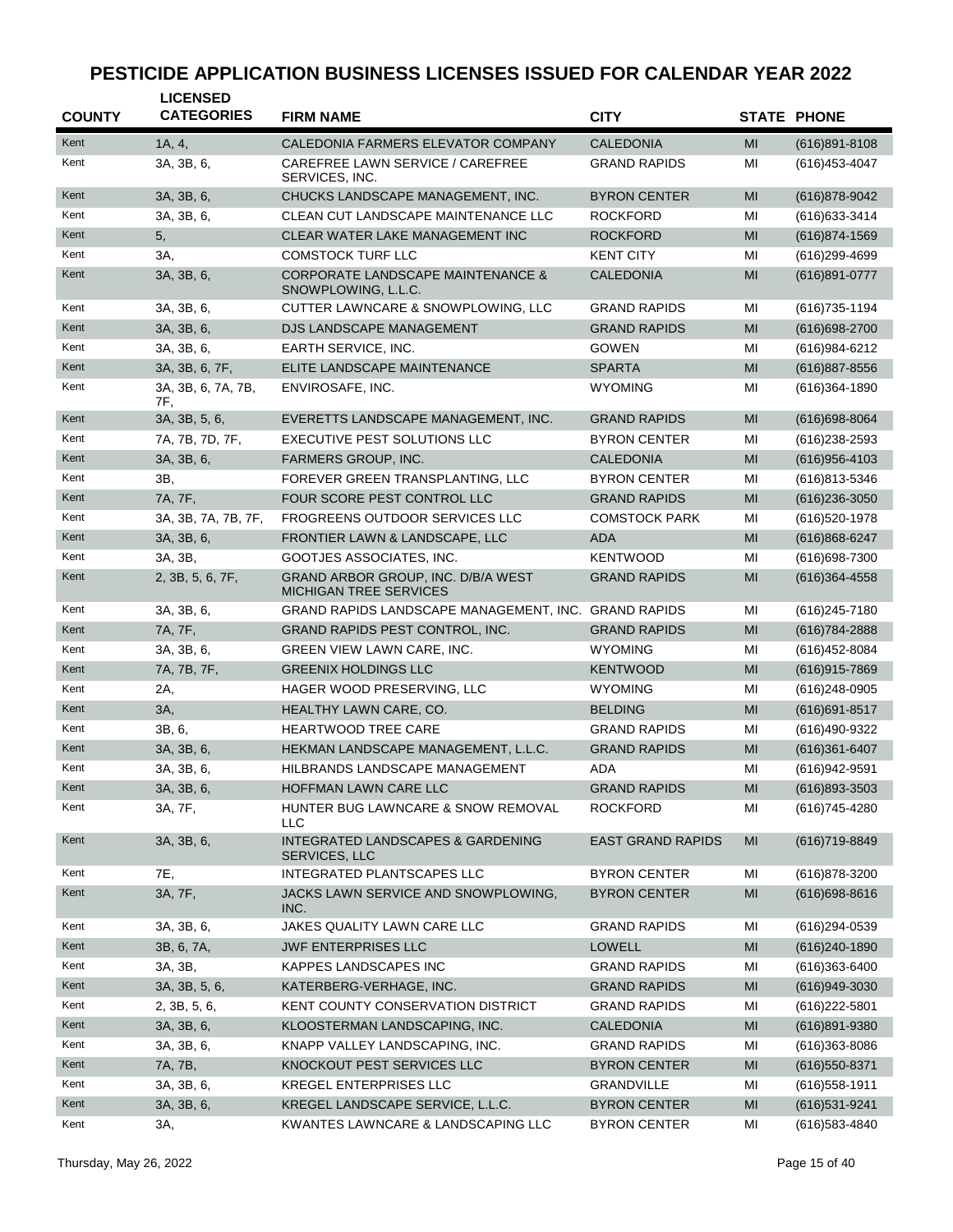# PESTICIDE APPLICATION BUSINESS LICENSES ISSUED FOR CALENDAR YEAR 2022

| COUNTY | LICENSED CATEGORIES | FIRM NAME | CITY | STATE | PHONE |
|---|---|---|---|---|---|
| Kent | 1A, 4, | CALEDONIA FARMERS ELEVATOR COMPANY | CALEDONIA | MI | (616)891-8108 |
| Kent | 3A, 3B, 6, | CAREFREE LAWN SERVICE / CAREFREE SERVICES, INC. | GRAND RAPIDS | MI | (616)453-4047 |
| Kent | 3A, 3B, 6, | CHUCKS LANDSCAPE MANAGEMENT, INC. | BYRON CENTER | MI | (616)878-9042 |
| Kent | 3A, 3B, 6, | CLEAN CUT LANDSCAPE MAINTENANCE LLC | ROCKFORD | MI | (616)633-3414 |
| Kent | 5, | CLEAR WATER LAKE MANAGEMENT INC | ROCKFORD | MI | (616)874-1569 |
| Kent | 3A, | COMSTOCK TURF LLC | KENT CITY | MI | (616)299-4699 |
| Kent | 3A, 3B, 6, | CORPORATE LANDSCAPE MAINTENANCE & SNOWPLOWING, L.L.C. | CALEDONIA | MI | (616)891-0777 |
| Kent | 3A, 3B, 6, | CUTTER LAWNCARE & SNOWPLOWING, LLC | GRAND RAPIDS | MI | (616)735-1194 |
| Kent | 3A, 3B, 6, | DJS LANDSCAPE MANAGEMENT | GRAND RAPIDS | MI | (616)698-2700 |
| Kent | 3A, 3B, 6, | EARTH SERVICE, INC. | GOWEN | MI | (616)984-6212 |
| Kent | 3A, 3B, 6, 7F, | ELITE LANDSCAPE MAINTENANCE | SPARTA | MI | (616)887-8556 |
| Kent | 3A, 3B, 6, 7A, 7B, 7F, | ENVIROSAFE, INC. | WYOMING | MI | (616)364-1890 |
| Kent | 3A, 3B, 5, 6, | EVERETTS LANDSCAPE MANAGEMENT, INC. | GRAND RAPIDS | MI | (616)698-8064 |
| Kent | 7A, 7B, 7D, 7F, | EXECUTIVE PEST SOLUTIONS LLC | BYRON CENTER | MI | (616)238-2593 |
| Kent | 3A, 3B, 6, | FARMERS GROUP, INC. | CALEDONIA | MI | (616)956-4103 |
| Kent | 3B, | FOREVER GREEN TRANSPLANTING, LLC | BYRON CENTER | MI | (616)813-5346 |
| Kent | 7A, 7F, | FOUR SCORE PEST CONTROL LLC | GRAND RAPIDS | MI | (616)236-3050 |
| Kent | 3A, 3B, 7A, 7B, 7F, | FROGREENS OUTDOOR SERVICES LLC | COMSTOCK PARK | MI | (616)520-1978 |
| Kent | 3A, 3B, 6, | FRONTIER LAWN & LANDSCAPE, LLC | ADA | MI | (616)868-6247 |
| Kent | 3A, 3B, | GOOTJES ASSOCIATES, INC. | KENTWOOD | MI | (616)698-7300 |
| Kent | 2, 3B, 5, 6, 7F, | GRAND ARBOR GROUP, INC. D/B/A WEST MICHIGAN TREE SERVICES | GRAND RAPIDS | MI | (616)364-4558 |
| Kent | 3A, 3B, 6, | GRAND RAPIDS LANDSCAPE MANAGEMENT, INC. | GRAND RAPIDS | MI | (616)245-7180 |
| Kent | 7A, 7F, | GRAND RAPIDS PEST CONTROL, INC. | GRAND RAPIDS | MI | (616)784-2888 |
| Kent | 3A, 3B, 6, | GREEN VIEW LAWN CARE, INC. | WYOMING | MI | (616)452-8084 |
| Kent | 7A, 7B, 7F, | GREENIX HOLDINGS LLC | KENTWOOD | MI | (616)915-7869 |
| Kent | 2A, | HAGER WOOD PRESERVING, LLC | WYOMING | MI | (616)248-0905 |
| Kent | 3A, | HEALTHY LAWN CARE, CO. | BELDING | MI | (616)691-8517 |
| Kent | 3B, 6, | HEARTWOOD TREE CARE | GRAND RAPIDS | MI | (616)490-9322 |
| Kent | 3A, 3B, 6, | HEKMAN LANDSCAPE MANAGEMENT, L.L.C. | GRAND RAPIDS | MI | (616)361-6407 |
| Kent | 3A, 3B, 6, | HILBRANDS LANDSCAPE MANAGEMENT | ADA | MI | (616)942-9591 |
| Kent | 3A, 3B, 6, | HOFFMAN LAWN CARE LLC | GRAND RAPIDS | MI | (616)893-3503 |
| Kent | 3A, 7F, | HUNTER BUG LAWNCARE & SNOW REMOVAL LLC | ROCKFORD | MI | (616)745-4280 |
| Kent | 3A, 3B, 6, | INTEGRATED LANDSCAPES & GARDENING SERVICES, LLC | EAST GRAND RAPIDS | MI | (616)719-8849 |
| Kent | 7E, | INTEGRATED PLANTSCAPES LLC | BYRON CENTER | MI | (616)878-3200 |
| Kent | 3A, 7F, | JACKS LAWN SERVICE AND SNOWPLOWING, INC. | BYRON CENTER | MI | (616)698-8616 |
| Kent | 3A, 3B, 6, | JAKES QUALITY LAWN CARE LLC | GRAND RAPIDS | MI | (616)294-0539 |
| Kent | 3B, 6, 7A, | JWF ENTERPRISES LLC | LOWELL | MI | (616)240-1890 |
| Kent | 3A, 3B, | KAPPES LANDSCAPES INC | GRAND RAPIDS | MI | (616)363-6400 |
| Kent | 3A, 3B, 5, 6, | KATERBERG-VERHAGE, INC. | GRAND RAPIDS | MI | (616)949-3030 |
| Kent | 2, 3B, 5, 6, | KENT COUNTY CONSERVATION DISTRICT | GRAND RAPIDS | MI | (616)222-5801 |
| Kent | 3A, 3B, 6, | KLOOSTERMAN LANDSCAPING, INC. | CALEDONIA | MI | (616)891-9380 |
| Kent | 3A, 3B, 6, | KNAPP VALLEY LANDSCAPING, INC. | GRAND RAPIDS | MI | (616)363-8086 |
| Kent | 7A, 7B, | KNOCKOUT PEST SERVICES LLC | BYRON CENTER | MI | (616)550-8371 |
| Kent | 3A, 3B, 6, | KREGEL ENTERPRISES LLC | GRANDVILLE | MI | (616)558-1911 |
| Kent | 3A, 3B, 6, | KREGEL LANDSCAPE SERVICE, L.L.C. | BYRON CENTER | MI | (616)531-9241 |
| Kent | 3A, | KWANTES LAWNCARE & LANDSCAPING LLC | BYRON CENTER | MI | (616)583-4840 |

Thursday, May 26, 2022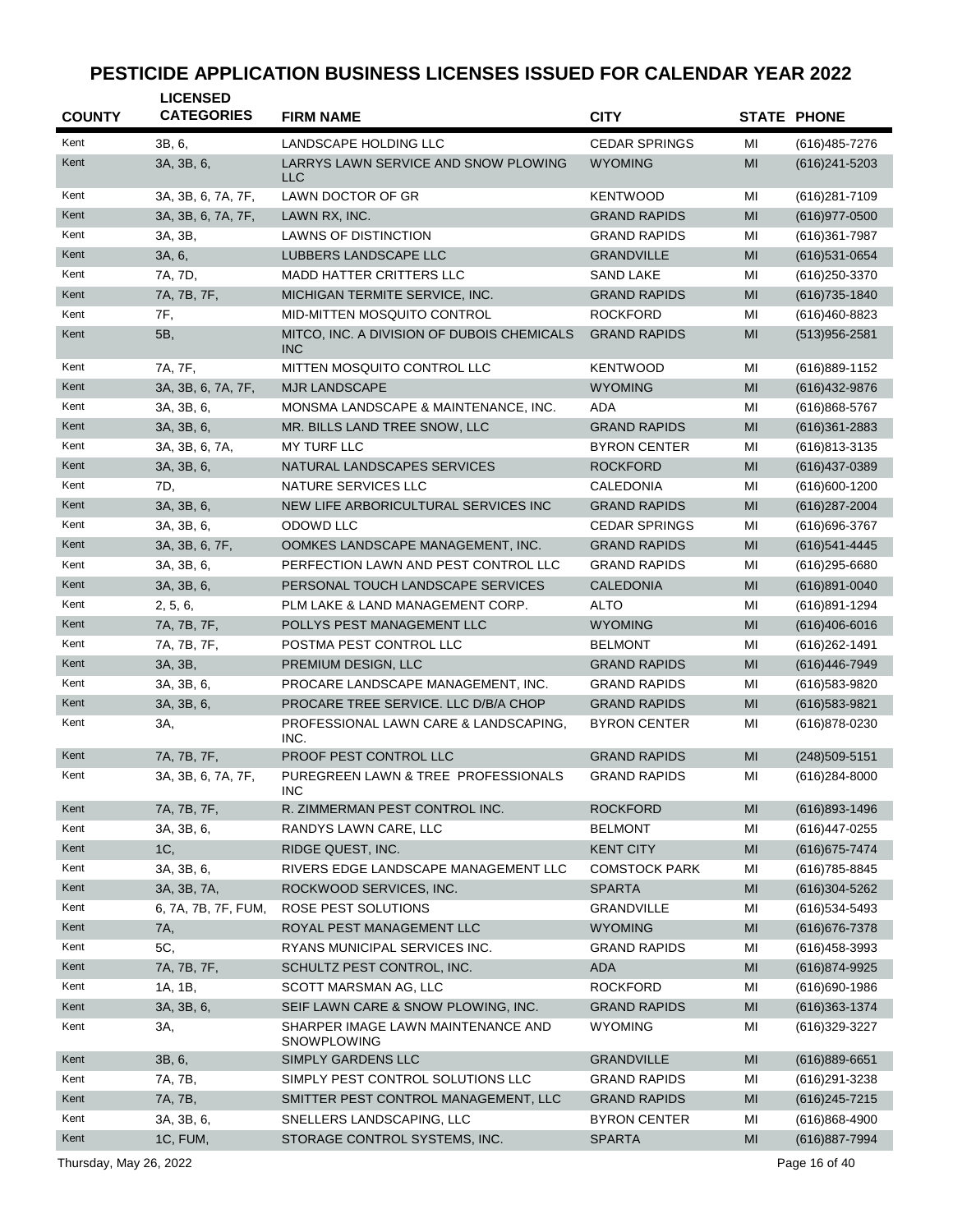# PESTICIDE APPLICATION BUSINESS LICENSES ISSUED FOR CALENDAR YEAR 2022

| COUNTY | LICENSED CATEGORIES | FIRM NAME | CITY | STATE | PHONE |
|---|---|---|---|---|---|
| Kent | 3B, 6, | LANDSCAPE HOLDING LLC | CEDAR SPRINGS | MI | (616)485-7276 |
| Kent | 3A, 3B, 6, | LARRYS LAWN SERVICE AND SNOW PLOWING LLC | WYOMING | MI | (616)241-5203 |
| Kent | 3A, 3B, 6, 7A, 7F, | LAWN DOCTOR OF GR | KENTWOOD | MI | (616)281-7109 |
| Kent | 3A, 3B, 6, 7A, 7F, | LAWN RX, INC. | GRAND RAPIDS | MI | (616)977-0500 |
| Kent | 3A, 3B, | LAWNS OF DISTINCTION | GRAND RAPIDS | MI | (616)361-7987 |
| Kent | 3A, 6, | LUBBERS LANDSCAPE LLC | GRANDVILLE | MI | (616)531-0654 |
| Kent | 7A, 7D, | MADD HATTER CRITTERS LLC | SAND LAKE | MI | (616)250-3370 |
| Kent | 7A, 7B, 7F, | MICHIGAN TERMITE SERVICE, INC. | GRAND RAPIDS | MI | (616)735-1840 |
| Kent | 7F, | MID-MITTEN MOSQUITO CONTROL | ROCKFORD | MI | (616)460-8823 |
| Kent | 5B, | MITCO, INC. A DIVISION OF DUBOIS CHEMICALS INC | GRAND RAPIDS | MI | (513)956-2581 |
| Kent | 7A, 7F, | MITTEN MOSQUITO CONTROL LLC | KENTWOOD | MI | (616)889-1152 |
| Kent | 3A, 3B, 6, 7A, 7F, | MJR LANDSCAPE | WYOMING | MI | (616)432-9876 |
| Kent | 3A, 3B, 6, | MONSMA LANDSCAPE & MAINTENANCE, INC. | ADA | MI | (616)868-5767 |
| Kent | 3A, 3B, 6, | MR. BILLS LAND TREE SNOW, LLC | GRAND RAPIDS | MI | (616)361-2883 |
| Kent | 3A, 3B, 6, 7A, | MY TURF LLC | BYRON CENTER | MI | (616)813-3135 |
| Kent | 3A, 3B, 6, | NATURAL LANDSCAPES SERVICES | ROCKFORD | MI | (616)437-0389 |
| Kent | 7D, | NATURE SERVICES LLC | CALEDONIA | MI | (616)600-1200 |
| Kent | 3A, 3B, 6, | NEW LIFE ARBORICULTURAL SERVICES INC | GRAND RAPIDS | MI | (616)287-2004 |
| Kent | 3A, 3B, 6, | ODOWD LLC | CEDAR SPRINGS | MI | (616)696-3767 |
| Kent | 3A, 3B, 6, 7F, | OOMKES LANDSCAPE MANAGEMENT, INC. | GRAND RAPIDS | MI | (616)541-4445 |
| Kent | 3A, 3B, 6, | PERFECTION LAWN AND PEST CONTROL LLC | GRAND RAPIDS | MI | (616)295-6680 |
| Kent | 3A, 3B, 6, | PERSONAL TOUCH LANDSCAPE SERVICES | CALEDONIA | MI | (616)891-0040 |
| Kent | 2, 5, 6, | PLM LAKE & LAND MANAGEMENT CORP. | ALTO | MI | (616)891-1294 |
| Kent | 7A, 7B, 7F, | POLLYS PEST MANAGEMENT LLC | WYOMING | MI | (616)406-6016 |
| Kent | 7A, 7B, 7F, | POSTMA PEST CONTROL LLC | BELMONT | MI | (616)262-1491 |
| Kent | 3A, 3B, | PREMIUM DESIGN, LLC | GRAND RAPIDS | MI | (616)446-7949 |
| Kent | 3A, 3B, 6, | PROCARE LANDSCAPE MANAGEMENT, INC. | GRAND RAPIDS | MI | (616)583-9820 |
| Kent | 3A, 3B, 6, | PROCARE TREE SERVICE. LLC D/B/A CHOP | GRAND RAPIDS | MI | (616)583-9821 |
| Kent | 3A, | PROFESSIONAL LAWN CARE & LANDSCAPING, INC. | BYRON CENTER | MI | (616)878-0230 |
| Kent | 7A, 7B, 7F, | PROOF PEST CONTROL LLC | GRAND RAPIDS | MI | (248)509-5151 |
| Kent | 3A, 3B, 6, 7A, 7F, | PUREGREEN LAWN & TREE PROFESSIONALS INC | GRAND RAPIDS | MI | (616)284-8000 |
| Kent | 7A, 7B, 7F, | R. ZIMMERMAN PEST CONTROL INC. | ROCKFORD | MI | (616)893-1496 |
| Kent | 3A, 3B, 6, | RANDYS LAWN CARE, LLC | BELMONT | MI | (616)447-0255 |
| Kent | 1C, | RIDGE QUEST, INC. | KENT CITY | MI | (616)675-7474 |
| Kent | 3A, 3B, 6, | RIVERS EDGE LANDSCAPE MANAGEMENT LLC | COMSTOCK PARK | MI | (616)785-8845 |
| Kent | 3A, 3B, 7A, | ROCKWOOD SERVICES, INC. | SPARTA | MI | (616)304-5262 |
| Kent | 6, 7A, 7B, 7F, FUM, | ROSE PEST SOLUTIONS | GRANDVILLE | MI | (616)534-5493 |
| Kent | 7A, | ROYAL PEST MANAGEMENT LLC | WYOMING | MI | (616)676-7378 |
| Kent | 5C, | RYANS MUNICIPAL SERVICES INC. | GRAND RAPIDS | MI | (616)458-3993 |
| Kent | 7A, 7B, 7F, | SCHULTZ PEST CONTROL, INC. | ADA | MI | (616)874-9925 |
| Kent | 1A, 1B, | SCOTT MARSMAN AG, LLC | ROCKFORD | MI | (616)690-1986 |
| Kent | 3A, 3B, 6, | SEIF LAWN CARE & SNOW PLOWING, INC. | GRAND RAPIDS | MI | (616)363-1374 |
| Kent | 3A, | SHARPER IMAGE LAWN MAINTENANCE AND SNOWPLOWING | WYOMING | MI | (616)329-3227 |
| Kent | 3B, 6, | SIMPLY GARDENS LLC | GRANDVILLE | MI | (616)889-6651 |
| Kent | 7A, 7B, | SIMPLY PEST CONTROL SOLUTIONS LLC | GRAND RAPIDS | MI | (616)291-3238 |
| Kent | 7A, 7B, | SMITTER PEST CONTROL MANAGEMENT, LLC | GRAND RAPIDS | MI | (616)245-7215 |
| Kent | 3A, 3B, 6, | SNELLERS LANDSCAPING, LLC | BYRON CENTER | MI | (616)868-4900 |
| Kent | 1C, FUM, | STORAGE CONTROL SYSTEMS, INC. | SPARTA | MI | (616)887-7994 |

Thursday, May 26, 2022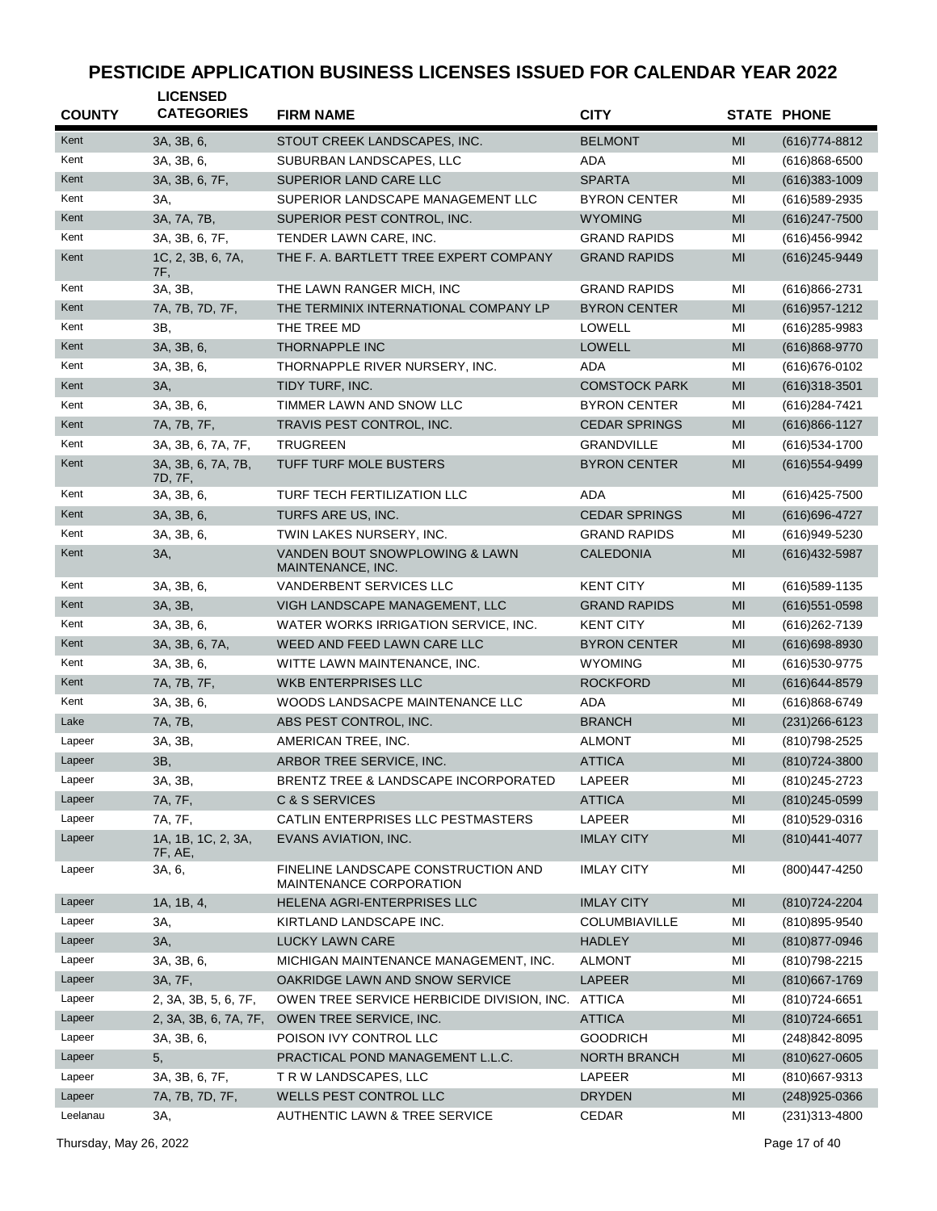# PESTICIDE APPLICATION BUSINESS LICENSES ISSUED FOR CALENDAR YEAR 2022

| COUNTY | LICENSED CATEGORIES | FIRM NAME | CITY | STATE | PHONE |
|---|---|---|---|---|---|
| Kent | 3A, 3B, 6, | STOUT CREEK LANDSCAPES, INC. | BELMONT | MI | (616)774-8812 |
| Kent | 3A, 3B, 6, | SUBURBAN LANDSCAPES, LLC | ADA | MI | (616)868-6500 |
| Kent | 3A, 3B, 6, 7F, | SUPERIOR LAND CARE LLC | SPARTA | MI | (616)383-1009 |
| Kent | 3A, | SUPERIOR LANDSCAPE MANAGEMENT LLC | BYRON CENTER | MI | (616)589-2935 |
| Kent | 3A, 7A, 7B, | SUPERIOR PEST CONTROL, INC. | WYOMING | MI | (616)247-7500 |
| Kent | 3A, 3B, 6, 7F, | TENDER LAWN CARE, INC. | GRAND RAPIDS | MI | (616)456-9942 |
| Kent | 1C, 2, 3B, 6, 7A, 7F, | THE F. A. BARTLETT TREE EXPERT COMPANY | GRAND RAPIDS | MI | (616)245-9449 |
| Kent | 3A, 3B, | THE LAWN RANGER MICH, INC | GRAND RAPIDS | MI | (616)866-2731 |
| Kent | 7A, 7B, 7D, 7F, | THE TERMINIX INTERNATIONAL COMPANY LP | BYRON CENTER | MI | (616)957-1212 |
| Kent | 3B, | THE TREE MD | LOWELL | MI | (616)285-9983 |
| Kent | 3A, 3B, 6, | THORNAPPLE INC | LOWELL | MI | (616)868-9770 |
| Kent | 3A, 3B, 6, | THORNAPPLE RIVER NURSERY, INC. | ADA | MI | (616)676-0102 |
| Kent | 3A, | TIDY TURF, INC. | COMSTOCK PARK | MI | (616)318-3501 |
| Kent | 3A, 3B, 6, | TIMMER LAWN AND SNOW LLC | BYRON CENTER | MI | (616)284-7421 |
| Kent | 7A, 7B, 7F, | TRAVIS PEST CONTROL, INC. | CEDAR SPRINGS | MI | (616)866-1127 |
| Kent | 3A, 3B, 6, 7A, 7F, | TRUGREEN | GRANDVILLE | MI | (616)534-1700 |
| Kent | 3A, 3B, 6, 7A, 7B, 7D, 7F, | TUFF TURF MOLE BUSTERS | BYRON CENTER | MI | (616)554-9499 |
| Kent | 3A, 3B, 6, | TURF TECH FERTILIZATION LLC | ADA | MI | (616)425-7500 |
| Kent | 3A, 3B, 6, | TURFS ARE US, INC. | CEDAR SPRINGS | MI | (616)696-4727 |
| Kent | 3A, 3B, 6, | TWIN LAKES NURSERY, INC. | GRAND RAPIDS | MI | (616)949-5230 |
| Kent | 3A, | VANDEN BOUT SNOWPLOWING & LAWN MAINTENANCE, INC. | CALEDONIA | MI | (616)432-5987 |
| Kent | 3A, 3B, 6, | VANDERBENT SERVICES LLC | KENT CITY | MI | (616)589-1135 |
| Kent | 3A, 3B, | VIGH LANDSCAPE MANAGEMENT, LLC | GRAND RAPIDS | MI | (616)551-0598 |
| Kent | 3A, 3B, 6, | WATER WORKS IRRIGATION SERVICE, INC. | KENT CITY | MI | (616)262-7139 |
| Kent | 3A, 3B, 6, 7A, | WEED AND FEED LAWN CARE LLC | BYRON CENTER | MI | (616)698-8930 |
| Kent | 3A, 3B, 6, | WITTE LAWN MAINTENANCE, INC. | WYOMING | MI | (616)530-9775 |
| Kent | 7A, 7B, 7F, | WKB ENTERPRISES LLC | ROCKFORD | MI | (616)644-8579 |
| Kent | 3A, 3B, 6, | WOODS LANDSACPE MAINTENANCE LLC | ADA | MI | (616)868-6749 |
| Lake | 7A, 7B, | ABS PEST CONTROL, INC. | BRANCH | MI | (231)266-6123 |
| Lapeer | 3A, 3B, | AMERICAN TREE, INC. | ALMONT | MI | (810)798-2525 |
| Lapeer | 3B, | ARBOR TREE SERVICE, INC. | ATTICA | MI | (810)724-3800 |
| Lapeer | 3A, 3B, | BRENTZ TREE & LANDSCAPE INCORPORATED | LAPEER | MI | (810)245-2723 |
| Lapeer | 7A, 7F, | C & S SERVICES | ATTICA | MI | (810)245-0599 |
| Lapeer | 7A, 7F, | CATLIN ENTERPRISES LLC PESTMASTERS | LAPEER | MI | (810)529-0316 |
| Lapeer | 1A, 1B, 1C, 2, 3A, 7F, AE, | EVANS AVIATION, INC. | IMLAY CITY | MI | (810)441-4077 |
| Lapeer | 3A, 6, | FINELINE LANDSCAPE CONSTRUCTION AND MAINTENANCE CORPORATION | IMLAY CITY | MI | (800)447-4250 |
| Lapeer | 1A, 1B, 4, | HELENA AGRI-ENTERPRISES LLC | IMLAY CITY | MI | (810)724-2204 |
| Lapeer | 3A, | KIRTLAND LANDSCAPE INC. | COLUMBIAVILLE | MI | (810)895-9540 |
| Lapeer | 3A, | LUCKY LAWN CARE | HADLEY | MI | (810)877-0946 |
| Lapeer | 3A, 3B, 6, | MICHIGAN MAINTENANCE MANAGEMENT, INC. | ALMONT | MI | (810)798-2215 |
| Lapeer | 3A, 7F, | OAKRIDGE LAWN AND SNOW SERVICE | LAPEER | MI | (810)667-1769 |
| Lapeer | 2, 3A, 3B, 5, 6, 7F, | OWEN TREE SERVICE HERBICIDE DIVISION, INC. | ATTICA | MI | (810)724-6651 |
| Lapeer | 2, 3A, 3B, 6, 7A, 7F, | OWEN TREE SERVICE, INC. | ATTICA | MI | (810)724-6651 |
| Lapeer | 3A, 3B, 6, | POISON IVY CONTROL LLC | GOODRICH | MI | (248)842-8095 |
| Lapeer | 5, | PRACTICAL POND MANAGEMENT L.L.C. | NORTH BRANCH | MI | (810)627-0605 |
| Lapeer | 3A, 3B, 6, 7F, | T R W LANDSCAPES, LLC | LAPEER | MI | (810)667-9313 |
| Lapeer | 7A, 7B, 7D, 7F, | WELLS PEST CONTROL LLC | DRYDEN | MI | (248)925-0366 |
| Leelanau | 3A, | AUTHENTIC LAWN & TREE SERVICE | CEDAR | MI | (231)313-4800 |

Thursday, May 26, 2022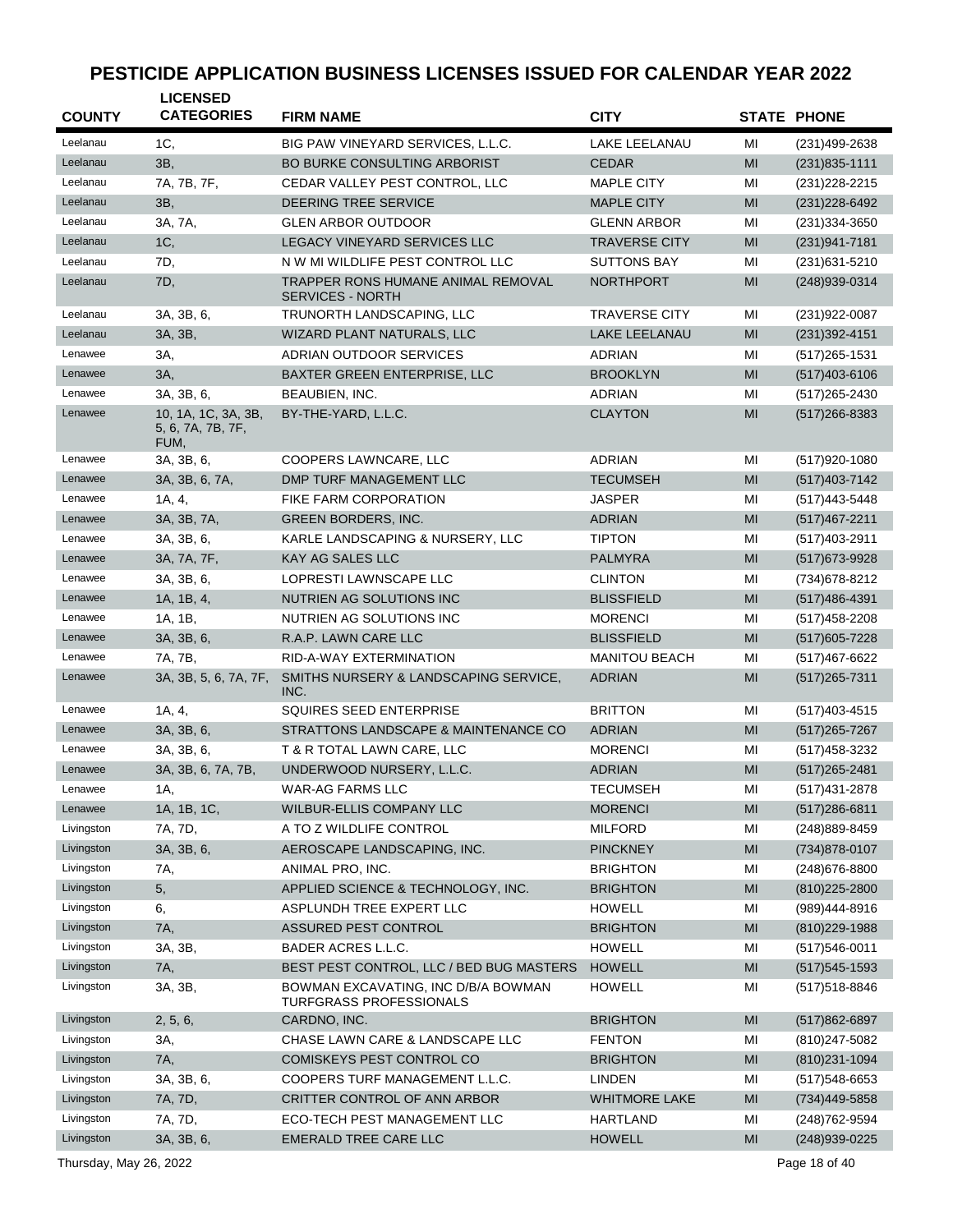# PESTICIDE APPLICATION BUSINESS LICENSES ISSUED FOR CALENDAR YEAR 2022

| COUNTY | LICENSED CATEGORIES | FIRM NAME | CITY | STATE | PHONE |
|---|---|---|---|---|---|
| Leelanau | 1C, | BIG PAW VINEYARD SERVICES, L.L.C. | LAKE LEELANAU | MI | (231)499-2638 |
| Leelanau | 3B, | BO BURKE CONSULTING ARBORIST | CEDAR | MI | (231)835-1111 |
| Leelanau | 7A, 7B, 7F, | CEDAR VALLEY PEST CONTROL, LLC | MAPLE CITY | MI | (231)228-2215 |
| Leelanau | 3B, | DEERING TREE SERVICE | MAPLE CITY | MI | (231)228-6492 |
| Leelanau | 3A, 7A, | GLEN ARBOR OUTDOOR | GLENN ARBOR | MI | (231)334-3650 |
| Leelanau | 1C, | LEGACY VINEYARD SERVICES LLC | TRAVERSE CITY | MI | (231)941-7181 |
| Leelanau | 7D, | N W MI WILDLIFE PEST CONTROL LLC | SUTTONS BAY | MI | (231)631-5210 |
| Leelanau | 7D, | TRAPPER RONS HUMANE ANIMAL REMOVAL SERVICES - NORTH | NORTHPORT | MI | (248)939-0314 |
| Leelanau | 3A, 3B, 6, | TRUNORTH LANDSCAPING, LLC | TRAVERSE CITY | MI | (231)922-0087 |
| Leelanau | 3A, 3B, | WIZARD PLANT NATURALS, LLC | LAKE LEELANAU | MI | (231)392-4151 |
| Lenawee | 3A, | ADRIAN OUTDOOR SERVICES | ADRIAN | MI | (517)265-1531 |
| Lenawee | 3A, | BAXTER GREEN ENTERPRISE, LLC | BROOKLYN | MI | (517)403-6106 |
| Lenawee | 3A, 3B, 6, | BEAUBIEN, INC. | ADRIAN | MI | (517)265-2430 |
| Lenawee | 10, 1A, 1C, 3A, 3B, 5, 6, 7A, 7B, 7F, FUM, | BY-THE-YARD, L.L.C. | CLAYTON | MI | (517)266-8383 |
| Lenawee | 3A, 3B, 6, | COOPERS LAWNCARE, LLC | ADRIAN | MI | (517)920-1080 |
| Lenawee | 3A, 3B, 6, 7A, | DMP TURF MANAGEMENT LLC | TECUMSEH | MI | (517)403-7142 |
| Lenawee | 1A, 4, | FIKE FARM CORPORATION | JASPER | MI | (517)443-5448 |
| Lenawee | 3A, 3B, 7A, | GREEN BORDERS, INC. | ADRIAN | MI | (517)467-2211 |
| Lenawee | 3A, 3B, 6, | KARLE LANDSCAPING & NURSERY, LLC | TIPTON | MI | (517)403-2911 |
| Lenawee | 3A, 7A, 7F, | KAY AG SALES LLC | PALMYRA | MI | (517)673-9928 |
| Lenawee | 3A, 3B, 6, | LOPRESTI LAWNSCAPE LLC | CLINTON | MI | (734)678-8212 |
| Lenawee | 1A, 1B, 4, | NUTRIEN AG SOLUTIONS INC | BLISSFIELD | MI | (517)486-4391 |
| Lenawee | 1A, 1B, | NUTRIEN AG SOLUTIONS INC | MORENCI | MI | (517)458-2208 |
| Lenawee | 3A, 3B, 6, | R.A.P. LAWN CARE LLC | BLISSFIELD | MI | (517)605-7228 |
| Lenawee | 7A, 7B, | RID-A-WAY EXTERMINATION | MANITOU BEACH | MI | (517)467-6622 |
| Lenawee | 3A, 3B, 5, 6, 7A, 7F, | SMITHS NURSERY & LANDSCAPING SERVICE, INC. | ADRIAN | MI | (517)265-7311 |
| Lenawee | 1A, 4, | SQUIRES SEED ENTERPRISE | BRITTON | MI | (517)403-4515 |
| Lenawee | 3A, 3B, 6, | STRATTONS LANDSCAPE & MAINTENANCE CO | ADRIAN | MI | (517)265-7267 |
| Lenawee | 3A, 3B, 6, | T & R TOTAL LAWN CARE, LLC | MORENCI | MI | (517)458-3232 |
| Lenawee | 3A, 3B, 6, 7A, 7B, | UNDERWOOD NURSERY, L.L.C. | ADRIAN | MI | (517)265-2481 |
| Lenawee | 1A, | WAR-AG FARMS LLC | TECUMSEH | MI | (517)431-2878 |
| Lenawee | 1A, 1B, 1C, | WILBUR-ELLIS COMPANY LLC | MORENCI | MI | (517)286-6811 |
| Livingston | 7A, 7D, | A TO Z WILDLIFE CONTROL | MILFORD | MI | (248)889-8459 |
| Livingston | 3A, 3B, 6, | AEROSCAPE LANDSCAPING, INC. | PINCKNEY | MI | (734)878-0107 |
| Livingston | 7A, | ANIMAL PRO, INC. | BRIGHTON | MI | (248)676-8800 |
| Livingston | 5, | APPLIED SCIENCE & TECHNOLOGY, INC. | BRIGHTON | MI | (810)225-2800 |
| Livingston | 6, | ASPLUNDH TREE EXPERT LLC | HOWELL | MI | (989)444-8916 |
| Livingston | 7A, | ASSURED PEST CONTROL | BRIGHTON | MI | (810)229-1988 |
| Livingston | 3A, 3B, | BADER ACRES L.L.C. | HOWELL | MI | (517)546-0011 |
| Livingston | 7A, | BEST PEST CONTROL, LLC / BED BUG MASTERS | HOWELL | MI | (517)545-1593 |
| Livingston | 3A, 3B, | BOWMAN EXCAVATING, INC D/B/A BOWMAN TURFGRASS PROFESSIONALS | HOWELL | MI | (517)518-8846 |
| Livingston | 2, 5, 6, | CARDNO, INC. | BRIGHTON | MI | (517)862-6897 |
| Livingston | 3A, | CHASE LAWN CARE & LANDSCAPE LLC | FENTON | MI | (810)247-5082 |
| Livingston | 7A, | COMISKEYS PEST CONTROL CO | BRIGHTON | MI | (810)231-1094 |
| Livingston | 3A, 3B, 6, | COOPERS TURF MANAGEMENT L.L.C. | LINDEN | MI | (517)548-6653 |
| Livingston | 7A, 7D, | CRITTER CONTROL OF ANN ARBOR | WHITMORE LAKE | MI | (734)449-5858 |
| Livingston | 7A, 7D, | ECO-TECH PEST MANAGEMENT LLC | HARTLAND | MI | (248)762-9594 |
| Livingston | 3A, 3B, 6, | EMERALD TREE CARE LLC | HOWELL | MI | (248)939-0225 |

Thursday, May 26, 2022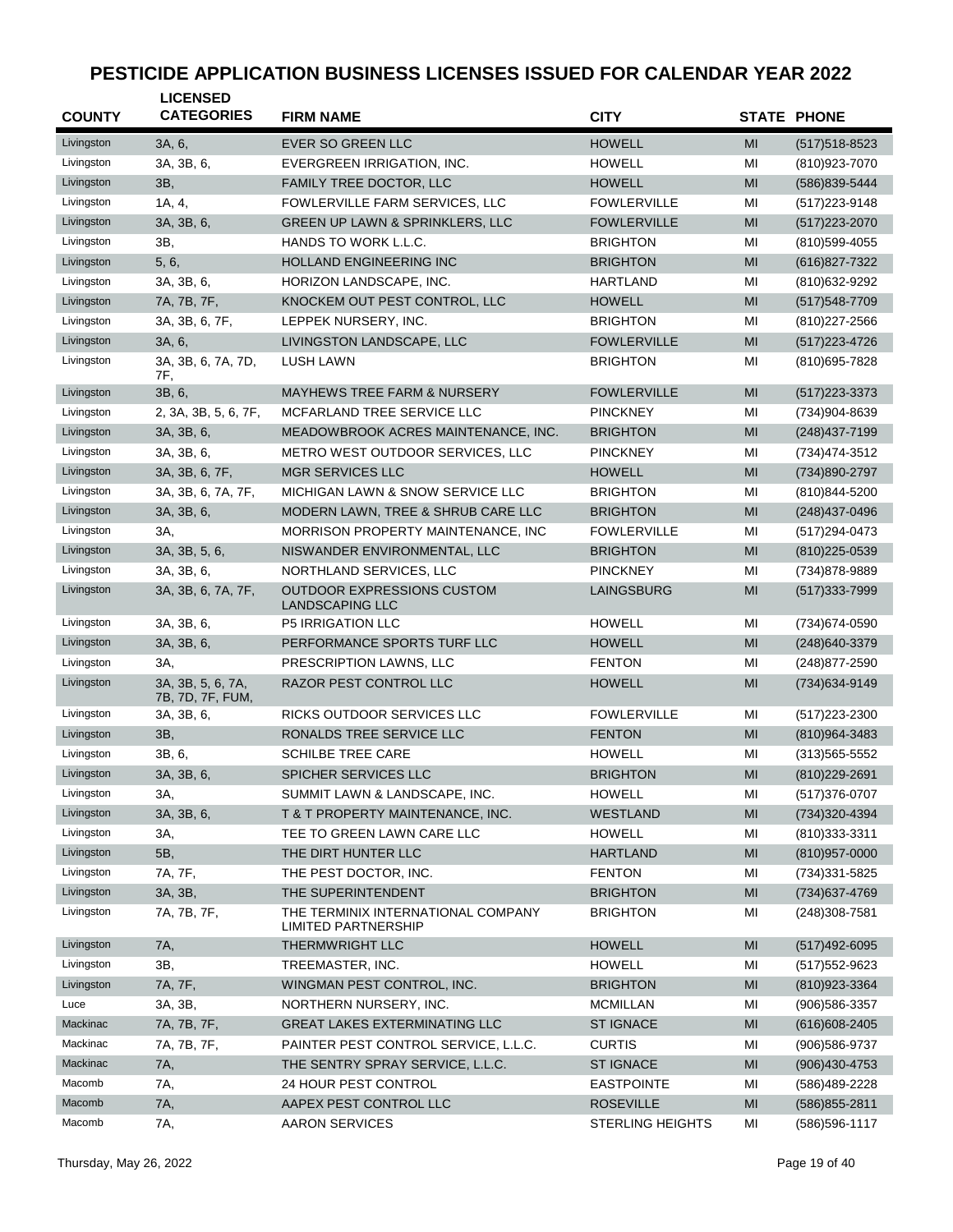# PESTICIDE APPLICATION BUSINESS LICENSES ISSUED FOR CALENDAR YEAR 2022

| COUNTY | LICENSED CATEGORIES | FIRM NAME | CITY | STATE | PHONE |
|---|---|---|---|---|---|
| Livingston | 3A, 6, | EVER SO GREEN LLC | HOWELL | MI | (517)518-8523 |
| Livingston | 3A, 3B, 6, | EVERGREEN IRRIGATION, INC. | HOWELL | MI | (810)923-7070 |
| Livingston | 3B, | FAMILY TREE DOCTOR, LLC | HOWELL | MI | (586)839-5444 |
| Livingston | 1A, 4, | FOWLERVILLE FARM SERVICES, LLC | FOWLERVILLE | MI | (517)223-9148 |
| Livingston | 3A, 3B, 6, | GREEN UP LAWN & SPRINKLERS, LLC | FOWLERVILLE | MI | (517)223-2070 |
| Livingston | 3B, | HANDS TO WORK L.L.C. | BRIGHTON | MI | (810)599-4055 |
| Livingston | 5, 6, | HOLLAND ENGINEERING INC | BRIGHTON | MI | (616)827-7322 |
| Livingston | 3A, 3B, 6, | HORIZON LANDSCAPE, INC. | HARTLAND | MI | (810)632-9292 |
| Livingston | 7A, 7B, 7F, | KNOCKEM OUT PEST CONTROL, LLC | HOWELL | MI | (517)548-7709 |
| Livingston | 3A, 3B, 6, 7F, | LEPPEK NURSERY, INC. | BRIGHTON | MI | (810)227-2566 |
| Livingston | 3A, 6, | LIVINGSTON LANDSCAPE, LLC | FOWLERVILLE | MI | (517)223-4726 |
| Livingston | 3A, 3B, 6, 7A, 7D, 7F, | LUSH LAWN | BRIGHTON | MI | (810)695-7828 |
| Livingston | 3B, 6, | MAYHEWS TREE FARM & NURSERY | FOWLERVILLE | MI | (517)223-3373 |
| Livingston | 2, 3A, 3B, 5, 6, 7F, | MCFARLAND TREE SERVICE LLC | PINCKNEY | MI | (734)904-8639 |
| Livingston | 3A, 3B, 6, | MEADOWBROOK ACRES MAINTENANCE, INC. | BRIGHTON | MI | (248)437-7199 |
| Livingston | 3A, 3B, 6, | METRO WEST OUTDOOR SERVICES, LLC | PINCKNEY | MI | (734)474-3512 |
| Livingston | 3A, 3B, 6, 7F, | MGR SERVICES LLC | HOWELL | MI | (734)890-2797 |
| Livingston | 3A, 3B, 6, 7A, 7F, | MICHIGAN LAWN & SNOW SERVICE LLC | BRIGHTON | MI | (810)844-5200 |
| Livingston | 3A, 3B, 6, | MODERN LAWN, TREE & SHRUB CARE LLC | BRIGHTON | MI | (248)437-0496 |
| Livingston | 3A, | MORRISON PROPERTY MAINTENANCE, INC | FOWLERVILLE | MI | (517)294-0473 |
| Livingston | 3A, 3B, 5, 6, | NISWANDER ENVIRONMENTAL, LLC | BRIGHTON | MI | (810)225-0539 |
| Livingston | 3A, 3B, 6, | NORTHLAND SERVICES, LLC | PINCKNEY | MI | (734)878-9889 |
| Livingston | 3A, 3B, 6, 7A, 7F, | OUTDOOR EXPRESSIONS CUSTOM LANDSCAPING LLC | LAINGSBURG | MI | (517)333-7999 |
| Livingston | 3A, 3B, 6, | P5 IRRIGATION LLC | HOWELL | MI | (734)674-0590 |
| Livingston | 3A, 3B, 6, | PERFORMANCE SPORTS TURF LLC | HOWELL | MI | (248)640-3379 |
| Livingston | 3A, | PRESCRIPTION LAWNS, LLC | FENTON | MI | (248)877-2590 |
| Livingston | 3A, 3B, 5, 6, 7A, 7B, 7D, 7F, FUM, | RAZOR PEST CONTROL LLC | HOWELL | MI | (734)634-9149 |
| Livingston | 3A, 3B, 6, | RICKS OUTDOOR SERVICES LLC | FOWLERVILLE | MI | (517)223-2300 |
| Livingston | 3B, | RONALDS TREE SERVICE LLC | FENTON | MI | (810)964-3483 |
| Livingston | 3B, 6, | SCHILBE TREE CARE | HOWELL | MI | (313)565-5552 |
| Livingston | 3A, 3B, 6, | SPICHER SERVICES LLC | BRIGHTON | MI | (810)229-2691 |
| Livingston | 3A, | SUMMIT LAWN & LANDSCAPE, INC. | HOWELL | MI | (517)376-0707 |
| Livingston | 3A, 3B, 6, | T & T PROPERTY MAINTENANCE, INC. | WESTLAND | MI | (734)320-4394 |
| Livingston | 3A, | TEE TO GREEN LAWN CARE LLC | HOWELL | MI | (810)333-3311 |
| Livingston | 5B, | THE DIRT HUNTER LLC | HARTLAND | MI | (810)957-0000 |
| Livingston | 7A, 7F, | THE PEST DOCTOR, INC. | FENTON | MI | (734)331-5825 |
| Livingston | 3A, 3B, | THE SUPERINTENDENT | BRIGHTON | MI | (734)637-4769 |
| Livingston | 7A, 7B, 7F, | THE TERMINIX INTERNATIONAL COMPANY LIMITED PARTNERSHIP | BRIGHTON | MI | (248)308-7581 |
| Livingston | 7A, | THERMWRIGHT LLC | HOWELL | MI | (517)492-6095 |
| Livingston | 3B, | TREEMASTER, INC. | HOWELL | MI | (517)552-9623 |
| Livingston | 7A, 7F, | WINGMAN PEST CONTROL, INC. | BRIGHTON | MI | (810)923-3364 |
| Luce | 3A, 3B, | NORTHERN NURSERY, INC. | MCMILLAN | MI | (906)586-3357 |
| Mackinac | 7A, 7B, 7F, | GREAT LAKES EXTERMINATING LLC | ST IGNACE | MI | (616)608-2405 |
| Mackinac | 7A, 7B, 7F, | PAINTER PEST CONTROL SERVICE, L.L.C. | CURTIS | MI | (906)586-9737 |
| Mackinac | 7A, | THE SENTRY SPRAY SERVICE, L.L.C. | ST IGNACE | MI | (906)430-4753 |
| Macomb | 7A, | 24 HOUR PEST CONTROL | EASTPOINTE | MI | (586)489-2228 |
| Macomb | 7A, | AAPEX PEST CONTROL LLC | ROSEVILLE | MI | (586)855-2811 |
| Macomb | 7A, | AARON SERVICES | STERLING HEIGHTS | MI | (586)596-1117 |

Thursday, May 26, 2022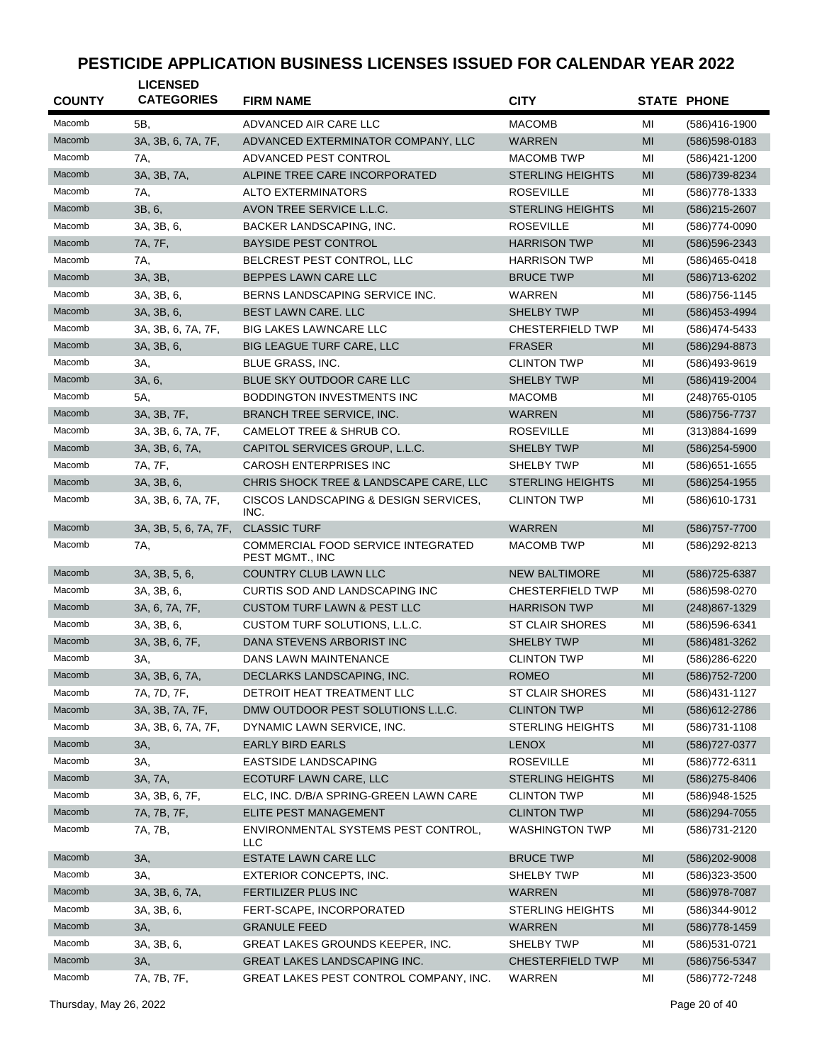# PESTICIDE APPLICATION BUSINESS LICENSES ISSUED FOR CALENDAR YEAR 2022

| COUNTY | LICENSED CATEGORIES | FIRM NAME | CITY | STATE | PHONE |
|---|---|---|---|---|---|
| Macomb | 5B, | ADVANCED AIR CARE LLC | MACOMB | MI | (586)416-1900 |
| Macomb | 3A, 3B, 6, 7A, 7F, | ADVANCED EXTERMINATOR COMPANY, LLC | WARREN | MI | (586)598-0183 |
| Macomb | 7A, | ADVANCED PEST CONTROL | MACOMB TWP | MI | (586)421-1200 |
| Macomb | 3A, 3B, 7A, | ALPINE TREE CARE INCORPORATED | STERLING HEIGHTS | MI | (586)739-8234 |
| Macomb | 7A, | ALTO EXTERMINATORS | ROSEVILLE | MI | (586)778-1333 |
| Macomb | 3B, 6, | AVON TREE SERVICE L.L.C. | STERLING HEIGHTS | MI | (586)215-2607 |
| Macomb | 3A, 3B, 6, | BACKER LANDSCAPING, INC. | ROSEVILLE | MI | (586)774-0090 |
| Macomb | 7A, 7F, | BAYSIDE PEST CONTROL | HARRISON TWP | MI | (586)596-2343 |
| Macomb | 7A, | BELCREST PEST CONTROL, LLC | HARRISON TWP | MI | (586)465-0418 |
| Macomb | 3A, 3B, | BEPPES LAWN CARE LLC | BRUCE TWP | MI | (586)713-6202 |
| Macomb | 3A, 3B, 6, | BERNS LANDSCAPING SERVICE INC. | WARREN | MI | (586)756-1145 |
| Macomb | 3A, 3B, 6, | BEST LAWN CARE. LLC | SHELBY TWP | MI | (586)453-4994 |
| Macomb | 3A, 3B, 6, 7A, 7F, | BIG LAKES LAWNCARE LLC | CHESTERFIELD TWP | MI | (586)474-5433 |
| Macomb | 3A, 3B, 6, | BIG LEAGUE TURF CARE, LLC | FRASER | MI | (586)294-8873 |
| Macomb | 3A, | BLUE GRASS, INC. | CLINTON TWP | MI | (586)493-9619 |
| Macomb | 3A, 6, | BLUE SKY OUTDOOR CARE LLC | SHELBY TWP | MI | (586)419-2004 |
| Macomb | 5A, | BODDINGTON INVESTMENTS INC | MACOMB | MI | (248)765-0105 |
| Macomb | 3A, 3B, 7F, | BRANCH TREE SERVICE, INC. | WARREN | MI | (586)756-7737 |
| Macomb | 3A, 3B, 6, 7A, 7F, | CAMELOT TREE & SHRUB CO. | ROSEVILLE | MI | (313)884-1699 |
| Macomb | 3A, 3B, 6, 7A, | CAPITOL SERVICES GROUP, L.L.C. | SHELBY TWP | MI | (586)254-5900 |
| Macomb | 7A, 7F, | CAROSH ENTERPRISES INC | SHELBY TWP | MI | (586)651-1655 |
| Macomb | 3A, 3B, 6, | CHRIS SHOCK TREE & LANDSCAPE CARE, LLC | STERLING HEIGHTS | MI | (586)254-1955 |
| Macomb | 3A, 3B, 6, 7A, 7F, | CISCOS LANDSCAPING & DESIGN SERVICES, INC. | CLINTON TWP | MI | (586)610-1731 |
| Macomb | 3A, 3B, 5, 6, 7A, 7F, | CLASSIC TURF | WARREN | MI | (586)757-7700 |
| Macomb | 7A, | COMMERCIAL FOOD SERVICE INTEGRATED PEST MGMT., INC | MACOMB TWP | MI | (586)292-8213 |
| Macomb | 3A, 3B, 5, 6, | COUNTRY CLUB LAWN LLC | NEW BALTIMORE | MI | (586)725-6387 |
| Macomb | 3A, 3B, 6, | CURTIS SOD AND LANDSCAPING INC | CHESTERFIELD TWP | MI | (586)598-0270 |
| Macomb | 3A, 6, 7A, 7F, | CUSTOM TURF LAWN & PEST LLC | HARRISON TWP | MI | (248)867-1329 |
| Macomb | 3A, 3B, 6, | CUSTOM TURF SOLUTIONS, L.L.C. | ST CLAIR SHORES | MI | (586)596-6341 |
| Macomb | 3A, 3B, 6, 7F, | DANA STEVENS ARBORIST INC | SHELBY TWP | MI | (586)481-3262 |
| Macomb | 3A, | DANS LAWN MAINTENANCE | CLINTON TWP | MI | (586)286-6220 |
| Macomb | 3A, 3B, 6, 7A, | DECLARKS LANDSCAPING, INC. | ROMEO | MI | (586)752-7200 |
| Macomb | 7A, 7D, 7F, | DETROIT HEAT TREATMENT LLC | ST CLAIR SHORES | MI | (586)431-1127 |
| Macomb | 3A, 3B, 7A, 7F, | DMW OUTDOOR PEST SOLUTIONS L.L.C. | CLINTON TWP | MI | (586)612-2786 |
| Macomb | 3A, 3B, 6, 7A, 7F, | DYNAMIC LAWN SERVICE, INC. | STERLING HEIGHTS | MI | (586)731-1108 |
| Macomb | 3A, | EARLY BIRD EARLS | LENOX | MI | (586)727-0377 |
| Macomb | 3A, | EASTSIDE LANDSCAPING | ROSEVILLE | MI | (586)772-6311 |
| Macomb | 3A, 7A, | ECOTURF LAWN CARE, LLC | STERLING HEIGHTS | MI | (586)275-8406 |
| Macomb | 3A, 3B, 6, 7F, | ELC, INC. D/B/A SPRING-GREEN LAWN CARE | CLINTON TWP | MI | (586)948-1525 |
| Macomb | 7A, 7B, 7F, | ELITE PEST MANAGEMENT | CLINTON TWP | MI | (586)294-7055 |
| Macomb | 7A, 7B, | ENVIRONMENTAL SYSTEMS PEST CONTROL, LLC | WASHINGTON TWP | MI | (586)731-2120 |
| Macomb | 3A, | ESTATE LAWN CARE LLC | BRUCE TWP | MI | (586)202-9008 |
| Macomb | 3A, | EXTERIOR CONCEPTS, INC. | SHELBY TWP | MI | (586)323-3500 |
| Macomb | 3A, 3B, 6, 7A, | FERTILIZER PLUS INC | WARREN | MI | (586)978-7087 |
| Macomb | 3A, 3B, 6, | FERT-SCAPE, INCORPORATED | STERLING HEIGHTS | MI | (586)344-9012 |
| Macomb | 3A, | GRANULE FEED | WARREN | MI | (586)778-1459 |
| Macomb | 3A, 3B, 6, | GREAT LAKES GROUNDS KEEPER, INC. | SHELBY TWP | MI | (586)531-0721 |
| Macomb | 3A, | GREAT LAKES LANDSCAPING INC. | CHESTERFIELD TWP | MI | (586)756-5347 |
| Macomb | 7A, 7B, 7F, | GREAT LAKES PEST CONTROL COMPANY, INC. | WARREN | MI | (586)772-7248 |

Thursday, May 26, 2022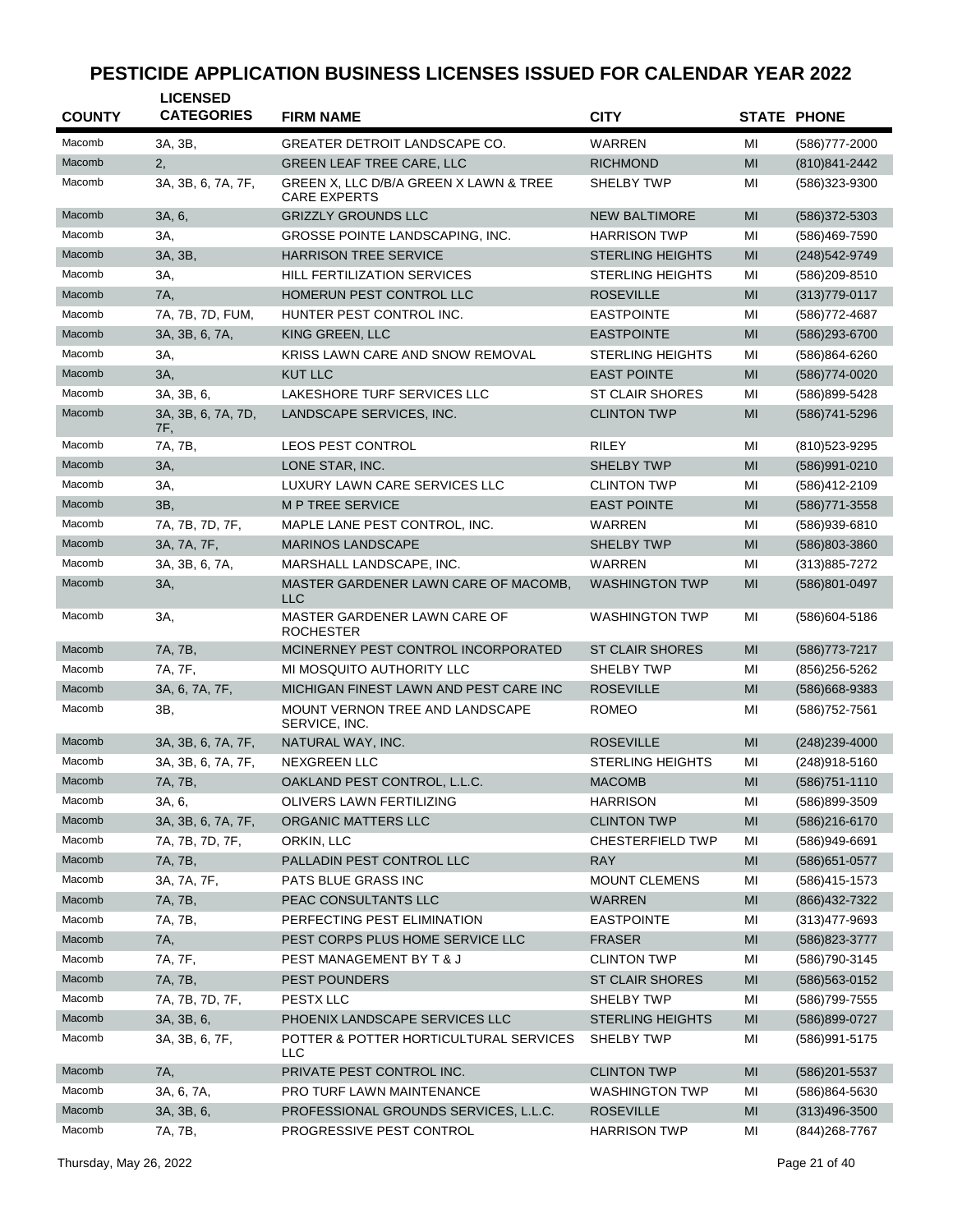# PESTICIDE APPLICATION BUSINESS LICENSES ISSUED FOR CALENDAR YEAR 2022

| COUNTY | LICENSED CATEGORIES | FIRM NAME | CITY | STATE | PHONE |
|---|---|---|---|---|---|
| Macomb | 3A, 3B, | GREATER DETROIT LANDSCAPE CO. | WARREN | MI | (586)777-2000 |
| Macomb | 2, | GREEN LEAF TREE CARE, LLC | RICHMOND | MI | (810)841-2442 |
| Macomb | 3A, 3B, 6, 7A, 7F, | GREEN X, LLC D/B/A GREEN X LAWN & TREE CARE EXPERTS | SHELBY TWP | MI | (586)323-9300 |
| Macomb | 3A, 6, | GRIZZLY GROUNDS LLC | NEW BALTIMORE | MI | (586)372-5303 |
| Macomb | 3A, | GROSSE POINTE LANDSCAPING, INC. | HARRISON TWP | MI | (586)469-7590 |
| Macomb | 3A, 3B, | HARRISON TREE SERVICE | STERLING HEIGHTS | MI | (248)542-9749 |
| Macomb | 3A, | HILL FERTILIZATION SERVICES | STERLING HEIGHTS | MI | (586)209-8510 |
| Macomb | 7A, | HOMERUN PEST CONTROL LLC | ROSEVILLE | MI | (313)779-0117 |
| Macomb | 7A, 7B, 7D, FUM, | HUNTER PEST CONTROL INC. | EASTPOINTE | MI | (586)772-4687 |
| Macomb | 3A, 3B, 6, 7A, | KING GREEN, LLC | EASTPOINTE | MI | (586)293-6700 |
| Macomb | 3A, | KRISS LAWN CARE AND SNOW REMOVAL | STERLING HEIGHTS | MI | (586)864-6260 |
| Macomb | 3A, | KUT LLC | EAST POINTE | MI | (586)774-0020 |
| Macomb | 3A, 3B, 6, | LAKESHORE TURF SERVICES LLC | ST CLAIR SHORES | MI | (586)899-5428 |
| Macomb | 3A, 3B, 6, 7A, 7D, 7F, | LANDSCAPE SERVICES, INC. | CLINTON TWP | MI | (586)741-5296 |
| Macomb | 7A, 7B, | LEOS PEST CONTROL | RILEY | MI | (810)523-9295 |
| Macomb | 3A, | LONE STAR, INC. | SHELBY TWP | MI | (586)991-0210 |
| Macomb | 3A, | LUXURY LAWN CARE SERVICES LLC | CLINTON TWP | MI | (586)412-2109 |
| Macomb | 3B, | M P TREE SERVICE | EAST POINTE | MI | (586)771-3558 |
| Macomb | 7A, 7B, 7D, 7F, | MAPLE LANE PEST CONTROL, INC. | WARREN | MI | (586)939-6810 |
| Macomb | 3A, 7A, 7F, | MARINOS LANDSCAPE | SHELBY TWP | MI | (586)803-3860 |
| Macomb | 3A, 3B, 6, 7A, | MARSHALL LANDSCAPE, INC. | WARREN | MI | (313)885-7272 |
| Macomb | 3A, | MASTER GARDENER LAWN CARE OF MACOMB, LLC | WASHINGTON TWP | MI | (586)801-0497 |
| Macomb | 3A, | MASTER GARDENER LAWN CARE OF ROCHESTER | WASHINGTON TWP | MI | (586)604-5186 |
| Macomb | 7A, 7B, | MCINERNEY PEST CONTROL INCORPORATED | ST CLAIR SHORES | MI | (586)773-7217 |
| Macomb | 7A, 7F, | MI MOSQUITO AUTHORITY LLC | SHELBY TWP | MI | (856)256-5262 |
| Macomb | 3A, 6, 7A, 7F, | MICHIGAN FINEST LAWN AND PEST CARE INC | ROSEVILLE | MI | (586)668-9383 |
| Macomb | 3B, | MOUNT VERNON TREE AND LANDSCAPE SERVICE, INC. | ROMEO | MI | (586)752-7561 |
| Macomb | 3A, 3B, 6, 7A, 7F, | NATURAL WAY, INC. | ROSEVILLE | MI | (248)239-4000 |
| Macomb | 3A, 3B, 6, 7A, 7F, | NEXGREEN LLC | STERLING HEIGHTS | MI | (248)918-5160 |
| Macomb | 7A, 7B, | OAKLAND PEST CONTROL, L.L.C. | MACOMB | MI | (586)751-1110 |
| Macomb | 3A, 6, | OLIVERS LAWN FERTILIZING | HARRISON | MI | (586)899-3509 |
| Macomb | 3A, 3B, 6, 7A, 7F, | ORGANIC MATTERS LLC | CLINTON TWP | MI | (586)216-6170 |
| Macomb | 7A, 7B, 7D, 7F, | ORKIN, LLC | CHESTERFIELD TWP | MI | (586)949-6691 |
| Macomb | 7A, 7B, | PALLADIN PEST CONTROL LLC | RAY | MI | (586)651-0577 |
| Macomb | 3A, 7A, 7F, | PATS BLUE GRASS INC | MOUNT CLEMENS | MI | (586)415-1573 |
| Macomb | 7A, 7B, | PEAC CONSULTANTS LLC | WARREN | MI | (866)432-7322 |
| Macomb | 7A, 7B, | PERFECTING PEST ELIMINATION | EASTPOINTE | MI | (313)477-9693 |
| Macomb | 7A, | PEST CORPS PLUS HOME SERVICE LLC | FRASER | MI | (586)823-3777 |
| Macomb | 7A, 7F, | PEST MANAGEMENT BY T & J | CLINTON TWP | MI | (586)790-3145 |
| Macomb | 7A, 7B, | PEST POUNDERS | ST CLAIR SHORES | MI | (586)563-0152 |
| Macomb | 7A, 7B, 7D, 7F, | PESTX LLC | SHELBY TWP | MI | (586)799-7555 |
| Macomb | 3A, 3B, 6, | PHOENIX LANDSCAPE SERVICES LLC | STERLING HEIGHTS | MI | (586)899-0727 |
| Macomb | 3A, 3B, 6, 7F, | POTTER & POTTER HORTICULTURAL SERVICES LLC | SHELBY TWP | MI | (586)991-5175 |
| Macomb | 7A, | PRIVATE PEST CONTROL INC. | CLINTON TWP | MI | (586)201-5537 |
| Macomb | 3A, 6, 7A, | PRO TURF LAWN MAINTENANCE | WASHINGTON TWP | MI | (586)864-5630 |
| Macomb | 3A, 3B, 6, | PROFESSIONAL GROUNDS SERVICES, L.L.C. | ROSEVILLE | MI | (313)496-3500 |
| Macomb | 7A, 7B, | PROGRESSIVE PEST CONTROL | HARRISON TWP | MI | (844)268-7767 |

Thursday, May 26, 2022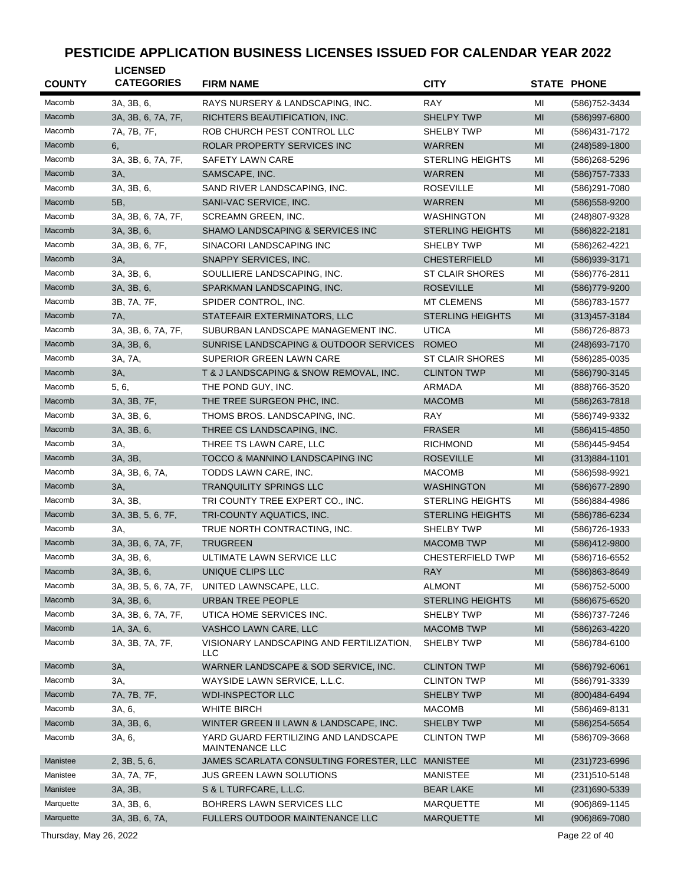# PESTICIDE APPLICATION BUSINESS LICENSES ISSUED FOR CALENDAR YEAR 2022

| COUNTY | LICENSED CATEGORIES | FIRM NAME | CITY | STATE | PHONE |
|---|---|---|---|---|---|
| Macomb | 3A, 3B, 6, | RAYS NURSERY & LANDSCAPING, INC. | RAY | MI | (586)752-3434 |
| Macomb | 3A, 3B, 6, 7A, 7F, | RICHTERS BEAUTIFICATION, INC. | SHELPY TWP | MI | (586)997-6800 |
| Macomb | 7A, 7B, 7F, | ROB CHURCH PEST CONTROL LLC | SHELBY TWP | MI | (586)431-7172 |
| Macomb | 6, | ROLAR PROPERTY SERVICES INC | WARREN | MI | (248)589-1800 |
| Macomb | 3A, 3B, 6, 7A, 7F, | SAFETY LAWN CARE | STERLING HEIGHTS | MI | (586)268-5296 |
| Macomb | 3A, | SAMSCAPE, INC. | WARREN | MI | (586)757-7333 |
| Macomb | 3A, 3B, 6, | SAND RIVER LANDSCAPING, INC. | ROSEVILLE | MI | (586)291-7080 |
| Macomb | 5B, | SANI-VAC SERVICE, INC. | WARREN | MI | (586)558-9200 |
| Macomb | 3A, 3B, 6, 7A, 7F, | SCREAMN GREEN, INC. | WASHINGTON | MI | (248)807-9328 |
| Macomb | 3A, 3B, 6, | SHAMO LANDSCAPING & SERVICES INC | STERLING HEIGHTS | MI | (586)822-2181 |
| Macomb | 3A, 3B, 6, 7F, | SINACORI LANDSCAPING INC | SHELBY TWP | MI | (586)262-4221 |
| Macomb | 3A, | SNAPPY SERVICES, INC. | CHESTERFIELD | MI | (586)939-3171 |
| Macomb | 3A, 3B, 6, | SOULLIERE LANDSCAPING, INC. | ST CLAIR SHORES | MI | (586)776-2811 |
| Macomb | 3A, 3B, 6, | SPARKMAN LANDSCAPING, INC. | ROSEVILLE | MI | (586)779-9200 |
| Macomb | 3B, 7A, 7F, | SPIDER CONTROL, INC. | MT CLEMENS | MI | (586)783-1577 |
| Macomb | 7A, | STATEFAIR EXTERMINATORS, LLC | STERLING HEIGHTS | MI | (313)457-3184 |
| Macomb | 3A, 3B, 6, 7A, 7F, | SUBURBAN LANDSCAPE MANAGEMENT INC. | UTICA | MI | (586)726-8873 |
| Macomb | 3A, 3B, 6, | SUNRISE LANDSCAPING & OUTDOOR SERVICES | ROMEO | MI | (248)693-7170 |
| Macomb | 3A, 7A, | SUPERIOR GREEN LAWN CARE | ST CLAIR SHORES | MI | (586)285-0035 |
| Macomb | 3A, | T & J LANDSCAPING & SNOW REMOVAL, INC. | CLINTON TWP | MI | (586)790-3145 |
| Macomb | 5, 6, | THE POND GUY, INC. | ARMADA | MI | (888)766-3520 |
| Macomb | 3A, 3B, 7F, | THE TREE SURGEON PHC, INC. | MACOMB | MI | (586)263-7818 |
| Macomb | 3A, 3B, 6, | THOMS BROS. LANDSCAPING, INC. | RAY | MI | (586)749-9332 |
| Macomb | 3A, 3B, 6, | THREE CS LANDSCAPING, INC. | FRASER | MI | (586)415-4850 |
| Macomb | 3A, | THREE TS LAWN CARE, LLC | RICHMOND | MI | (586)445-9454 |
| Macomb | 3A, 3B, | TOCCO & MANNINO LANDSCAPING INC | ROSEVILLE | MI | (313)884-1101 |
| Macomb | 3A, 3B, 6, 7A, | TODDS LAWN CARE, INC. | MACOMB | MI | (586)598-9921 |
| Macomb | 3A, | TRANQUILITY SPRINGS LLC | WASHINGTON | MI | (586)677-2890 |
| Macomb | 3A, 3B, | TRI COUNTY TREE EXPERT CO., INC. | STERLING HEIGHTS | MI | (586)884-4986 |
| Macomb | 3A, 3B, 5, 6, 7F, | TRI-COUNTY AQUATICS, INC. | STERLING HEIGHTS | MI | (586)786-6234 |
| Macomb | 3A, | TRUE NORTH CONTRACTING, INC. | SHELBY TWP | MI | (586)726-1933 |
| Macomb | 3A, 3B, 6, 7A, 7F, | TRUGREEN | MACOMB TWP | MI | (586)412-9800 |
| Macomb | 3A, 3B, 6, | ULTIMATE LAWN SERVICE LLC | CHESTERFIELD TWP | MI | (586)716-6552 |
| Macomb | 3A, 3B, 6, | UNIQUE CLIPS LLC | RAY | MI | (586)863-8649 |
| Macomb | 3A, 3B, 5, 6, 7A, 7F, | UNITED LAWNSCAPE, LLC. | ALMONT | MI | (586)752-5000 |
| Macomb | 3A, 3B, 6, | URBAN TREE PEOPLE | STERLING HEIGHTS | MI | (586)675-6520 |
| Macomb | 3A, 3B, 6, 7A, 7F, | UTICA HOME SERVICES INC. | SHELBY TWP | MI | (586)737-7246 |
| Macomb | 1A, 3A, 6, | VASHCO LAWN CARE, LLC | MACOMB TWP | MI | (586)263-4220 |
| Macomb | 3A, 3B, 7A, 7F, | VISIONARY LANDSCAPING AND FERTILIZATION, LLC | SHELBY TWP | MI | (586)784-6100 |
| Macomb | 3A, | WARNER LANDSCAPE & SOD SERVICE, INC. | CLINTON TWP | MI | (586)792-6061 |
| Macomb | 3A, | WAYSIDE LAWN SERVICE, L.L.C. | CLINTON TWP | MI | (586)791-3339 |
| Macomb | 7A, 7B, 7F, | WDI-INSPECTOR LLC | SHELBY TWP | MI | (800)484-6494 |
| Macomb | 3A, 6, | WHITE BIRCH | MACOMB | MI | (586)469-8131 |
| Macomb | 3A, 3B, 6, | WINTER GREEN II LAWN & LANDSCAPE, INC. | SHELBY TWP | MI | (586)254-5654 |
| Macomb | 3A, 6, | YARD GUARD FERTILIZING AND LANDSCAPE MAINTENANCE LLC | CLINTON TWP | MI | (586)709-3668 |
| Manistee | 2, 3B, 5, 6, | JAMES SCARLATA CONSULTING FORESTER, LLC | MANISTEE | MI | (231)723-6996 |
| Manistee | 3A, 7A, 7F, | JUS GREEN LAWN SOLUTIONS | MANISTEE | MI | (231)510-5148 |
| Manistee | 3A, 3B, | S & L TURFCARE, L.L.C. | BEAR LAKE | MI | (231)690-5339 |
| Marquette | 3A, 3B, 6, | BOHRERS LAWN SERVICES LLC | MARQUETTE | MI | (906)869-1145 |
| Marquette | 3A, 3B, 6, 7A, | FULLERS OUTDOOR MAINTENANCE LLC | MARQUETTE | MI | (906)869-7080 |

Thursday, May 26, 2022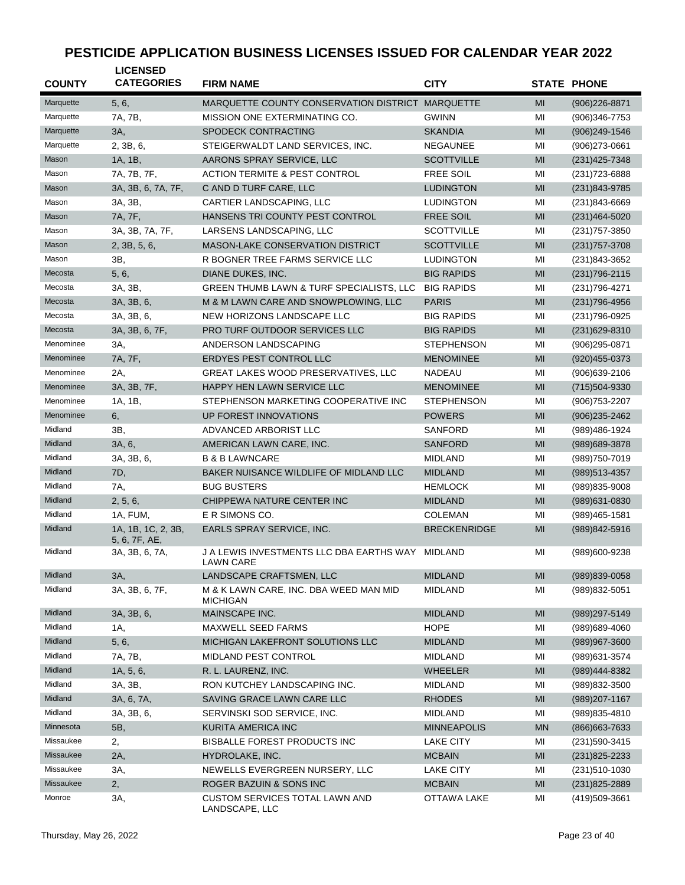# PESTICIDE APPLICATION BUSINESS LICENSES ISSUED FOR CALENDAR YEAR 2022

| COUNTY | LICENSED CATEGORIES | FIRM NAME | CITY | STATE | PHONE |
|---|---|---|---|---|---|
| Marquette | 5, 6, | MARQUETTE COUNTY CONSERVATION DISTRICT | MARQUETTE | MI | (906)226-8871 |
| Marquette | 7A, 7B, | MISSION ONE EXTERMINATING CO. | GWINN | MI | (906)346-7753 |
| Marquette | 3A, | SPODECK CONTRACTING | SKANDIA | MI | (906)249-1546 |
| Marquette | 2, 3B, 6, | STEIGERWALDT LAND SERVICES, INC. | NEGAUNEE | MI | (906)273-0661 |
| Mason | 1A, 1B, | AARONS SPRAY SERVICE, LLC | SCOTTVILLE | MI | (231)425-7348 |
| Mason | 7A, 7B, 7F, | ACTION TERMITE & PEST CONTROL | FREE SOIL | MI | (231)723-6888 |
| Mason | 3A, 3B, 6, 7A, 7F, | C AND D TURF CARE, LLC | LUDINGTON | MI | (231)843-9785 |
| Mason | 3A, 3B, | CARTIER LANDSCAPING, LLC | LUDINGTON | MI | (231)843-6669 |
| Mason | 7A, 7F, | HANSENS TRI COUNTY PEST CONTROL | FREE SOIL | MI | (231)464-5020 |
| Mason | 3A, 3B, 7A, 7F, | LARSENS LANDSCAPING, LLC | SCOTTVILLE | MI | (231)757-3850 |
| Mason | 2, 3B, 5, 6, | MASON-LAKE CONSERVATION DISTRICT | SCOTTVILLE | MI | (231)757-3708 |
| Mason | 3B, | R BOGNER TREE FARMS SERVICE LLC | LUDINGTON | MI | (231)843-3652 |
| Mecosta | 5, 6, | DIANE DUKES, INC. | BIG RAPIDS | MI | (231)796-2115 |
| Mecosta | 3A, 3B, | GREEN THUMB LAWN & TURF SPECIALISTS, LLC | BIG RAPIDS | MI | (231)796-4271 |
| Mecosta | 3A, 3B, 6, | M & M LAWN CARE AND SNOWPLOWING, LLC | PARIS | MI | (231)796-4956 |
| Mecosta | 3A, 3B, 6, | NEW HORIZONS LANDSCAPE LLC | BIG RAPIDS | MI | (231)796-0925 |
| Mecosta | 3A, 3B, 6, 7F, | PRO TURF OUTDOOR SERVICES LLC | BIG RAPIDS | MI | (231)629-8310 |
| Menominee | 3A, | ANDERSON LANDSCAPING | STEPHENSON | MI | (906)295-0871 |
| Menominee | 7A, 7F, | ERDYES PEST CONTROL LLC | MENOMINEE | MI | (920)455-0373 |
| Menominee | 2A, | GREAT LAKES WOOD PRESERVATIVES, LLC | NADEAU | MI | (906)639-2106 |
| Menominee | 3A, 3B, 7F, | HAPPY HEN LAWN SERVICE LLC | MENOMINEE | MI | (715)504-9330 |
| Menominee | 1A, 1B, | STEPHENSON MARKETING COOPERATIVE INC | STEPHENSON | MI | (906)753-2207 |
| Menominee | 6, | UP FOREST INNOVATIONS | POWERS | MI | (906)235-2462 |
| Midland | 3B, | ADVANCED ARBORIST LLC | SANFORD | MI | (989)486-1924 |
| Midland | 3A, 6, | AMERICAN LAWN CARE, INC. | SANFORD | MI | (989)689-3878 |
| Midland | 3A, 3B, 6, | B & B LAWNCARE | MIDLAND | MI | (989)750-7019 |
| Midland | 7D, | BAKER NUISANCE WILDLIFE OF MIDLAND LLC | MIDLAND | MI | (989)513-4357 |
| Midland | 7A, | BUG BUSTERS | HEMLOCK | MI | (989)835-9008 |
| Midland | 2, 5, 6, | CHIPPEWA NATURE CENTER INC | MIDLAND | MI | (989)631-0830 |
| Midland | 1A, FUM, | E R SIMONS CO. | COLEMAN | MI | (989)465-1581 |
| Midland | 1A, 1B, 1C, 2, 3B, 5, 6, 7F, AE, | EARLS SPRAY SERVICE, INC. | BRECKENRIDGE | MI | (989)842-5916 |
| Midland | 3A, 3B, 6, 7A, | J A LEWIS INVESTMENTS LLC DBA EARTHS WAY LAWN CARE | MIDLAND | MI | (989)600-9238 |
| Midland | 3A, | LANDSCAPE CRAFTSMEN, LLC | MIDLAND | MI | (989)839-0058 |
| Midland | 3A, 3B, 6, 7F, | M & K LAWN CARE, INC. DBA WEED MAN MID MICHIGAN | MIDLAND | MI | (989)832-5051 |
| Midland | 3A, 3B, 6, | MAINSCAPE INC. | MIDLAND | MI | (989)297-5149 |
| Midland | 1A, | MAXWELL SEED FARMS | HOPE | MI | (989)689-4060 |
| Midland | 5, 6, | MICHIGAN LAKEFRONT SOLUTIONS LLC | MIDLAND | MI | (989)967-3600 |
| Midland | 7A, 7B, | MIDLAND PEST CONTROL | MIDLAND | MI | (989)631-3574 |
| Midland | 1A, 5, 6, | R. L. LAURENZ, INC. | WHEELER | MI | (989)444-8382 |
| Midland | 3A, 3B, | RON KUTCHEY LANDSCAPING INC. | MIDLAND | MI | (989)832-3500 |
| Midland | 3A, 6, 7A, | SAVING GRACE LAWN CARE LLC | RHODES | MI | (989)207-1167 |
| Midland | 3A, 3B, 6, | SERVINSKI SOD SERVICE, INC. | MIDLAND | MI | (989)835-4810 |
| Minnesota | 5B, | KURITA AMERICA INC | MINNEAPOLIS | MN | (866)663-7633 |
| Missaukee | 2, | BISBALLE FOREST PRODUCTS INC | LAKE CITY | MI | (231)590-3415 |
| Missaukee | 2A, | HYDROLAKE, INC. | MCBAIN | MI | (231)825-2233 |
| Missaukee | 3A, | NEWELLS EVERGREEN NURSERY, LLC | LAKE CITY | MI | (231)510-1030 |
| Missaukee | 2, | ROGER BAZUIN & SONS INC | MCBAIN | MI | (231)825-2889 |
| Monroe | 3A, | CUSTOM SERVICES TOTAL LAWN AND LANDSCAPE, LLC | OTTAWA LAKE | MI | (419)509-3661 |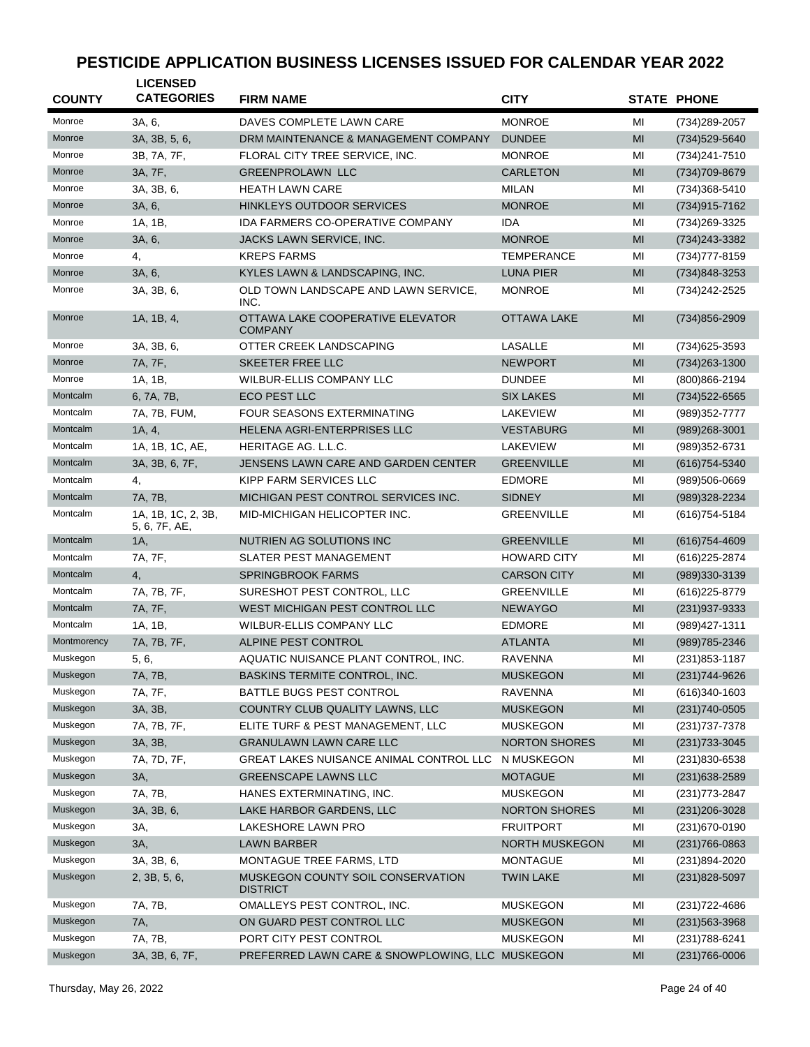# PESTICIDE APPLICATION BUSINESS LICENSES ISSUED FOR CALENDAR YEAR 2022

| COUNTY | LICENSED CATEGORIES | FIRM NAME | CITY | STATE | PHONE |
|---|---|---|---|---|---|
| Monroe | 3A, 6, | DAVES COMPLETE LAWN CARE | MONROE | MI | (734)289-2057 |
| Monroe | 3A, 3B, 5, 6, | DRM MAINTENANCE & MANAGEMENT COMPANY | DUNDEE | MI | (734)529-5640 |
| Monroe | 3B, 7A, 7F, | FLORAL CITY TREE SERVICE, INC. | MONROE | MI | (734)241-7510 |
| Monroe | 3A, 7F, | GREENPROLAWN LLC | CARLETON | MI | (734)709-8679 |
| Monroe | 3A, 3B, 6, | HEATH LAWN CARE | MILAN | MI | (734)368-5410 |
| Monroe | 3A, 6, | HINKLEYS OUTDOOR SERVICES | MONROE | MI | (734)915-7162 |
| Monroe | 1A, 1B, | IDA FARMERS CO-OPERATIVE COMPANY | IDA | MI | (734)269-3325 |
| Monroe | 3A, 6, | JACKS LAWN SERVICE, INC. | MONROE | MI | (734)243-3382 |
| Monroe | 4, | KREPS FARMS | TEMPERANCE | MI | (734)777-8159 |
| Monroe | 3A, 6, | KYLES LAWN & LANDSCAPING, INC. | LUNA PIER | MI | (734)848-3253 |
| Monroe | 3A, 3B, 6, | OLD TOWN LANDSCAPE AND LAWN SERVICE, INC. | MONROE | MI | (734)242-2525 |
| Monroe | 1A, 1B, 4, | OTTAWA LAKE COOPERATIVE ELEVATOR COMPANY | OTTAWA LAKE | MI | (734)856-2909 |
| Monroe | 3A, 3B, 6, | OTTER CREEK LANDSCAPING | LASALLE | MI | (734)625-3593 |
| Monroe | 7A, 7F, | SKEETER FREE LLC | NEWPORT | MI | (734)263-1300 |
| Monroe | 1A, 1B, | WILBUR-ELLIS COMPANY LLC | DUNDEE | MI | (800)866-2194 |
| Montcalm | 6, 7A, 7B, | ECO PEST LLC | SIX LAKES | MI | (734)522-6565 |
| Montcalm | 7A, 7B, FUM, | FOUR SEASONS EXTERMINATING | LAKEVIEW | MI | (989)352-7777 |
| Montcalm | 1A, 4, | HELENA AGRI-ENTERPRISES LLC | VESTABURG | MI | (989)268-3001 |
| Montcalm | 1A, 1B, 1C, AE, | HERITAGE AG. L.L.C. | LAKEVIEW | MI | (989)352-6731 |
| Montcalm | 3A, 3B, 6, 7F, | JENSENS LAWN CARE AND GARDEN CENTER | GREENVILLE | MI | (616)754-5340 |
| Montcalm | 4, | KIPP FARM SERVICES LLC | EDMORE | MI | (989)506-0669 |
| Montcalm | 7A, 7B, | MICHIGAN PEST CONTROL SERVICES INC. | SIDNEY | MI | (989)328-2234 |
| Montcalm | 1A, 1B, 1C, 2, 3B, 5, 6, 7F, AE, | MID-MICHIGAN HELICOPTER INC. | GREENVILLE | MI | (616)754-5184 |
| Montcalm | 1A, | NUTRIEN AG SOLUTIONS INC | GREENVILLE | MI | (616)754-4609 |
| Montcalm | 7A, 7F, | SLATER PEST MANAGEMENT | HOWARD CITY | MI | (616)225-2874 |
| Montcalm | 4, | SPRINGBROOK FARMS | CARSON CITY | MI | (989)330-3139 |
| Montcalm | 7A, 7B, 7F, | SURESHOT PEST CONTROL, LLC | GREENVILLE | MI | (616)225-8779 |
| Montcalm | 7A, 7F, | WEST MICHIGAN PEST CONTROL LLC | NEWAYGO | MI | (231)937-9333 |
| Montcalm | 1A, 1B, | WILBUR-ELLIS COMPANY LLC | EDMORE | MI | (989)427-1311 |
| Montmorency | 7A, 7B, 7F, | ALPINE PEST CONTROL | ATLANTA | MI | (989)785-2346 |
| Muskegon | 5, 6, | AQUATIC NUISANCE PLANT CONTROL, INC. | RAVENNA | MI | (231)853-1187 |
| Muskegon | 7A, 7B, | BASKINS TERMITE CONTROL, INC. | MUSKEGON | MI | (231)744-9626 |
| Muskegon | 7A, 7F, | BATTLE BUGS PEST CONTROL | RAVENNA | MI | (616)340-1603 |
| Muskegon | 3A, 3B, | COUNTRY CLUB QUALITY LAWNS, LLC | MUSKEGON | MI | (231)740-0505 |
| Muskegon | 7A, 7B, 7F, | ELITE TURF & PEST MANAGEMENT, LLC | MUSKEGON | MI | (231)737-7378 |
| Muskegon | 3A, 3B, | GRANULAWN LAWN CARE LLC | NORTON SHORES | MI | (231)733-3045 |
| Muskegon | 7A, 7D, 7F, | GREAT LAKES NUISANCE ANIMAL CONTROL LLC | N MUSKEGON | MI | (231)830-6538 |
| Muskegon | 3A, | GREENSCAPE LAWNS LLC | MOTAGUE | MI | (231)638-2589 |
| Muskegon | 7A, 7B, | HANES EXTERMINATING, INC. | MUSKEGON | MI | (231)773-2847 |
| Muskegon | 3A, 3B, 6, | LAKE HARBOR GARDENS, LLC | NORTON SHORES | MI | (231)206-3028 |
| Muskegon | 3A, | LAKESHORE LAWN PRO | FRUITPORT | MI | (231)670-0190 |
| Muskegon | 3A, | LAWN BARBER | NORTH MUSKEGON | MI | (231)766-0863 |
| Muskegon | 3A, 3B, 6, | MONTAGUE TREE FARMS, LTD | MONTAGUE | MI | (231)894-2020 |
| Muskegon | 2, 3B, 5, 6, | MUSKEGON COUNTY SOIL CONSERVATION DISTRICT | TWIN LAKE | MI | (231)828-5097 |
| Muskegon | 7A, 7B, | OMALLEYS PEST CONTROL, INC. | MUSKEGON | MI | (231)722-4686 |
| Muskegon | 7A, | ON GUARD PEST CONTROL LLC | MUSKEGON | MI | (231)563-3968 |
| Muskegon | 7A, 7B, | PORT CITY PEST CONTROL | MUSKEGON | MI | (231)788-6241 |
| Muskegon | 3A, 3B, 6, 7F, | PREFERRED LAWN CARE & SNOWPLOWING, LLC | MUSKEGON | MI | (231)766-0006 |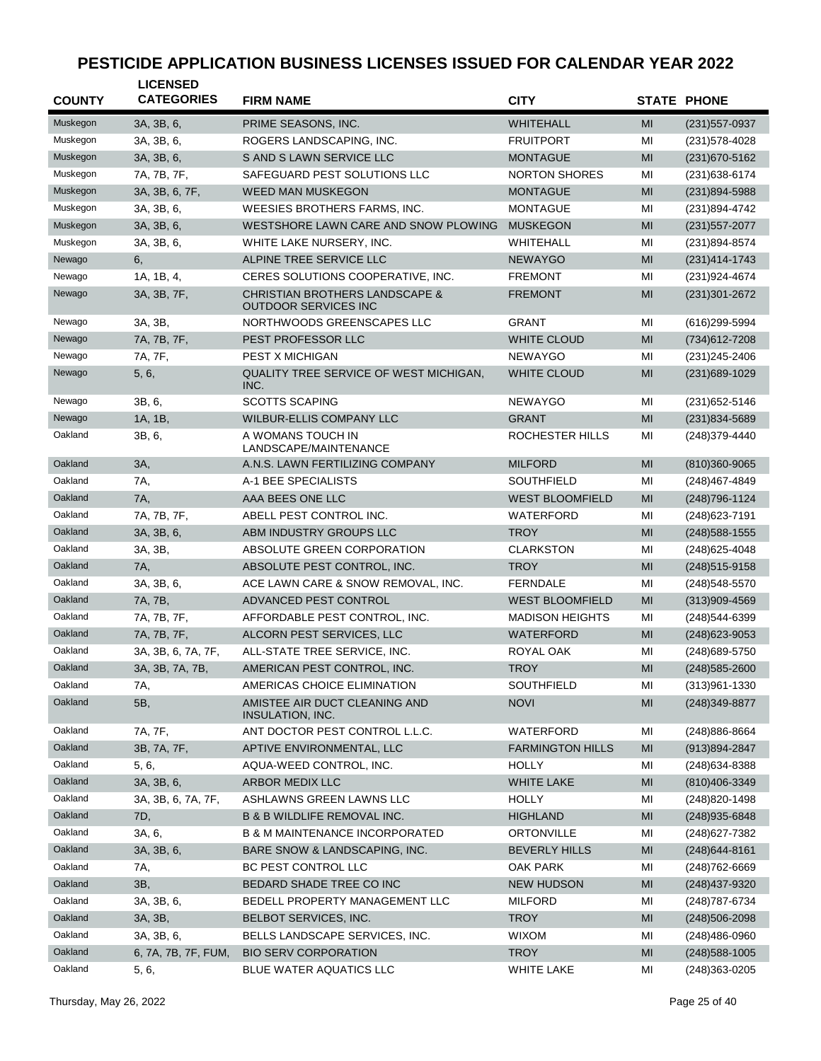# PESTICIDE APPLICATION BUSINESS LICENSES ISSUED FOR CALENDAR YEAR 2022

| COUNTY | LICENSED CATEGORIES | FIRM NAME | CITY | STATE | PHONE |
|---|---|---|---|---|---|
| Muskegon | 3A, 3B, 6, | PRIME SEASONS, INC. | WHITEHALL | MI | (231)557-0937 |
| Muskegon | 3A, 3B, 6, | ROGERS LANDSCAPING, INC. | FRUITPORT | MI | (231)578-4028 |
| Muskegon | 3A, 3B, 6, | S AND S LAWN SERVICE LLC | MONTAGUE | MI | (231)670-5162 |
| Muskegon | 7A, 7B, 7F, | SAFEGUARD PEST SOLUTIONS LLC | NORTON SHORES | MI | (231)638-6174 |
| Muskegon | 3A, 3B, 6, 7F, | WEED MAN MUSKEGON | MONTAGUE | MI | (231)894-5988 |
| Muskegon | 3A, 3B, 6, | WEESIES BROTHERS FARMS, INC. | MONTAGUE | MI | (231)894-4742 |
| Muskegon | 3A, 3B, 6, | WESTSHORE LAWN CARE AND SNOW PLOWING | MUSKEGON | MI | (231)557-2077 |
| Muskegon | 3A, 3B, 6, | WHITE LAKE NURSERY, INC. | WHITEHALL | MI | (231)894-8574 |
| Newago | 6, | ALPINE TREE SERVICE LLC | NEWAYGO | MI | (231)414-1743 |
| Newago | 1A, 1B, 4, | CERES SOLUTIONS COOPERATIVE, INC. | FREMONT | MI | (231)924-4674 |
| Newago | 3A, 3B, 7F, | CHRISTIAN BROTHERS LANDSCAPE & OUTDOOR SERVICES INC | FREMONT | MI | (231)301-2672 |
| Newago | 3A, 3B, | NORTHWOODS GREENSCAPES LLC | GRANT | MI | (616)299-5994 |
| Newago | 7A, 7B, 7F, | PEST PROFESSOR LLC | WHITE CLOUD | MI | (734)612-7208 |
| Newago | 7A, 7F, | PEST X MICHIGAN | NEWAYGO | MI | (231)245-2406 |
| Newago | 5, 6, | QUALITY TREE SERVICE OF WEST MICHIGAN, INC. | WHITE CLOUD | MI | (231)689-1029 |
| Newago | 3B, 6, | SCOTTS SCAPING | NEWAYGO | MI | (231)652-5146 |
| Newago | 1A, 1B, | WILBUR-ELLIS COMPANY LLC | GRANT | MI | (231)834-5689 |
| Oakland | 3B, 6, | A WOMANS TOUCH IN LANDSCAPE/MAINTENANCE | ROCHESTER HILLS | MI | (248)379-4440 |
| Oakland | 3A, | A.N.S. LAWN FERTILIZING COMPANY | MILFORD | MI | (810)360-9065 |
| Oakland | 7A, | A-1 BEE SPECIALISTS | SOUTHFIELD | MI | (248)467-4849 |
| Oakland | 7A, | AAA BEES ONE LLC | WEST BLOOMFIELD | MI | (248)796-1124 |
| Oakland | 7A, 7B, 7F, | ABELL PEST CONTROL INC. | WATERFORD | MI | (248)623-7191 |
| Oakland | 3A, 3B, 6, | ABM INDUSTRY GROUPS LLC | TROY | MI | (248)588-1555 |
| Oakland | 3A, 3B, | ABSOLUTE GREEN CORPORATION | CLARKSTON | MI | (248)625-4048 |
| Oakland | 7A, | ABSOLUTE PEST CONTROL, INC. | TROY | MI | (248)515-9158 |
| Oakland | 3A, 3B, 6, | ACE LAWN CARE & SNOW REMOVAL, INC. | FERNDALE | MI | (248)548-5570 |
| Oakland | 7A, 7B, | ADVANCED PEST CONTROL | WEST BLOOMFIELD | MI | (313)909-4569 |
| Oakland | 7A, 7B, 7F, | AFFORDABLE PEST CONTROL, INC. | MADISON HEIGHTS | MI | (248)544-6399 |
| Oakland | 7A, 7B, 7F, | ALCORN PEST SERVICES, LLC | WATERFORD | MI | (248)623-9053 |
| Oakland | 3A, 3B, 6, 7A, 7F, | ALL-STATE TREE SERVICE, INC. | ROYAL OAK | MI | (248)689-5750 |
| Oakland | 3A, 3B, 7A, 7B, | AMERICAN PEST CONTROL, INC. | TROY | MI | (248)585-2600 |
| Oakland | 7A, | AMERICAS CHOICE ELIMINATION | SOUTHFIELD | MI | (313)961-1330 |
| Oakland | 5B, | AMISTEE AIR DUCT CLEANING AND INSULATION, INC. | NOVI | MI | (248)349-8877 |
| Oakland | 7A, 7F, | ANT DOCTOR PEST CONTROL L.L.C. | WATERFORD | MI | (248)886-8664 |
| Oakland | 3B, 7A, 7F, | APTIVE ENVIRONMENTAL, LLC | FARMINGTON HILLS | MI | (913)894-2847 |
| Oakland | 5, 6, | AQUA-WEED CONTROL, INC. | HOLLY | MI | (248)634-8388 |
| Oakland | 3A, 3B, 6, | ARBOR MEDIX LLC | WHITE LAKE | MI | (810)406-3349 |
| Oakland | 3A, 3B, 6, 7A, 7F, | ASHLAWNS GREEN LAWNS LLC | HOLLY | MI | (248)820-1498 |
| Oakland | 7D, | B & B WILDLIFE REMOVAL INC. | HIGHLAND | MI | (248)935-6848 |
| Oakland | 3A, 6, | B & M MAINTENANCE INCORPORATED | ORTONVILLE | MI | (248)627-7382 |
| Oakland | 3A, 3B, 6, | BARE SNOW & LANDSCAPING, INC. | BEVERLY HILLS | MI | (248)644-8161 |
| Oakland | 7A, | BC PEST CONTROL LLC | OAK PARK | MI | (248)762-6669 |
| Oakland | 3B, | BEDARD SHADE TREE CO INC | NEW HUDSON | MI | (248)437-9320 |
| Oakland | 3A, 3B, 6, | BEDELL PROPERTY MANAGEMENT LLC | MILFORD | MI | (248)787-6734 |
| Oakland | 3A, 3B, | BELBOT SERVICES, INC. | TROY | MI | (248)506-2098 |
| Oakland | 3A, 3B, 6, | BELLS LANDSCAPE SERVICES, INC. | WIXOM | MI | (248)486-0960 |
| Oakland | 6, 7A, 7B, 7F, FUM, | BIO SERV CORPORATION | TROY | MI | (248)588-1005 |
| Oakland | 5, 6, | BLUE WATER AQUATICS LLC | WHITE LAKE | MI | (248)363-0205 |

Thursday, May 26, 2022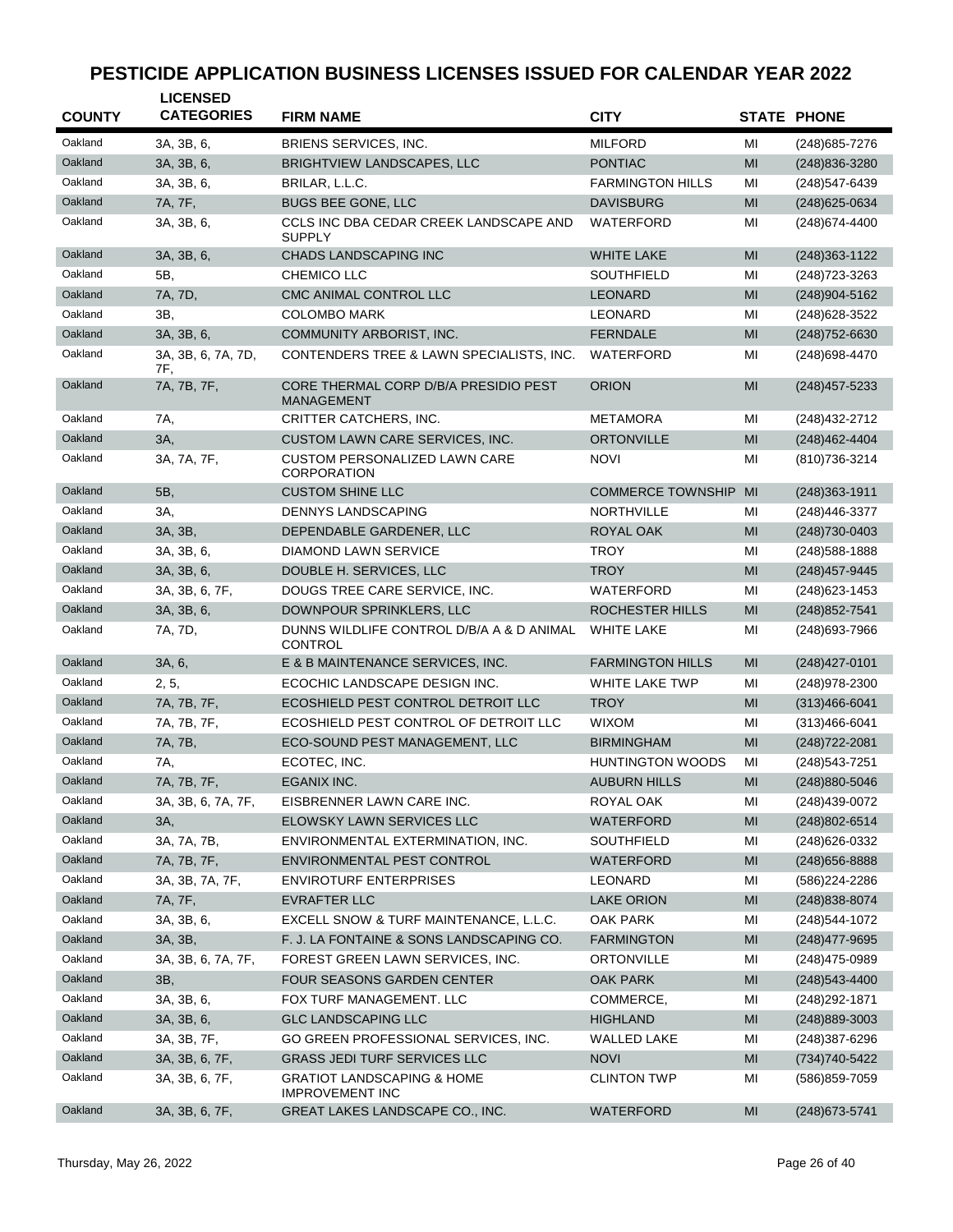# PESTICIDE APPLICATION BUSINESS LICENSES ISSUED FOR CALENDAR YEAR 2022

| COUNTY | LICENSED CATEGORIES | FIRM NAME | CITY | STATE | PHONE |
|---|---|---|---|---|---|
| Oakland | 3A, 3B, 6, | BRIENS SERVICES, INC. | MILFORD | MI | (248)685-7276 |
| Oakland | 3A, 3B, 6, | BRIGHTVIEW LANDSCAPES, LLC | PONTIAC | MI | (248)836-3280 |
| Oakland | 3A, 3B, 6, | BRILAR, L.L.C. | FARMINGTON HILLS | MI | (248)547-6439 |
| Oakland | 7A, 7F, | BUGS BEE GONE, LLC | DAVISBURG | MI | (248)625-0634 |
| Oakland | 3A, 3B, 6, | CCLS INC DBA CEDAR CREEK LANDSCAPE AND SUPPLY | WATERFORD | MI | (248)674-4400 |
| Oakland | 3A, 3B, 6, | CHADS LANDSCAPING INC | WHITE LAKE | MI | (248)363-1122 |
| Oakland | 5B, | CHEMICO LLC | SOUTHFIELD | MI | (248)723-3263 |
| Oakland | 7A, 7D, | CMC ANIMAL CONTROL LLC | LEONARD | MI | (248)904-5162 |
| Oakland | 3B, | COLOMBO MARK | LEONARD | MI | (248)628-3522 |
| Oakland | 3A, 3B, 6, | COMMUNITY ARBORIST, INC. | FERNDALE | MI | (248)752-6630 |
| Oakland | 3A, 3B, 6, 7A, 7D, 7F, | CONTENDERS TREE & LAWN SPECIALISTS, INC. | WATERFORD | MI | (248)698-4470 |
| Oakland | 7A, 7B, 7F, | CORE THERMAL CORP D/B/A PRESIDIO PEST MANAGEMENT | ORION | MI | (248)457-5233 |
| Oakland | 7A, | CRITTER CATCHERS, INC. | METAMORA | MI | (248)432-2712 |
| Oakland | 3A, | CUSTOM LAWN CARE SERVICES, INC. | ORTONVILLE | MI | (248)462-4404 |
| Oakland | 3A, 7A, 7F, | CUSTOM PERSONALIZED LAWN CARE CORPORATION | NOVI | MI | (810)736-3214 |
| Oakland | 5B, | CUSTOM SHINE LLC | COMMERCE TOWNSHIP | MI | (248)363-1911 |
| Oakland | 3A, | DENNYS LANDSCAPING | NORTHVILLE | MI | (248)446-3377 |
| Oakland | 3A, 3B, | DEPENDABLE GARDENER, LLC | ROYAL OAK | MI | (248)730-0403 |
| Oakland | 3A, 3B, 6, | DIAMOND LAWN SERVICE | TROY | MI | (248)588-1888 |
| Oakland | 3A, 3B, 6, | DOUBLE H. SERVICES, LLC | TROY | MI | (248)457-9445 |
| Oakland | 3A, 3B, 6, 7F, | DOUGS TREE CARE SERVICE, INC. | WATERFORD | MI | (248)623-1453 |
| Oakland | 3A, 3B, 6, | DOWNPOUR SPRINKLERS, LLC | ROCHESTER HILLS | MI | (248)852-7541 |
| Oakland | 7A, 7D, | DUNNS WILDLIFE CONTROL D/B/A A & D ANIMAL CONTROL | WHITE LAKE | MI | (248)693-7966 |
| Oakland | 3A, 6, | E & B MAINTENANCE SERVICES, INC. | FARMINGTON HILLS | MI | (248)427-0101 |
| Oakland | 2, 5, | ECOCHIC LANDSCAPE DESIGN INC. | WHITE LAKE TWP | MI | (248)978-2300 |
| Oakland | 7A, 7B, 7F, | ECOSHIELD PEST CONTROL DETROIT LLC | TROY | MI | (313)466-6041 |
| Oakland | 7A, 7B, 7F, | ECOSHIELD PEST CONTROL OF DETROIT LLC | WIXOM | MI | (313)466-6041 |
| Oakland | 7A, 7B, | ECO-SOUND PEST MANAGEMENT, LLC | BIRMINGHAM | MI | (248)722-2081 |
| Oakland | 7A, | ECOTEC, INC. | HUNTINGTON WOODS | MI | (248)543-7251 |
| Oakland | 7A, 7B, 7F, | EGANIX INC. | AUBURN HILLS | MI | (248)880-5046 |
| Oakland | 3A, 3B, 6, 7A, 7F, | EISBRENNER LAWN CARE INC. | ROYAL OAK | MI | (248)439-0072 |
| Oakland | 3A, | ELOWSKY LAWN SERVICES LLC | WATERFORD | MI | (248)802-6514 |
| Oakland | 3A, 7A, 7B, | ENVIRONMENTAL EXTERMINATION, INC. | SOUTHFIELD | MI | (248)626-0332 |
| Oakland | 7A, 7B, 7F, | ENVIRONMENTAL PEST CONTROL | WATERFORD | MI | (248)656-8888 |
| Oakland | 3A, 3B, 7A, 7F, | ENVIROTURF ENTERPRISES | LEONARD | MI | (586)224-2286 |
| Oakland | 7A, 7F, | EVRAFTER LLC | LAKE ORION | MI | (248)838-8074 |
| Oakland | 3A, 3B, 6, | EXCELL SNOW & TURF MAINTENANCE, L.L.C. | OAK PARK | MI | (248)544-1072 |
| Oakland | 3A, 3B, | F. J. LA FONTAINE & SONS LANDSCAPING CO. | FARMINGTON | MI | (248)477-9695 |
| Oakland | 3A, 3B, 6, 7A, 7F, | FOREST GREEN LAWN SERVICES, INC. | ORTONVILLE | MI | (248)475-0989 |
| Oakland | 3B, | FOUR SEASONS GARDEN CENTER | OAK PARK | MI | (248)543-4400 |
| Oakland | 3A, 3B, 6, | FOX TURF MANAGEMENT. LLC | COMMERCE, | MI | (248)292-1871 |
| Oakland | 3A, 3B, 6, | GLC LANDSCAPING LLC | HIGHLAND | MI | (248)889-3003 |
| Oakland | 3A, 3B, 7F, | GO GREEN PROFESSIONAL SERVICES, INC. | WALLED LAKE | MI | (248)387-6296 |
| Oakland | 3A, 3B, 6, 7F, | GRASS JEDI TURF SERVICES LLC | NOVI | MI | (734)740-5422 |
| Oakland | 3A, 3B, 6, 7F, | GRATIOT LANDSCAPING & HOME IMPROVEMENT INC | CLINTON TWP | MI | (586)859-7059 |
| Oakland | 3A, 3B, 6, 7F, | GREAT LAKES LANDSCAPE CO., INC. | WATERFORD | MI | (248)673-5741 |

Thursday, May 26, 2022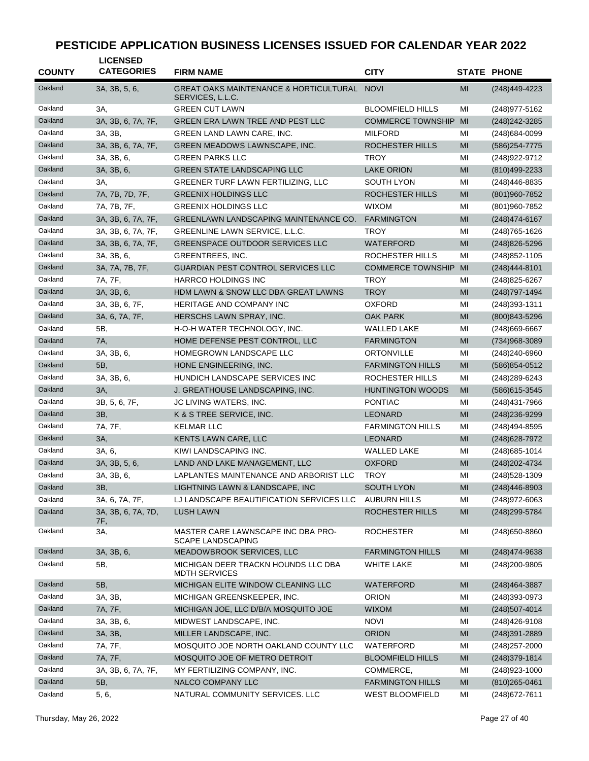# PESTICIDE APPLICATION BUSINESS LICENSES ISSUED FOR CALENDAR YEAR 2022

| COUNTY | LICENSED CATEGORIES | FIRM NAME | CITY | STATE | PHONE |
|---|---|---|---|---|---|
| Oakland | 3A, 3B, 5, 6, | GREAT OAKS MAINTENANCE & HORTICULTURAL SERVICES, L.L.C. | NOVI | MI | (248)449-4223 |
| Oakland | 3A, | GREEN CUT LAWN | BLOOMFIELD HILLS | MI | (248)977-5162 |
| Oakland | 3A, 3B, 6, 7A, 7F, | GREEN ERA LAWN TREE AND PEST LLC | COMMERCE TOWNSHIP | MI | (248)242-3285 |
| Oakland | 3A, 3B, | GREEN LAND LAWN CARE, INC. | MILFORD | MI | (248)684-0099 |
| Oakland | 3A, 3B, 6, 7A, 7F, | GREEN MEADOWS LAWNSCAPE, INC. | ROCHESTER HILLS | MI | (586)254-7775 |
| Oakland | 3A, 3B, 6, | GREEN PARKS LLC | TROY | MI | (248)922-9712 |
| Oakland | 3A, 3B, 6, | GREEN STATE LANDSCAPING LLC | LAKE ORION | MI | (810)499-2233 |
| Oakland | 3A, | GREENER TURF LAWN FERTILIZING, LLC | SOUTH LYON | MI | (248)446-8835 |
| Oakland | 7A, 7B, 7D, 7F, | GREENIX HOLDINGS LLC | ROCHESTER HILLS | MI | (801)960-7852 |
| Oakland | 7A, 7B, 7F, | GREENIX HOLDINGS LLC | WIXOM | MI | (801)960-7852 |
| Oakland | 3A, 3B, 6, 7A, 7F, | GREENLAWN LANDSCAPING MAINTENANCE CO. | FARMINGTON | MI | (248)474-6167 |
| Oakland | 3A, 3B, 6, 7A, 7F, | GREENLINE LAWN SERVICE, L.L.C. | TROY | MI | (248)765-1626 |
| Oakland | 3A, 3B, 6, 7A, 7F, | GREENSPACE OUTDOOR SERVICES LLC | WATERFORD | MI | (248)826-5296 |
| Oakland | 3A, 3B, 6, | GREENTREES, INC. | ROCHESTER HILLS | MI | (248)852-1105 |
| Oakland | 3A, 7A, 7B, 7F, | GUARDIAN PEST CONTROL SERVICES LLC | COMMERCE TOWNSHIP | MI | (248)444-8101 |
| Oakland | 7A, 7F, | HARRCO HOLDINGS INC | TROY | MI | (248)825-6267 |
| Oakland | 3A, 3B, 6, | HDM LAWN & SNOW LLC DBA GREAT LAWNS | TROY | MI | (248)797-1494 |
| Oakland | 3A, 3B, 6, 7F, | HERITAGE AND COMPANY INC | OXFORD | MI | (248)393-1311 |
| Oakland | 3A, 6, 7A, 7F, | HERSCHS LAWN SPRAY, INC. | OAK PARK | MI | (800)843-5296 |
| Oakland | 5B, | H-O-H WATER TECHNOLOGY, INC. | WALLED LAKE | MI | (248)669-6667 |
| Oakland | 7A, | HOME DEFENSE PEST CONTROL, LLC | FARMINGTON | MI | (734)968-3089 |
| Oakland | 3A, 3B, 6, | HOMEGROWN LANDSCAPE LLC | ORTONVILLE | MI | (248)240-6960 |
| Oakland | 5B, | HONE ENGINEERING, INC. | FARMINGTON HILLS | MI | (586)854-0512 |
| Oakland | 3A, 3B, 6, | HUNDICH LANDSCAPE SERVICES INC | ROCHESTER HILLS | MI | (248)289-6243 |
| Oakland | 3A, | J. GREATHOUSE LANDSCAPING, INC. | HUNTINGTON WOODS | MI | (586)615-3545 |
| Oakland | 3B, 5, 6, 7F, | JC LIVING WATERS, INC. | PONTIAC | MI | (248)431-7966 |
| Oakland | 3B, | K & S TREE SERVICE, INC. | LEONARD | MI | (248)236-9299 |
| Oakland | 7A, 7F, | KELMAR LLC | FARMINGTON HILLS | MI | (248)494-8595 |
| Oakland | 3A, | KENTS LAWN CARE, LLC | LEONARD | MI | (248)628-7972 |
| Oakland | 3A, 6, | KIWI LANDSCAPING INC. | WALLED LAKE | MI | (248)685-1014 |
| Oakland | 3A, 3B, 5, 6, | LAND AND LAKE MANAGEMENT, LLC | OXFORD | MI | (248)202-4734 |
| Oakland | 3A, 3B, 6, | LAPLANTES MAINTENANCE AND ARBORIST LLC | TROY | MI | (248)528-1309 |
| Oakland | 3B, | LIGHTNING LAWN & LANDSCAPE, INC | SOUTH LYON | MI | (248)446-8903 |
| Oakland | 3A, 6, 7A, 7F, | LJ LANDSCAPE BEAUTIFICATION SERVICES LLC | AUBURN HILLS | MI | (248)972-6063 |
| Oakland | 3A, 3B, 6, 7A, 7D, 7F, | LUSH LAWN | ROCHESTER HILLS | MI | (248)299-5784 |
| Oakland | 3A, | MASTER CARE LAWNSCAPE INC DBA PRO-SCAPE LANDSCAPING | ROCHESTER | MI | (248)650-8860 |
| Oakland | 3A, 3B, 6, | MEADOWBROOK SERVICES, LLC | FARMINGTON HILLS | MI | (248)474-9638 |
| Oakland | 5B, | MICHIGAN DEER TRACKN HOUNDS LLC DBA MDTH SERVICES | WHITE LAKE | MI | (248)200-9805 |
| Oakland | 5B, | MICHIGAN ELITE WINDOW CLEANING LLC | WATERFORD | MI | (248)464-3887 |
| Oakland | 3A, 3B, | MICHIGAN GREENSKEEPER, INC. | ORION | MI | (248)393-0973 |
| Oakland | 7A, 7F, | MICHIGAN JOE, LLC D/B/A MOSQUITO JOE | WIXOM | MI | (248)507-4014 |
| Oakland | 3A, 3B, 6, | MIDWEST LANDSCAPE, INC. | NOVI | MI | (248)426-9108 |
| Oakland | 3A, 3B, | MILLER LANDSCAPE, INC. | ORION | MI | (248)391-2889 |
| Oakland | 7A, 7F, | MOSQUITO JOE NORTH OAKLAND COUNTY LLC | WATERFORD | MI | (248)257-2000 |
| Oakland | 7A, 7F, | MOSQUITO JOE OF METRO DETROIT | BLOOMFIELD HILLS | MI | (248)379-1814 |
| Oakland | 3A, 3B, 6, 7A, 7F, | MY FERTILIZING COMPANY, INC. | COMMERCE, | MI | (248)923-1000 |
| Oakland | 5B, | NALCO COMPANY LLC | FARMINGTON HILLS | MI | (810)265-0461 |
| Oakland | 5, 6, | NATURAL COMMUNITY SERVICES. LLC | WEST BLOOMFIELD | MI | (248)672-7611 |

Thursday, May 26, 2022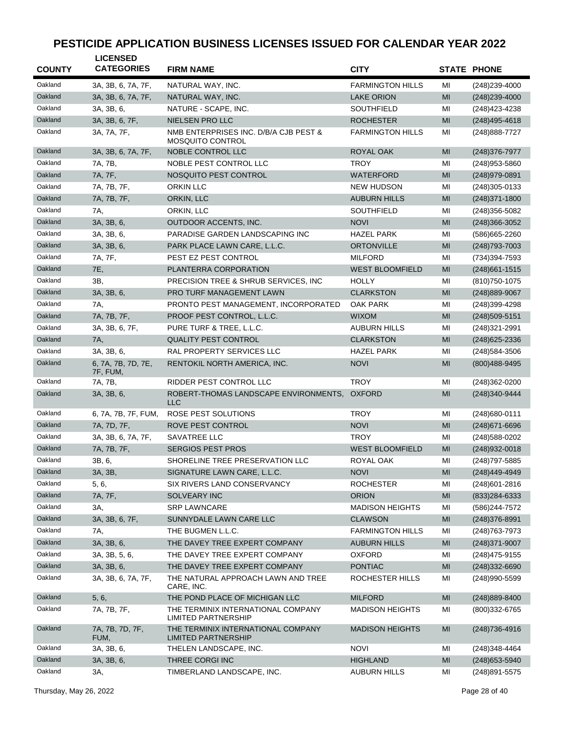# PESTICIDE APPLICATION BUSINESS LICENSES ISSUED FOR CALENDAR YEAR 2022

| COUNTY | LICENSED CATEGORIES | FIRM NAME | CITY | STATE | PHONE |
|---|---|---|---|---|---|
| Oakland | 3A, 3B, 6, 7A, 7F, | NATURAL WAY, INC. | FARMINGTON HILLS | MI | (248)239-4000 |
| Oakland | 3A, 3B, 6, 7A, 7F, | NATURAL WAY, INC. | LAKE ORION | MI | (248)239-4000 |
| Oakland | 3A, 3B, 6, | NATURE - SCAPE, INC. | SOUTHFIELD | MI | (248)423-4238 |
| Oakland | 3A, 3B, 6, 7F, | NIELSEN PRO LLC | ROCHESTER | MI | (248)495-4618 |
| Oakland | 3A, 7A, 7F, | NMB ENTERPRISES INC. D/B/A CJB PEST & MOSQUITO CONTROL | FARMINGTON HILLS | MI | (248)888-7727 |
| Oakland | 3A, 3B, 6, 7A, 7F, | NOBLE CONTROL LLC | ROYAL OAK | MI | (248)376-7977 |
| Oakland | 7A, 7B, | NOBLE PEST CONTROL LLC | TROY | MI | (248)953-5860 |
| Oakland | 7A, 7F, | NOSQUITO PEST CONTROL | WATERFORD | MI | (248)979-0891 |
| Oakland | 7A, 7B, 7F, | ORKIN LLC | NEW HUDSON | MI | (248)305-0133 |
| Oakland | 7A, 7B, 7F, | ORKIN, LLC | AUBURN HILLS | MI | (248)371-1800 |
| Oakland | 7A, | ORKIN, LLC | SOUTHFIELD | MI | (248)356-5082 |
| Oakland | 3A, 3B, 6, | OUTDOOR ACCENTS, INC. | NOVI | MI | (248)366-3052 |
| Oakland | 3A, 3B, 6, | PARADISE GARDEN LANDSCAPING INC | HAZEL PARK | MI | (586)665-2260 |
| Oakland | 3A, 3B, 6, | PARK PLACE LAWN CARE, L.L.C. | ORTONVILLE | MI | (248)793-7003 |
| Oakland | 7A, 7F, | PEST EZ PEST CONTROL | MILFORD | MI | (734)394-7593 |
| Oakland | 7E, | PLANTERRA CORPORATION | WEST BLOOMFIELD | MI | (248)661-1515 |
| Oakland | 3B, | PRECISION TREE & SHRUB SERVICES, INC | HOLLY | MI | (810)750-1075 |
| Oakland | 3A, 3B, 6, | PRO TURF MANAGEMENT LAWN | CLARKSTON | MI | (248)889-9067 |
| Oakland | 7A, | PRONTO PEST MANAGEMENT, INCORPORATED | OAK PARK | MI | (248)399-4298 |
| Oakland | 7A, 7B, 7F, | PROOF PEST CONTROL, L.L.C. | WIXOM | MI | (248)509-5151 |
| Oakland | 3A, 3B, 6, 7F, | PURE TURF & TREE, L.L.C. | AUBURN HILLS | MI | (248)321-2991 |
| Oakland | 7A, | QUALITY PEST CONTROL | CLARKSTON | MI | (248)625-2336 |
| Oakland | 3A, 3B, 6, | RAL PROPERTY SERVICES LLC | HAZEL PARK | MI | (248)584-3506 |
| Oakland | 6, 7A, 7B, 7D, 7E, 7F, FUM, | RENTOKIL NORTH AMERICA, INC. | NOVI | MI | (800)488-9495 |
| Oakland | 7A, 7B, | RIDDER PEST CONTROL LLC | TROY | MI | (248)362-0200 |
| Oakland | 3A, 3B, 6, | ROBERT-THOMAS LANDSCAPE ENVIRONMENTS, LLC | OXFORD | MI | (248)340-9444 |
| Oakland | 6, 7A, 7B, 7F, FUM, | ROSE PEST SOLUTIONS | TROY | MI | (248)680-0111 |
| Oakland | 7A, 7D, 7F, | ROVE PEST CONTROL | NOVI | MI | (248)671-6696 |
| Oakland | 3A, 3B, 6, 7A, 7F, | SAVATREE LLC | TROY | MI | (248)588-0202 |
| Oakland | 7A, 7B, 7F, | SERGIOS PEST PROS | WEST BLOOMFIELD | MI | (248)932-0018 |
| Oakland | 3B, 6, | SHORELINE TREE PRESERVATION LLC | ROYAL OAK | MI | (248)797-5885 |
| Oakland | 3A, 3B, | SIGNATURE LAWN CARE, L.L.C. | NOVI | MI | (248)449-4949 |
| Oakland | 5, 6, | SIX RIVERS LAND CONSERVANCY | ROCHESTER | MI | (248)601-2816 |
| Oakland | 7A, 7F, | SOLVEARY INC | ORION | MI | (833)284-6333 |
| Oakland | 3A, | SRP LAWNCARE | MADISON HEIGHTS | MI | (586)244-7572 |
| Oakland | 3A, 3B, 6, 7F, | SUNNYDALE LAWN CARE LLC | CLAWSON | MI | (248)376-8991 |
| Oakland | 7A, | THE BUGMEN L.L.C. | FARMINGTON HILLS | MI | (248)763-7973 |
| Oakland | 3A, 3B, 6, | THE DAVEY TREE EXPERT COMPANY | AUBURN HILLS | MI | (248)371-9007 |
| Oakland | 3A, 3B, 5, 6, | THE DAVEY TREE EXPERT COMPANY | OXFORD | MI | (248)475-9155 |
| Oakland | 3A, 3B, 6, | THE DAVEY TREE EXPERT COMPANY | PONTIAC | MI | (248)332-6690 |
| Oakland | 3A, 3B, 6, 7A, 7F, | THE NATURAL APPROACH LAWN AND TREE CARE, INC. | ROCHESTER HILLS | MI | (248)990-5599 |
| Oakland | 5, 6, | THE POND PLACE OF MICHIGAN LLC | MILFORD | MI | (248)889-8400 |
| Oakland | 7A, 7B, 7F, | THE TERMINIX INTERNATIONAL COMPANY LIMITED PARTNERSHIP | MADISON HEIGHTS | MI | (800)332-6765 |
| Oakland | 7A, 7B, 7D, 7F, FUM, | THE TERMINIX INTERNATIONAL COMPANY LIMITED PARTNERSHIP | MADISON HEIGHTS | MI | (248)736-4916 |
| Oakland | 3A, 3B, 6, | THELEN LANDSCAPE, INC. | NOVI | MI | (248)348-4464 |
| Oakland | 3A, 3B, 6, | THREE CORGI INC | HIGHLAND | MI | (248)653-5940 |
| Oakland | 3A, | TIMBERLAND LANDSCAPE, INC. | AUBURN HILLS | MI | (248)891-5575 |

Thursday, May 26, 2022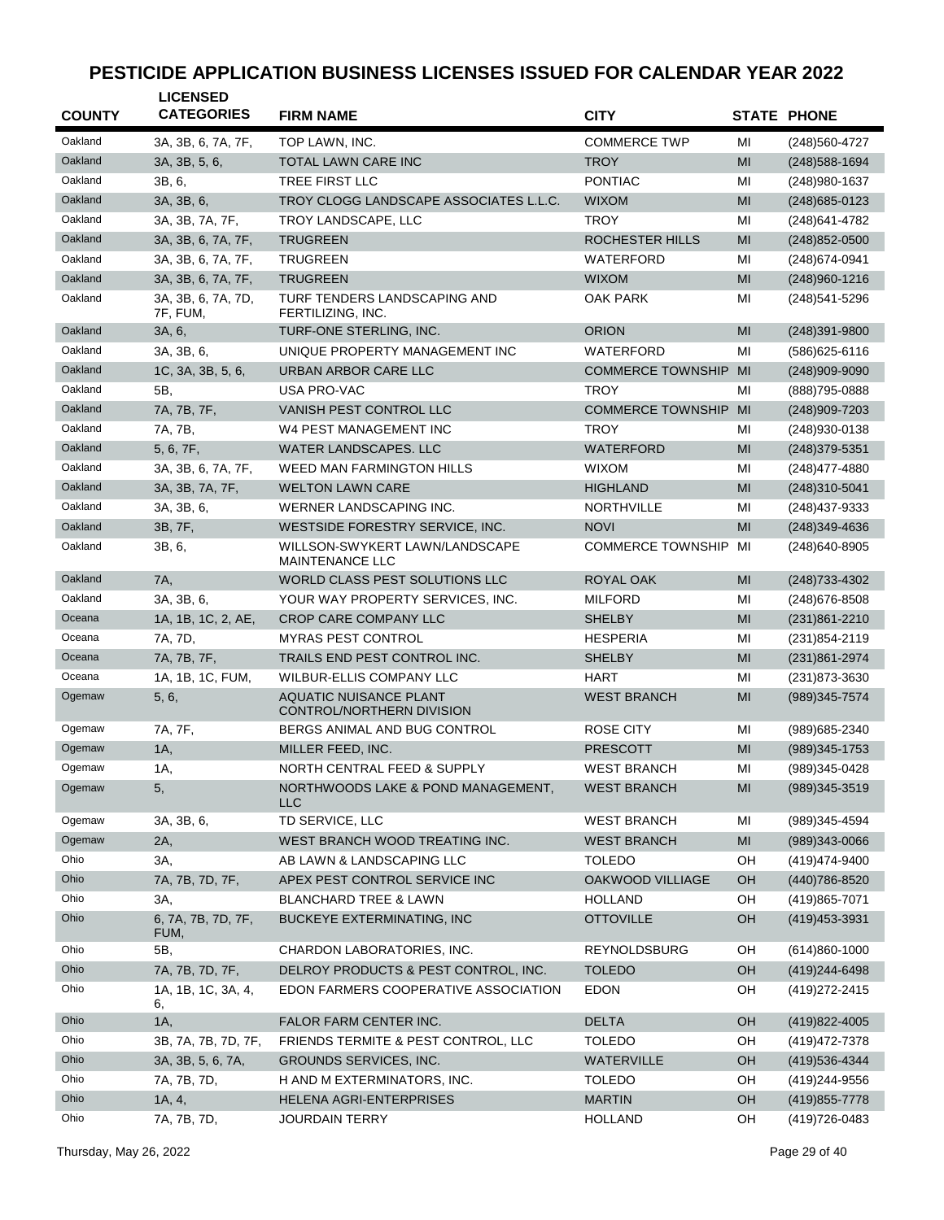# PESTICIDE APPLICATION BUSINESS LICENSES ISSUED FOR CALENDAR YEAR 2022

| COUNTY | LICENSED CATEGORIES | FIRM NAME | CITY | STATE | PHONE |
|---|---|---|---|---|---|
| Oakland | 3A, 3B, 6, 7A, 7F, | TOP LAWN, INC. | COMMERCE TWP | MI | (248)560-4727 |
| Oakland | 3A, 3B, 5, 6, | TOTAL LAWN CARE INC | TROY | MI | (248)588-1694 |
| Oakland | 3B, 6, | TREE FIRST LLC | PONTIAC | MI | (248)980-1637 |
| Oakland | 3A, 3B, 6, | TROY CLOGG LANDSCAPE ASSOCIATES L.L.C. | WIXOM | MI | (248)685-0123 |
| Oakland | 3A, 3B, 7A, 7F, | TROY LANDSCAPE, LLC | TROY | MI | (248)641-4782 |
| Oakland | 3A, 3B, 6, 7A, 7F, | TRUGREEN | ROCHESTER HILLS | MI | (248)852-0500 |
| Oakland | 3A, 3B, 6, 7A, 7F, | TRUGREEN | WATERFORD | MI | (248)674-0941 |
| Oakland | 3A, 3B, 6, 7A, 7F, | TRUGREEN | WIXOM | MI | (248)960-1216 |
| Oakland | 3A, 3B, 6, 7A, 7D, 7F, FUM, | TURF TENDERS LANDSCAPING AND FERTILIZING, INC. | OAK PARK | MI | (248)541-5296 |
| Oakland | 3A, 6, | TURF-ONE STERLING, INC. | ORION | MI | (248)391-9800 |
| Oakland | 3A, 3B, 6, | UNIQUE PROPERTY MANAGEMENT INC | WATERFORD | MI | (586)625-6116 |
| Oakland | 1C, 3A, 3B, 5, 6, | URBAN ARBOR CARE LLC | COMMERCE TOWNSHIP | MI | (248)909-9090 |
| Oakland | 5B, | USA PRO-VAC | TROY | MI | (888)795-0888 |
| Oakland | 7A, 7B, 7F, | VANISH PEST CONTROL LLC | COMMERCE TOWNSHIP | MI | (248)909-7203 |
| Oakland | 7A, 7B, | W4 PEST MANAGEMENT INC | TROY | MI | (248)930-0138 |
| Oakland | 5, 6, 7F, | WATER LANDSCAPES. LLC | WATERFORD | MI | (248)379-5351 |
| Oakland | 3A, 3B, 6, 7A, 7F, | WEED MAN FARMINGTON HILLS | WIXOM | MI | (248)477-4880 |
| Oakland | 3A, 3B, 7A, 7F, | WELTON LAWN CARE | HIGHLAND | MI | (248)310-5041 |
| Oakland | 3A, 3B, 6, | WERNER LANDSCAPING INC. | NORTHVILLE | MI | (248)437-9333 |
| Oakland | 3B, 7F, | WESTSIDE FORESTRY SERVICE, INC. | NOVI | MI | (248)349-4636 |
| Oakland | 3B, 6, | WILLSON-SWYKERT LAWN/LANDSCAPE MAINTENANCE LLC | COMMERCE TOWNSHIP | MI | (248)640-8905 |
| Oakland | 7A, | WORLD CLASS PEST SOLUTIONS LLC | ROYAL OAK | MI | (248)733-4302 |
| Oakland | 3A, 3B, 6, | YOUR WAY PROPERTY SERVICES, INC. | MILFORD | MI | (248)676-8508 |
| Oceana | 1A, 1B, 1C, 2, AE, | CROP CARE COMPANY LLC | SHELBY | MI | (231)861-2210 |
| Oceana | 7A, 7D, | MYRAS PEST CONTROL | HESPERIA | MI | (231)854-2119 |
| Oceana | 7A, 7B, 7F, | TRAILS END PEST CONTROL INC. | SHELBY | MI | (231)861-2974 |
| Oceana | 1A, 1B, 1C, FUM, | WILBUR-ELLIS COMPANY LLC | HART | MI | (231)873-3630 |
| Ogemaw | 5, 6, | AQUATIC NUISANCE PLANT CONTROL/NORTHERN DIVISION | WEST BRANCH | MI | (989)345-7574 |
| Ogemaw | 7A, 7F, | BERGS ANIMAL AND BUG CONTROL | ROSE CITY | MI | (989)685-2340 |
| Ogemaw | 1A, | MILLER FEED, INC. | PRESCOTT | MI | (989)345-1753 |
| Ogemaw | 1A, | NORTH CENTRAL FEED & SUPPLY | WEST BRANCH | MI | (989)345-0428 |
| Ogemaw | 5, | NORTHWOODS LAKE & POND MANAGEMENT, LLC | WEST BRANCH | MI | (989)345-3519 |
| Ogemaw | 3A, 3B, 6, | TD SERVICE, LLC | WEST BRANCH | MI | (989)345-4594 |
| Ogemaw | 2A, | WEST BRANCH WOOD TREATING INC. | WEST BRANCH | MI | (989)343-0066 |
| Ohio | 3A, | AB LAWN & LANDSCAPING LLC | TOLEDO | OH | (419)474-9400 |
| Ohio | 7A, 7B, 7D, 7F, | APEX PEST CONTROL SERVICE INC | OAKWOOD VILLIAGE | OH | (440)786-8520 |
| Ohio | 3A, | BLANCHARD TREE & LAWN | HOLLAND | OH | (419)865-7071 |
| Ohio | 6, 7A, 7B, 7D, 7F, FUM, | BUCKEYE EXTERMINATING, INC | OTTOVILLE | OH | (419)453-3931 |
| Ohio | 5B, | CHARDON LABORATORIES, INC. | REYNOLDSBURG | OH | (614)860-1000 |
| Ohio | 7A, 7B, 7D, 7F, | DELROY PRODUCTS & PEST CONTROL, INC. | TOLEDO | OH | (419)244-6498 |
| Ohio | 1A, 1B, 1C, 3A, 4, 6, | EDON FARMERS COOPERATIVE ASSOCIATION | EDON | OH | (419)272-2415 |
| Ohio | 1A, | FALOR FARM CENTER INC. | DELTA | OH | (419)822-4005 |
| Ohio | 3B, 7A, 7B, 7D, 7F, | FRIENDS TERMITE & PEST CONTROL, LLC | TOLEDO | OH | (419)472-7378 |
| Ohio | 3A, 3B, 5, 6, 7A, | GROUNDS SERVICES, INC. | WATERVILLE | OH | (419)536-4344 |
| Ohio | 7A, 7B, 7D, | H AND M EXTERMINATORS, INC. | TOLEDO | OH | (419)244-9556 |
| Ohio | 1A, 4, | HELENA AGRI-ENTERPRISES | MARTIN | OH | (419)855-7778 |
| Ohio | 7A, 7B, 7D, | JOURDAIN TERRY | HOLLAND | OH | (419)726-0483 |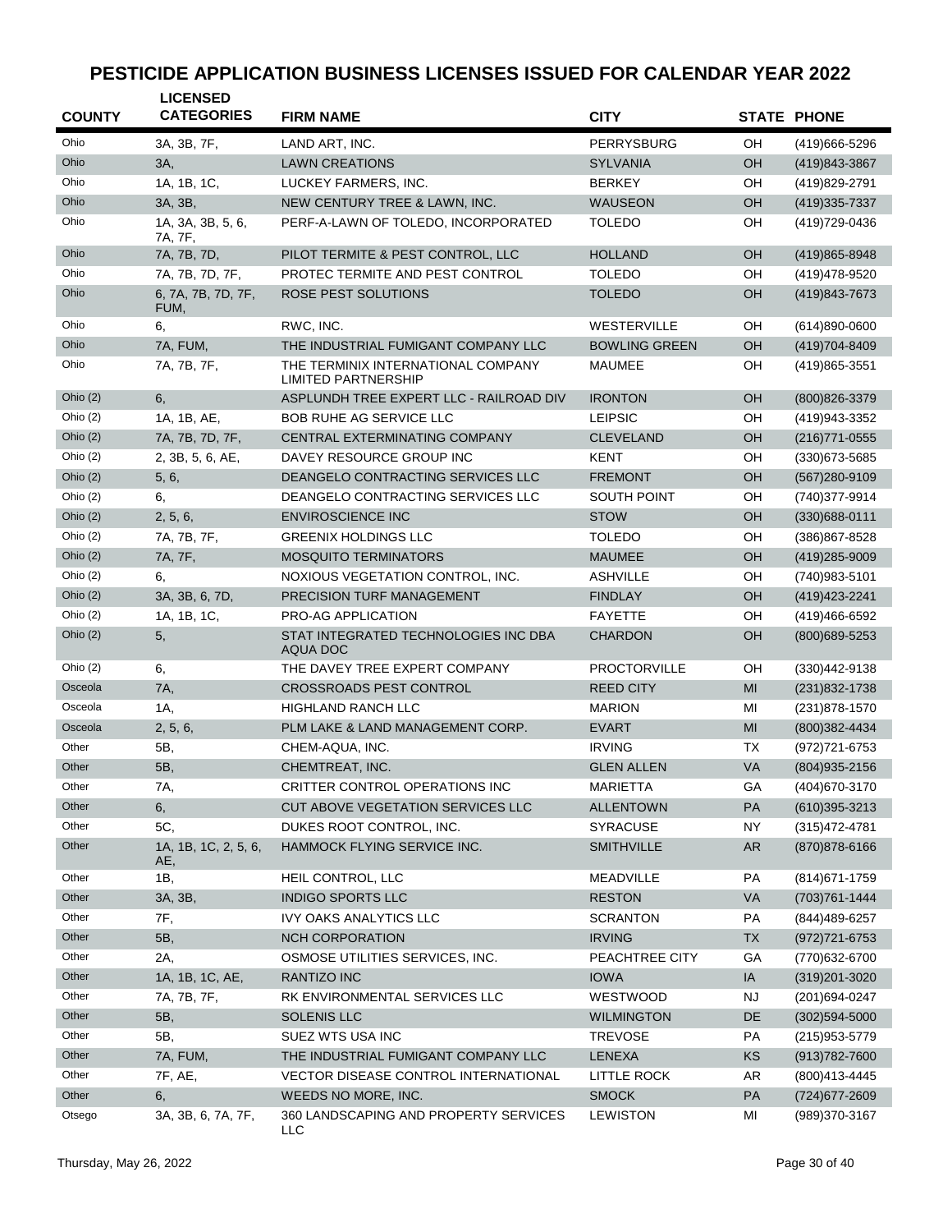# PESTICIDE APPLICATION BUSINESS LICENSES ISSUED FOR CALENDAR YEAR 2022

| COUNTY | LICENSED CATEGORIES | FIRM NAME | CITY | STATE | PHONE |
|---|---|---|---|---|---|
| Ohio | 3A, 3B, 7F, | LAND ART, INC. | PERRYSBURG | OH | (419)666-5296 |
| Ohio | 3A, | LAWN CREATIONS | SYLVANIA | OH | (419)843-3867 |
| Ohio | 1A, 1B, 1C, | LUCKEY FARMERS, INC. | BERKEY | OH | (419)829-2791 |
| Ohio | 3A, 3B, | NEW CENTURY TREE & LAWN, INC. | WAUSEON | OH | (419)335-7337 |
| Ohio | 1A, 3A, 3B, 5, 6, 7A, 7F, | PERF-A-LAWN OF TOLEDO, INCORPORATED | TOLEDO | OH | (419)729-0436 |
| Ohio | 7A, 7B, 7D, | PILOT TERMITE & PEST CONTROL, LLC | HOLLAND | OH | (419)865-8948 |
| Ohio | 7A, 7B, 7D, 7F, | PROTEC TERMITE AND PEST CONTROL | TOLEDO | OH | (419)478-9520 |
| Ohio | 6, 7A, 7B, 7D, 7F, FUM, | ROSE PEST SOLUTIONS | TOLEDO | OH | (419)843-7673 |
| Ohio | 6, | RWC, INC. | WESTERVILLE | OH | (614)890-0600 |
| Ohio | 7A, FUM, | THE INDUSTRIAL FUMIGANT COMPANY LLC | BOWLING GREEN | OH | (419)704-8409 |
| Ohio | 7A, 7B, 7F, | THE TERMINIX INTERNATIONAL COMPANY LIMITED PARTNERSHIP | MAUMEE | OH | (419)865-3551 |
| Ohio (2) | 6, | ASPLUNDH TREE EXPERT LLC - RAILROAD DIV | IRONTON | OH | (800)826-3379 |
| Ohio (2) | 1A, 1B, AE, | BOB RUHE AG SERVICE LLC | LEIPSIC | OH | (419)943-3352 |
| Ohio (2) | 7A, 7B, 7D, 7F, | CENTRAL EXTERMINATING COMPANY | CLEVELAND | OH | (216)771-0555 |
| Ohio (2) | 2, 3B, 5, 6, AE, | DAVEY RESOURCE GROUP INC | KENT | OH | (330)673-5685 |
| Ohio (2) | 5, 6, | DEANGELO CONTRACTING SERVICES LLC | FREMONT | OH | (567)280-9109 |
| Ohio (2) | 6, | DEANGELO CONTRACTING SERVICES LLC | SOUTH POINT | OH | (740)377-9914 |
| Ohio (2) | 2, 5, 6, | ENVIROSCIENCE INC | STOW | OH | (330)688-0111 |
| Ohio (2) | 7A, 7B, 7F, | GREENIX HOLDINGS LLC | TOLEDO | OH | (386)867-8528 |
| Ohio (2) | 7A, 7F, | MOSQUITO TERMINATORS | MAUMEE | OH | (419)285-9009 |
| Ohio (2) | 6, | NOXIOUS VEGETATION CONTROL, INC. | ASHVILLE | OH | (740)983-5101 |
| Ohio (2) | 3A, 3B, 6, 7D, | PRECISION TURF MANAGEMENT | FINDLAY | OH | (419)423-2241 |
| Ohio (2) | 1A, 1B, 1C, | PRO-AG APPLICATION | FAYETTE | OH | (419)466-6592 |
| Ohio (2) | 5, | STAT INTEGRATED TECHNOLOGIES INC DBA AQUA DOC | CHARDON | OH | (800)689-5253 |
| Ohio (2) | 6, | THE DAVEY TREE EXPERT COMPANY | PROCTORVILLE | OH | (330)442-9138 |
| Osceola | 7A, | CROSSROADS PEST CONTROL | REED CITY | MI | (231)832-1738 |
| Osceola | 1A, | HIGHLAND RANCH LLC | MARION | MI | (231)878-1570 |
| Osceola | 2, 5, 6, | PLM LAKE & LAND MANAGEMENT CORP. | EVART | MI | (800)382-4434 |
| Other | 5B, | CHEM-AQUA, INC. | IRVING | TX | (972)721-6753 |
| Other | 5B, | CHEMTREAT, INC. | GLEN ALLEN | VA | (804)935-2156 |
| Other | 7A, | CRITTER CONTROL OPERATIONS INC | MARIETTA | GA | (404)670-3170 |
| Other | 6, | CUT ABOVE VEGETATION SERVICES LLC | ALLENTOWN | PA | (610)395-3213 |
| Other | 5C, | DUKES ROOT CONTROL, INC. | SYRACUSE | NY | (315)472-4781 |
| Other | 1A, 1B, 1C, 2, 5, 6, AE, | HAMMOCK FLYING SERVICE INC. | SMITHVILLE | AR | (870)878-6166 |
| Other | 1B, | HEIL CONTROL, LLC | MEADVILLE | PA | (814)671-1759 |
| Other | 3A, 3B, | INDIGO SPORTS LLC | RESTON | VA | (703)761-1444 |
| Other | 7F, | IVY OAKS ANALYTICS LLC | SCRANTON | PA | (844)489-6257 |
| Other | 5B, | NCH CORPORATION | IRVING | TX | (972)721-6753 |
| Other | 2A, | OSMOSE UTILITIES SERVICES, INC. | PEACHTREE CITY | GA | (770)632-6700 |
| Other | 1A, 1B, 1C, AE, | RANTIZO INC | IOWA | IA | (319)201-3020 |
| Other | 7A, 7B, 7F, | RK ENVIRONMENTAL SERVICES LLC | WESTWOOD | NJ | (201)694-0247 |
| Other | 5B, | SOLENIS LLC | WILMINGTON | DE | (302)594-5000 |
| Other | 5B, | SUEZ WTS USA INC | TREVOSE | PA | (215)953-5779 |
| Other | 7A, FUM, | THE INDUSTRIAL FUMIGANT COMPANY LLC | LENEXA | KS | (913)782-7600 |
| Other | 7F, AE, | VECTOR DISEASE CONTROL INTERNATIONAL | LITTLE ROCK | AR | (800)413-4445 |
| Other | 6, | WEEDS NO MORE, INC. | SMOCK | PA | (724)677-2609 |
| Otsego | 3A, 3B, 6, 7A, 7F, | 360 LANDSCAPING AND PROPERTY SERVICES LLC | LEWISTON | MI | (989)370-3167 |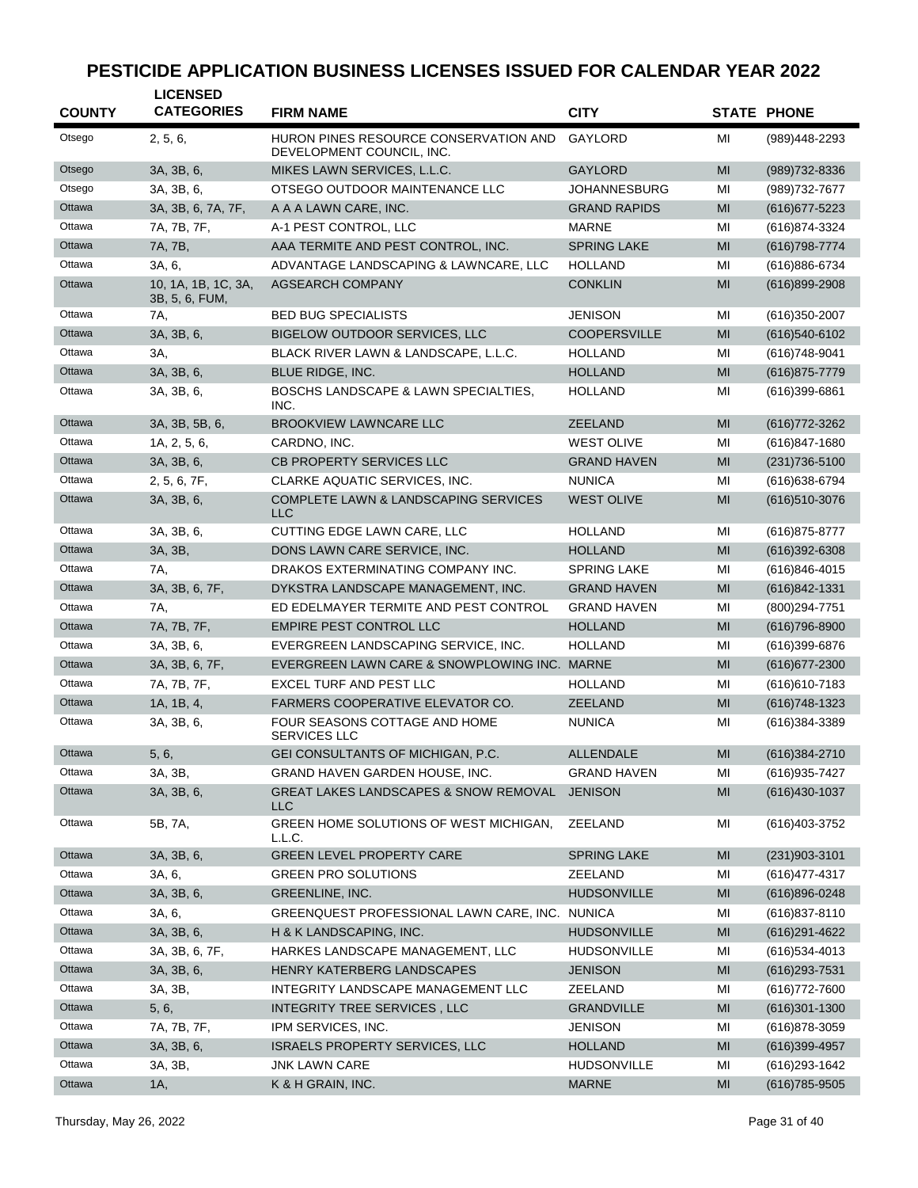# PESTICIDE APPLICATION BUSINESS LICENSES ISSUED FOR CALENDAR YEAR 2022

| COUNTY | LICENSED CATEGORIES | FIRM NAME | CITY | STATE | PHONE |
|---|---|---|---|---|---|
| Otsego | 2, 5, 6, | HURON PINES RESOURCE CONSERVATION AND DEVELOPMENT COUNCIL, INC. | GAYLORD | MI | (989)448-2293 |
| Otsego | 3A, 3B, 6, | MIKES LAWN SERVICES, L.L.C. | GAYLORD | MI | (989)732-8336 |
| Otsego | 3A, 3B, 6, | OTSEGO OUTDOOR MAINTENANCE LLC | JOHANNESBURG | MI | (989)732-7677 |
| Ottawa | 3A, 3B, 6, 7A, 7F, | A A A LAWN CARE, INC. | GRAND RAPIDS | MI | (616)677-5223 |
| Ottawa | 7A, 7B, 7F, | A-1 PEST CONTROL, LLC | MARNE | MI | (616)874-3324 |
| Ottawa | 7A, 7B, | AAA TERMITE AND PEST CONTROL, INC. | SPRING LAKE | MI | (616)798-7774 |
| Ottawa | 3A, 6, | ADVANTAGE LANDSCAPING & LAWNCARE, LLC | HOLLAND | MI | (616)886-6734 |
| Ottawa | 10, 1A, 1B, 1C, 3A, 3B, 5, 6, FUM, | AGSEARCH COMPANY | CONKLIN | MI | (616)899-2908 |
| Ottawa | 7A, | BED BUG SPECIALISTS | JENISON | MI | (616)350-2007 |
| Ottawa | 3A, 3B, 6, | BIGELOW OUTDOOR SERVICES, LLC | COOPERSVILLE | MI | (616)540-6102 |
| Ottawa | 3A, | BLACK RIVER LAWN & LANDSCAPE, L.L.C. | HOLLAND | MI | (616)748-9041 |
| Ottawa | 3A, 3B, 6, | BLUE RIDGE, INC. | HOLLAND | MI | (616)875-7779 |
| Ottawa | 3A, 3B, 6, | BOSCHS LANDSCAPE & LAWN SPECIALTIES, INC. | HOLLAND | MI | (616)399-6861 |
| Ottawa | 3A, 3B, 5B, 6, | BROOKVIEW LAWNCARE LLC | ZEELAND | MI | (616)772-3262 |
| Ottawa | 1A, 2, 5, 6, | CARDNO, INC. | WEST OLIVE | MI | (616)847-1680 |
| Ottawa | 3A, 3B, 6, | CB PROPERTY SERVICES LLC | GRAND HAVEN | MI | (231)736-5100 |
| Ottawa | 2, 5, 6, 7F, | CLARKE AQUATIC SERVICES, INC. | NUNICA | MI | (616)638-6794 |
| Ottawa | 3A, 3B, 6, | COMPLETE LAWN & LANDSCAPING SERVICES LLC | WEST OLIVE | MI | (616)510-3076 |
| Ottawa | 3A, 3B, 6, | CUTTING EDGE LAWN CARE, LLC | HOLLAND | MI | (616)875-8777 |
| Ottawa | 3A, 3B, | DONS LAWN CARE SERVICE, INC. | HOLLAND | MI | (616)392-6308 |
| Ottawa | 7A, | DRAKOS EXTERMINATING COMPANY INC. | SPRING LAKE | MI | (616)846-4015 |
| Ottawa | 3A, 3B, 6, 7F, | DYKSTRA LANDSCAPE MANAGEMENT, INC. | GRAND HAVEN | MI | (616)842-1331 |
| Ottawa | 7A, | ED EDELMAYER TERMITE AND PEST CONTROL | GRAND HAVEN | MI | (800)294-7751 |
| Ottawa | 7A, 7B, 7F, | EMPIRE PEST CONTROL LLC | HOLLAND | MI | (616)796-8900 |
| Ottawa | 3A, 3B, 6, | EVERGREEN LANDSCAPING SERVICE, INC. | HOLLAND | MI | (616)399-6876 |
| Ottawa | 3A, 3B, 6, 7F, | EVERGREEN LAWN CARE & SNOWPLOWING INC. | MARNE | MI | (616)677-2300 |
| Ottawa | 7A, 7B, 7F, | EXCEL TURF AND PEST LLC | HOLLAND | MI | (616)610-7183 |
| Ottawa | 1A, 1B, 4, | FARMERS COOPERATIVE ELEVATOR CO. | ZEELAND | MI | (616)748-1323 |
| Ottawa | 3A, 3B, 6, | FOUR SEASONS COTTAGE AND HOME SERVICES LLC | NUNICA | MI | (616)384-3389 |
| Ottawa | 5, 6, | GEI CONSULTANTS OF MICHIGAN, P.C. | ALLENDALE | MI | (616)384-2710 |
| Ottawa | 3A, 3B, | GRAND HAVEN GARDEN HOUSE, INC. | GRAND HAVEN | MI | (616)935-7427 |
| Ottawa | 3A, 3B, 6, | GREAT LAKES LANDSCAPES & SNOW REMOVAL LLC | JENISON | MI | (616)430-1037 |
| Ottawa | 5B, 7A, | GREEN HOME SOLUTIONS OF WEST MICHIGAN, L.L.C. | ZEELAND | MI | (616)403-3752 |
| Ottawa | 3A, 3B, 6, | GREEN LEVEL PROPERTY CARE | SPRING LAKE | MI | (231)903-3101 |
| Ottawa | 3A, 6, | GREEN PRO SOLUTIONS | ZEELAND | MI | (616)477-4317 |
| Ottawa | 3A, 3B, 6, | GREENLINE, INC. | HUDSONVILLE | MI | (616)896-0248 |
| Ottawa | 3A, 6, | GREENQUEST PROFESSIONAL LAWN CARE, INC. | NUNICA | MI | (616)837-8110 |
| Ottawa | 3A, 3B, 6, | H & K LANDSCAPING, INC. | HUDSONVILLE | MI | (616)291-4622 |
| Ottawa | 3A, 3B, 6, 7F, | HARKES LANDSCAPE MANAGEMENT, LLC | HUDSONVILLE | MI | (616)534-4013 |
| Ottawa | 3A, 3B, 6, | HENRY KATERBERG LANDSCAPES | JENISON | MI | (616)293-7531 |
| Ottawa | 3A, 3B, | INTEGRITY LANDSCAPE MANAGEMENT LLC | ZEELAND | MI | (616)772-7600 |
| Ottawa | 5, 6, | INTEGRITY TREE SERVICES , LLC | GRANDVILLE | MI | (616)301-1300 |
| Ottawa | 7A, 7B, 7F, | IPM SERVICES, INC. | JENISON | MI | (616)878-3059 |
| Ottawa | 3A, 3B, 6, | ISRAELS PROPERTY SERVICES, LLC | HOLLAND | MI | (616)399-4957 |
| Ottawa | 3A, 3B, | JNK LAWN CARE | HUDSONVILLE | MI | (616)293-1642 |
| Ottawa | 1A, | K & H GRAIN, INC. | MARNE | MI | (616)785-9505 |

Thursday, May 26, 2022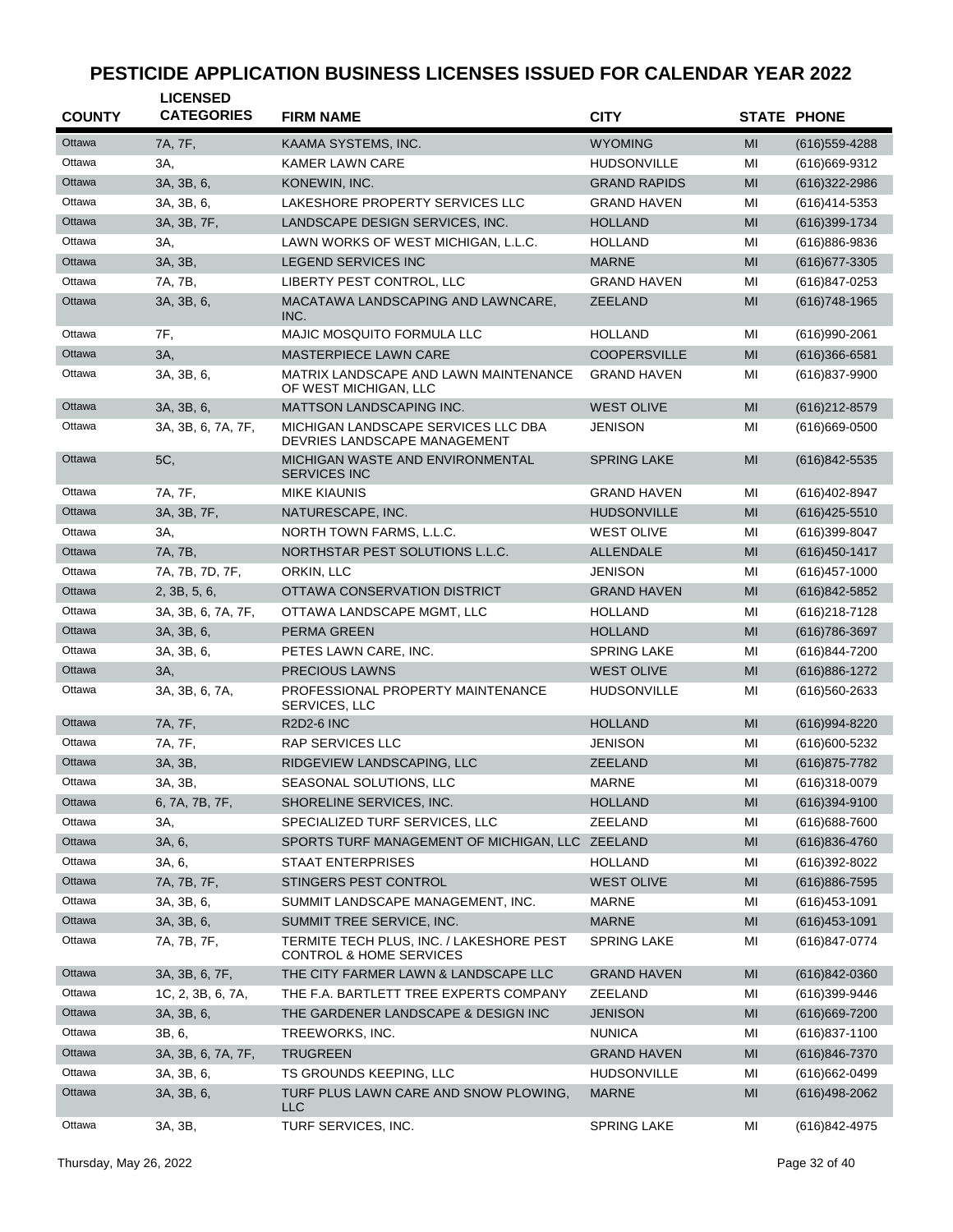# PESTICIDE APPLICATION BUSINESS LICENSES ISSUED FOR CALENDAR YEAR 2022

| COUNTY | LICENSED CATEGORIES | FIRM NAME | CITY | STATE | PHONE |
|---|---|---|---|---|---|
| Ottawa | 7A, 7F, | KAAMA SYSTEMS, INC. | WYOMING | MI | (616)559-4288 |
| Ottawa | 3A, | KAMER LAWN CARE | HUDSONVILLE | MI | (616)669-9312 |
| Ottawa | 3A, 3B, 6, | KONEWIN, INC. | GRAND RAPIDS | MI | (616)322-2986 |
| Ottawa | 3A, 3B, 6, | LAKESHORE PROPERTY SERVICES LLC | GRAND HAVEN | MI | (616)414-5353 |
| Ottawa | 3A, 3B, 7F, | LANDSCAPE DESIGN SERVICES, INC. | HOLLAND | MI | (616)399-1734 |
| Ottawa | 3A, | LAWN WORKS OF WEST MICHIGAN, L.L.C. | HOLLAND | MI | (616)886-9836 |
| Ottawa | 3A, 3B, | LEGEND SERVICES INC | MARNE | MI | (616)677-3305 |
| Ottawa | 7A, 7B, | LIBERTY PEST CONTROL, LLC | GRAND HAVEN | MI | (616)847-0253 |
| Ottawa | 3A, 3B, 6, | MACATAWA LANDSCAPING AND LAWNCARE, INC. | ZEELAND | MI | (616)748-1965 |
| Ottawa | 7F, | MAJIC MOSQUITO FORMULA LLC | HOLLAND | MI | (616)990-2061 |
| Ottawa | 3A, | MASTERPIECE LAWN CARE | COOPERSVILLE | MI | (616)366-6581 |
| Ottawa | 3A, 3B, 6, | MATRIX LANDSCAPE AND LAWN MAINTENANCE OF WEST MICHIGAN, LLC | GRAND HAVEN | MI | (616)837-9900 |
| Ottawa | 3A, 3B, 6, | MATTSON LANDSCAPING INC. | WEST OLIVE | MI | (616)212-8579 |
| Ottawa | 3A, 3B, 6, 7A, 7F, | MICHIGAN LANDSCAPE SERVICES LLC DBA DEVRIES LANDSCAPE MANAGEMENT | JENISON | MI | (616)669-0500 |
| Ottawa | 5C, | MICHIGAN WASTE AND ENVIRONMENTAL SERVICES INC | SPRING LAKE | MI | (616)842-5535 |
| Ottawa | 7A, 7F, | MIKE KIAUNIS | GRAND HAVEN | MI | (616)402-8947 |
| Ottawa | 3A, 3B, 7F, | NATURESCAPE, INC. | HUDSONVILLE | MI | (616)425-5510 |
| Ottawa | 3A, | NORTH TOWN FARMS, L.L.C. | WEST OLIVE | MI | (616)399-8047 |
| Ottawa | 7A, 7B, | NORTHSTAR PEST SOLUTIONS L.L.C. | ALLENDALE | MI | (616)450-1417 |
| Ottawa | 7A, 7B, 7D, 7F, | ORKIN, LLC | JENISON | MI | (616)457-1000 |
| Ottawa | 2, 3B, 5, 6, | OTTAWA CONSERVATION DISTRICT | GRAND HAVEN | MI | (616)842-5852 |
| Ottawa | 3A, 3B, 6, 7A, 7F, | OTTAWA LANDSCAPE MGMT, LLC | HOLLAND | MI | (616)218-7128 |
| Ottawa | 3A, 3B, 6, | PERMA GREEN | HOLLAND | MI | (616)786-3697 |
| Ottawa | 3A, 3B, 6, | PETES LAWN CARE, INC. | SPRING LAKE | MI | (616)844-7200 |
| Ottawa | 3A, | PRECIOUS LAWNS | WEST OLIVE | MI | (616)886-1272 |
| Ottawa | 3A, 3B, 6, 7A, | PROFESSIONAL PROPERTY MAINTENANCE SERVICES, LLC | HUDSONVILLE | MI | (616)560-2633 |
| Ottawa | 7A, 7F, | R2D2-6 INC | HOLLAND | MI | (616)994-8220 |
| Ottawa | 7A, 7F, | RAP SERVICES LLC | JENISON | MI | (616)600-5232 |
| Ottawa | 3A, 3B, | RIDGEVIEW LANDSCAPING, LLC | ZEELAND | MI | (616)875-7782 |
| Ottawa | 3A, 3B, | SEASONAL SOLUTIONS, LLC | MARNE | MI | (616)318-0079 |
| Ottawa | 6, 7A, 7B, 7F, | SHORELINE SERVICES, INC. | HOLLAND | MI | (616)394-9100 |
| Ottawa | 3A, | SPECIALIZED TURF SERVICES, LLC | ZEELAND | MI | (616)688-7600 |
| Ottawa | 3A, 6, | SPORTS TURF MANAGEMENT OF MICHIGAN, LLC | ZEELAND | MI | (616)836-4760 |
| Ottawa | 3A, 6, | STAAT ENTERPRISES | HOLLAND | MI | (616)392-8022 |
| Ottawa | 7A, 7B, 7F, | STINGERS PEST CONTROL | WEST OLIVE | MI | (616)886-7595 |
| Ottawa | 3A, 3B, 6, | SUMMIT LANDSCAPE MANAGEMENT, INC. | MARNE | MI | (616)453-1091 |
| Ottawa | 3A, 3B, 6, | SUMMIT TREE SERVICE, INC. | MARNE | MI | (616)453-1091 |
| Ottawa | 7A, 7B, 7F, | TERMITE TECH PLUS, INC. / LAKESHORE PEST CONTROL & HOME SERVICES | SPRING LAKE | MI | (616)847-0774 |
| Ottawa | 3A, 3B, 6, 7F, | THE CITY FARMER LAWN & LANDSCAPE LLC | GRAND HAVEN | MI | (616)842-0360 |
| Ottawa | 1C, 2, 3B, 6, 7A, | THE F.A. BARTLETT TREE EXPERTS COMPANY | ZEELAND | MI | (616)399-9446 |
| Ottawa | 3A, 3B, 6, | THE GARDENER LANDSCAPE & DESIGN INC | JENISON | MI | (616)669-7200 |
| Ottawa | 3B, 6, | TREEWORKS, INC. | NUNICA | MI | (616)837-1100 |
| Ottawa | 3A, 3B, 6, 7A, 7F, | TRUGREEN | GRAND HAVEN | MI | (616)846-7370 |
| Ottawa | 3A, 3B, 6, | TS GROUNDS KEEPING, LLC | HUDSONVILLE | MI | (616)662-0499 |
| Ottawa | 3A, 3B, 6, | TURF PLUS LAWN CARE AND SNOW PLOWING, LLC | MARNE | MI | (616)498-2062 |
| Ottawa | 3A, 3B, | TURF SERVICES, INC. | SPRING LAKE | MI | (616)842-4975 |

Thursday, May 26, 2022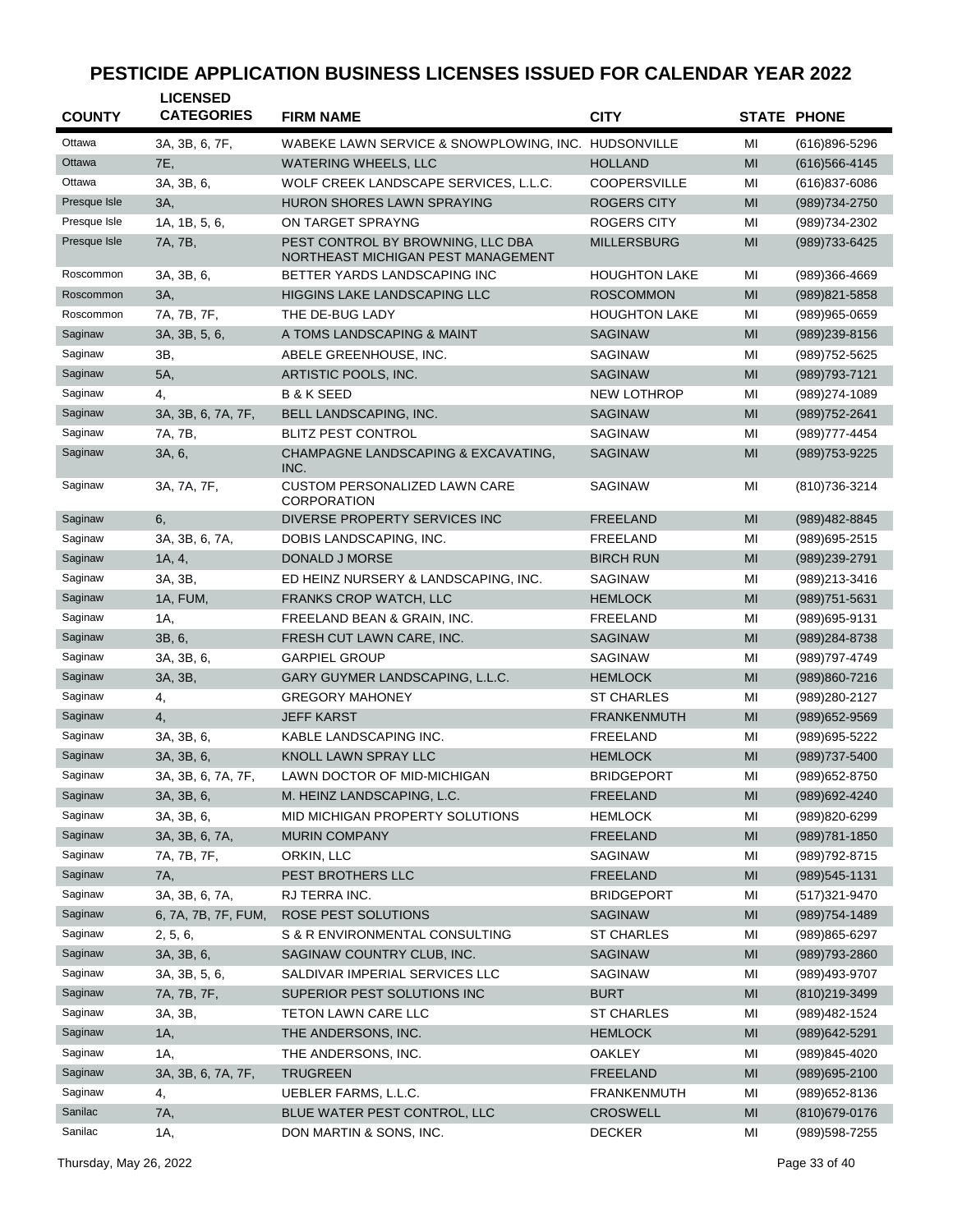# PESTICIDE APPLICATION BUSINESS LICENSES ISSUED FOR CALENDAR YEAR 2022

| COUNTY | LICENSED CATEGORIES | FIRM NAME | CITY | STATE | PHONE |
|---|---|---|---|---|---|
| Ottawa | 3A, 3B, 6, 7F, | WABEKE LAWN SERVICE & SNOWPLOWING, INC. | HUDSONVILLE | MI | (616)896-5296 |
| Ottawa | 7E, | WATERING WHEELS, LLC | HOLLAND | MI | (616)566-4145 |
| Ottawa | 3A, 3B, 6, | WOLF CREEK LANDSCAPE SERVICES, L.L.C. | COOPERSVILLE | MI | (616)837-6086 |
| Presque Isle | 3A, | HURON SHORES LAWN SPRAYING | ROGERS CITY | MI | (989)734-2750 |
| Presque Isle | 1A, 1B, 5, 6, | ON TARGET SPRAYNG | ROGERS CITY | MI | (989)734-2302 |
| Presque Isle | 7A, 7B, | PEST CONTROL BY BROWNING, LLC DBA NORTHEAST MICHIGAN PEST MANAGEMENT | MILLERSBURG | MI | (989)733-6425 |
| Roscommon | 3A, 3B, 6, | BETTER YARDS LANDSCAPING INC | HOUGHTON LAKE | MI | (989)366-4669 |
| Roscommon | 3A, | HIGGINS LAKE LANDSCAPING LLC | ROSCOMMON | MI | (989)821-5858 |
| Roscommon | 7A, 7B, 7F, | THE DE-BUG LADY | HOUGHTON LAKE | MI | (989)965-0659 |
| Saginaw | 3A, 3B, 5, 6, | A TOMS LANDSCAPING & MAINT | SAGINAW | MI | (989)239-8156 |
| Saginaw | 3B, | ABELE GREENHOUSE, INC. | SAGINAW | MI | (989)752-5625 |
| Saginaw | 5A, | ARTISTIC POOLS, INC. | SAGINAW | MI | (989)793-7121 |
| Saginaw | 4, | B & K SEED | NEW LOTHROP | MI | (989)274-1089 |
| Saginaw | 3A, 3B, 6, 7A, 7F, | BELL LANDSCAPING, INC. | SAGINAW | MI | (989)752-2641 |
| Saginaw | 7A, 7B, | BLITZ PEST CONTROL | SAGINAW | MI | (989)777-4454 |
| Saginaw | 3A, 6, | CHAMPAGNE LANDSCAPING & EXCAVATING, INC. | SAGINAW | MI | (989)753-9225 |
| Saginaw | 3A, 7A, 7F, | CUSTOM PERSONALIZED LAWN CARE CORPORATION | SAGINAW | MI | (810)736-3214 |
| Saginaw | 6, | DIVERSE PROPERTY SERVICES INC | FREELAND | MI | (989)482-8845 |
| Saginaw | 3A, 3B, 6, 7A, | DOBIS LANDSCAPING, INC. | FREELAND | MI | (989)695-2515 |
| Saginaw | 1A, 4, | DONALD J MORSE | BIRCH RUN | MI | (989)239-2791 |
| Saginaw | 3A, 3B, | ED HEINZ NURSERY & LANDSCAPING, INC. | SAGINAW | MI | (989)213-3416 |
| Saginaw | 1A, FUM, | FRANKS CROP WATCH, LLC | HEMLOCK | MI | (989)751-5631 |
| Saginaw | 1A, | FREELAND BEAN & GRAIN, INC. | FREELAND | MI | (989)695-9131 |
| Saginaw | 3B, 6, | FRESH CUT LAWN CARE, INC. | SAGINAW | MI | (989)284-8738 |
| Saginaw | 3A, 3B, 6, | GARPIEL GROUP | SAGINAW | MI | (989)797-4749 |
| Saginaw | 3A, 3B, | GARY GUYMER LANDSCAPING, L.L.C. | HEMLOCK | MI | (989)860-7216 |
| Saginaw | 4, | GREGORY MAHONEY | ST CHARLES | MI | (989)280-2127 |
| Saginaw | 4, | JEFF KARST | FRANKENMUTH | MI | (989)652-9569 |
| Saginaw | 3A, 3B, 6, | KABLE LANDSCAPING INC. | FREELAND | MI | (989)695-5222 |
| Saginaw | 3A, 3B, 6, | KNOLL LAWN SPRAY LLC | HEMLOCK | MI | (989)737-5400 |
| Saginaw | 3A, 3B, 6, 7A, 7F, | LAWN DOCTOR OF MID-MICHIGAN | BRIDGEPORT | MI | (989)652-8750 |
| Saginaw | 3A, 3B, 6, | M. HEINZ LANDSCAPING, L.C. | FREELAND | MI | (989)692-4240 |
| Saginaw | 3A, 3B, 6, | MID MICHIGAN PROPERTY SOLUTIONS | HEMLOCK | MI | (989)820-6299 |
| Saginaw | 3A, 3B, 6, 7A, | MURIN COMPANY | FREELAND | MI | (989)781-1850 |
| Saginaw | 7A, 7B, 7F, | ORKIN, LLC | SAGINAW | MI | (989)792-8715 |
| Saginaw | 7A, | PEST BROTHERS LLC | FREELAND | MI | (989)545-1131 |
| Saginaw | 3A, 3B, 6, 7A, | RJ TERRA INC. | BRIDGEPORT | MI | (517)321-9470 |
| Saginaw | 6, 7A, 7B, 7F, FUM, | ROSE PEST SOLUTIONS | SAGINAW | MI | (989)754-1489 |
| Saginaw | 2, 5, 6, | S & R ENVIRONMENTAL CONSULTING | ST CHARLES | MI | (989)865-6297 |
| Saginaw | 3A, 3B, 6, | SAGINAW COUNTRY CLUB, INC. | SAGINAW | MI | (989)793-2860 |
| Saginaw | 3A, 3B, 5, 6, | SALDIVAR IMPERIAL SERVICES LLC | SAGINAW | MI | (989)493-9707 |
| Saginaw | 7A, 7B, 7F, | SUPERIOR PEST SOLUTIONS INC | BURT | MI | (810)219-3499 |
| Saginaw | 3A, 3B, | TETON LAWN CARE LLC | ST CHARLES | MI | (989)482-1524 |
| Saginaw | 1A, | THE ANDERSONS, INC. | HEMLOCK | MI | (989)642-5291 |
| Saginaw | 1A, | THE ANDERSONS, INC. | OAKLEY | MI | (989)845-4020 |
| Saginaw | 3A, 3B, 6, 7A, 7F, | TRUGREEN | FREELAND | MI | (989)695-2100 |
| Saginaw | 4, | UEBLER FARMS, L.L.C. | FRANKENMUTH | MI | (989)652-8136 |
| Sanilac | 7A, | BLUE WATER PEST CONTROL, LLC | CROSWELL | MI | (810)679-0176 |
| Sanilac | 1A, | DON MARTIN & SONS, INC. | DECKER | MI | (989)598-7255 |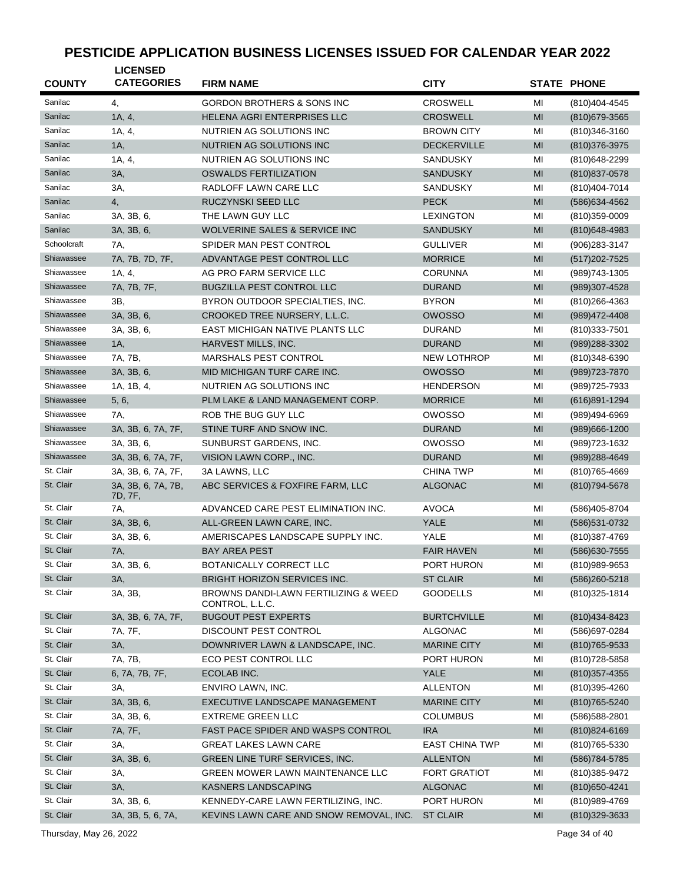# PESTICIDE APPLICATION BUSINESS LICENSES ISSUED FOR CALENDAR YEAR 2022

| COUNTY | LICENSED CATEGORIES | FIRM NAME | CITY | STATE | PHONE |
|---|---|---|---|---|---|
| Sanilac | 4, | GORDON BROTHERS & SONS INC | CROSWELL | MI | (810)404-4545 |
| Sanilac | 1A, 4, | HELENA AGRI ENTERPRISES LLC | CROSWELL | MI | (810)679-3565 |
| Sanilac | 1A, 4, | NUTRIEN AG SOLUTIONS INC | BROWN CITY | MI | (810)346-3160 |
| Sanilac | 1A, | NUTRIEN AG SOLUTIONS INC | DECKERVILLE | MI | (810)376-3975 |
| Sanilac | 1A, 4, | NUTRIEN AG SOLUTIONS INC | SANDUSKY | MI | (810)648-2299 |
| Sanilac | 3A, | OSWALDS FERTILIZATION | SANDUSKY | MI | (810)837-0578 |
| Sanilac | 3A, | RADLOFF LAWN CARE LLC | SANDUSKY | MI | (810)404-7014 |
| Sanilac | 4, | RUCZYNSKI SEED LLC | PECK | MI | (586)634-4562 |
| Sanilac | 3A, 3B, 6, | THE LAWN GUY LLC | LEXINGTON | MI | (810)359-0009 |
| Sanilac | 3A, 3B, 6, | WOLVERINE SALES & SERVICE INC | SANDUSKY | MI | (810)648-4983 |
| Schoolcraft | 7A, | SPIDER MAN PEST CONTROL | GULLIVER | MI | (906)283-3147 |
| Shiawassee | 7A, 7B, 7D, 7F, | ADVANTAGE PEST CONTROL LLC | MORRICE | MI | (517)202-7525 |
| Shiawassee | 1A, 4, | AG PRO FARM SERVICE LLC | CORUNNA | MI | (989)743-1305 |
| Shiawassee | 7A, 7B, 7F, | BUGZILLA PEST CONTROL LLC | DURAND | MI | (989)307-4528 |
| Shiawassee | 3B, | BYRON OUTDOOR SPECIALTIES, INC. | BYRON | MI | (810)266-4363 |
| Shiawassee | 3A, 3B, 6, | CROOKED TREE NURSERY, L.L.C. | OWOSSO | MI | (989)472-4408 |
| Shiawassee | 3A, 3B, 6, | EAST MICHIGAN NATIVE PLANTS LLC | DURAND | MI | (810)333-7501 |
| Shiawassee | 1A, | HARVEST MILLS, INC. | DURAND | MI | (989)288-3302 |
| Shiawassee | 7A, 7B, | MARSHALS PEST CONTROL | NEW LOTHROP | MI | (810)348-6390 |
| Shiawassee | 3A, 3B, 6, | MID MICHIGAN TURF CARE INC. | OWOSSO | MI | (989)723-7870 |
| Shiawassee | 1A, 1B, 4, | NUTRIEN AG SOLUTIONS INC | HENDERSON | MI | (989)725-7933 |
| Shiawassee | 5, 6, | PLM LAKE & LAND MANAGEMENT CORP. | MORRICE | MI | (616)891-1294 |
| Shiawassee | 7A, | ROB THE BUG GUY LLC | OWOSSO | MI | (989)494-6969 |
| Shiawassee | 3A, 3B, 6, 7A, 7F, | STINE TURF AND SNOW INC. | DURAND | MI | (989)666-1200 |
| Shiawassee | 3A, 3B, 6, | SUNBURST GARDENS, INC. | OWOSSO | MI | (989)723-1632 |
| Shiawassee | 3A, 3B, 6, 7A, 7F, | VISION LAWN CORP., INC. | DURAND | MI | (989)288-4649 |
| St. Clair | 3A, 3B, 6, 7A, 7F, | 3A LAWNS, LLC | CHINA TWP | MI | (810)765-4669 |
| St. Clair | 3A, 3B, 6, 7A, 7B, 7D, 7F, | ABC SERVICES & FOXFIRE FARM, LLC | ALGONAC | MI | (810)794-5678 |
| St. Clair | 7A, | ADVANCED CARE PEST ELIMINATION INC. | AVOCA | MI | (586)405-8704 |
| St. Clair | 3A, 3B, 6, | ALL-GREEN LAWN CARE, INC. | YALE | MI | (586)531-0732 |
| St. Clair | 3A, 3B, 6, | AMERISCAPES LANDSCAPE SUPPLY INC. | YALE | MI | (810)387-4769 |
| St. Clair | 7A, | BAY AREA PEST | FAIR HAVEN | MI | (586)630-7555 |
| St. Clair | 3A, 3B, 6, | BOTANICALLY CORRECT LLC | PORT HURON | MI | (810)989-9653 |
| St. Clair | 3A, | BRIGHT HORIZON SERVICES INC. | ST CLAIR | MI | (586)260-5218 |
| St. Clair | 3A, 3B, | BROWNS DANDI-LAWN FERTILIZING & WEED CONTROL, L.L.C. | GOODELLS | MI | (810)325-1814 |
| St. Clair | 3A, 3B, 6, 7A, 7F, | BUGOUT PEST EXPERTS | BURTCHVILLE | MI | (810)434-8423 |
| St. Clair | 7A, 7F, | DISCOUNT PEST CONTROL | ALGONAC | MI | (586)697-0284 |
| St. Clair | 3A, | DOWNRIVER LAWN & LANDSCAPE, INC. | MARINE CITY | MI | (810)765-9533 |
| St. Clair | 7A, 7B, | ECO PEST CONTROL LLC | PORT HURON | MI | (810)728-5858 |
| St. Clair | 6, 7A, 7B, 7F, | ECOLAB INC. | YALE | MI | (810)357-4355 |
| St. Clair | 3A, | ENVIRO LAWN, INC. | ALLENTON | MI | (810)395-4260 |
| St. Clair | 3A, 3B, 6, | EXECUTIVE LANDSCAPE MANAGEMENT | MARINE CITY | MI | (810)765-5240 |
| St. Clair | 3A, 3B, 6, | EXTREME GREEN LLC | COLUMBUS | MI | (586)588-2801 |
| St. Clair | 7A, 7F, | FAST PACE SPIDER AND WASPS CONTROL | IRA | MI | (810)824-6169 |
| St. Clair | 3A, | GREAT LAKES LAWN CARE | EAST CHINA TWP | MI | (810)765-5330 |
| St. Clair | 3A, 3B, 6, | GREEN LINE TURF SERVICES, INC. | ALLENTON | MI | (586)784-5785 |
| St. Clair | 3A, | GREEN MOWER LAWN MAINTENANCE LLC | FORT GRATIOT | MI | (810)385-9472 |
| St. Clair | 3A, | KASNERS LANDSCAPING | ALGONAC | MI | (810)650-4241 |
| St. Clair | 3A, 3B, 6, | KENNEDY-CARE LAWN FERTILIZING, INC. | PORT HURON | MI | (810)989-4769 |
| St. Clair | 3A, 3B, 5, 6, 7A, | KEVINS LAWN CARE AND SNOW REMOVAL, INC. | ST CLAIR | MI | (810)329-3633 |

Thursday, May 26, 2022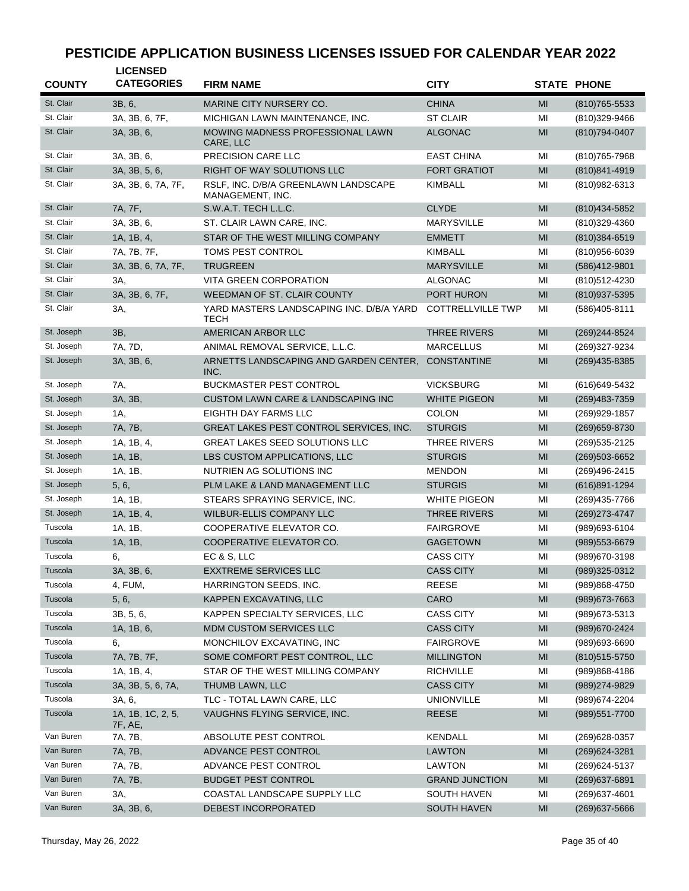# PESTICIDE APPLICATION BUSINESS LICENSES ISSUED FOR CALENDAR YEAR 2022

| COUNTY | LICENSED CATEGORIES | FIRM NAME | CITY | STATE | PHONE |
|---|---|---|---|---|---|
| St. Clair | 3B, 6, | MARINE CITY NURSERY CO. | CHINA | MI | (810)765-5533 |
| St. Clair | 3A, 3B, 6, 7F, | MICHIGAN LAWN MAINTENANCE, INC. | ST CLAIR | MI | (810)329-9466 |
| St. Clair | 3A, 3B, 6, | MOWING MADNESS PROFESSIONAL LAWN CARE, LLC | ALGONAC | MI | (810)794-0407 |
| St. Clair | 3A, 3B, 6, | PRECISION CARE LLC | EAST CHINA | MI | (810)765-7968 |
| St. Clair | 3A, 3B, 5, 6, | RIGHT OF WAY SOLUTIONS LLC | FORT GRATIOT | MI | (810)841-4919 |
| St. Clair | 3A, 3B, 6, 7A, 7F, | RSLF, INC. D/B/A GREENLAWN LANDSCAPE MANAGEMENT, INC. | KIMBALL | MI | (810)982-6313 |
| St. Clair | 7A, 7F, | S.W.A.T. TECH L.L.C. | CLYDE | MI | (810)434-5852 |
| St. Clair | 3A, 3B, 6, | ST. CLAIR LAWN CARE, INC. | MARYSVILLE | MI | (810)329-4360 |
| St. Clair | 1A, 1B, 4, | STAR OF THE WEST MILLING COMPANY | EMMETT | MI | (810)384-6519 |
| St. Clair | 7A, 7B, 7F, | TOMS PEST CONTROL | KIMBALL | MI | (810)956-6039 |
| St. Clair | 3A, 3B, 6, 7A, 7F, | TRUGREEN | MARYSVILLE | MI | (586)412-9801 |
| St. Clair | 3A, | VITA GREEN CORPORATION | ALGONAC | MI | (810)512-4230 |
| St. Clair | 3A, 3B, 6, 7F, | WEEDMAN OF ST. CLAIR COUNTY | PORT HURON | MI | (810)937-5395 |
| St. Clair | 3A, | YARD MASTERS LANDSCAPING INC. D/B/A YARD TECH | COTTRELLVILLE TWP | MI | (586)405-8111 |
| St. Joseph | 3B, | AMERICAN ARBOR LLC | THREE RIVERS | MI | (269)244-8524 |
| St. Joseph | 7A, 7D, | ANIMAL REMOVAL SERVICE, L.L.C. | MARCELLUS | MI | (269)327-9234 |
| St. Joseph | 3A, 3B, 6, | ARNETTS LANDSCAPING AND GARDEN CENTER, INC. | CONSTANTINE | MI | (269)435-8385 |
| St. Joseph | 7A, | BUCKMASTER PEST CONTROL | VICKSBURG | MI | (616)649-5432 |
| St. Joseph | 3A, 3B, | CUSTOM LAWN CARE & LANDSCAPING INC | WHITE PIGEON | MI | (269)483-7359 |
| St. Joseph | 1A, | EIGHTH DAY FARMS LLC | COLON | MI | (269)929-1857 |
| St. Joseph | 7A, 7B, | GREAT LAKES PEST CONTROL SERVICES, INC. | STURGIS | MI | (269)659-8730 |
| St. Joseph | 1A, 1B, 4, | GREAT LAKES SEED SOLUTIONS LLC | THREE RIVERS | MI | (269)535-2125 |
| St. Joseph | 1A, 1B, | LBS CUSTOM APPLICATIONS, LLC | STURGIS | MI | (269)503-6652 |
| St. Joseph | 1A, 1B, | NUTRIEN AG SOLUTIONS INC | MENDON | MI | (269)496-2415 |
| St. Joseph | 5, 6, | PLM LAKE & LAND MANAGEMENT LLC | STURGIS | MI | (616)891-1294 |
| St. Joseph | 1A, 1B, | STEARS SPRAYING SERVICE, INC. | WHITE PIGEON | MI | (269)435-7766 |
| St. Joseph | 1A, 1B, 4, | WILBUR-ELLIS COMPANY LLC | THREE RIVERS | MI | (269)273-4747 |
| Tuscola | 1A, 1B, | COOPERATIVE ELEVATOR CO. | FAIRGROVE | MI | (989)693-6104 |
| Tuscola | 1A, 1B, | COOPERATIVE ELEVATOR CO. | GAGETOWN | MI | (989)553-6679 |
| Tuscola | 6, | EC & S, LLC | CASS CITY | MI | (989)670-3198 |
| Tuscola | 3A, 3B, 6, | EXXTREME SERVICES LLC | CASS CITY | MI | (989)325-0312 |
| Tuscola | 4, FUM, | HARRINGTON SEEDS, INC. | REESE | MI | (989)868-4750 |
| Tuscola | 5, 6, | KAPPEN EXCAVATING, LLC | CARO | MI | (989)673-7663 |
| Tuscola | 3B, 5, 6, | KAPPEN SPECIALTY SERVICES, LLC | CASS CITY | MI | (989)673-5313 |
| Tuscola | 1A, 1B, 6, | MDM CUSTOM SERVICES LLC | CASS CITY | MI | (989)670-2424 |
| Tuscola | 6, | MONCHILOV EXCAVATING, INC | FAIRGROVE | MI | (989)693-6690 |
| Tuscola | 7A, 7B, 7F, | SOME COMFORT PEST CONTROL, LLC | MILLINGTON | MI | (810)515-5750 |
| Tuscola | 1A, 1B, 4, | STAR OF THE WEST MILLING COMPANY | RICHVILLE | MI | (989)868-4186 |
| Tuscola | 3A, 3B, 5, 6, 7A, | THUMB LAWN, LLC | CASS CITY | MI | (989)274-9829 |
| Tuscola | 3A, 6, | TLC - TOTAL LAWN CARE, LLC | UNIONVILLE | MI | (989)674-2204 |
| Tuscola | 1A, 1B, 1C, 2, 5, 7F, AE, | VAUGHNS FLYING SERVICE, INC. | REESE | MI | (989)551-7700 |
| Van Buren | 7A, 7B, | ABSOLUTE PEST CONTROL | KENDALL | MI | (269)628-0357 |
| Van Buren | 7A, 7B, | ADVANCE PEST CONTROL | LAWTON | MI | (269)624-3281 |
| Van Buren | 7A, 7B, | ADVANCE PEST CONTROL | LAWTON | MI | (269)624-5137 |
| Van Buren | 7A, 7B, | BUDGET PEST CONTROL | GRAND JUNCTION | MI | (269)637-6891 |
| Van Buren | 3A, | COASTAL LANDSCAPE SUPPLY LLC | SOUTH HAVEN | MI | (269)637-4601 |
| Van Buren | 3A, 3B, 6, | DEBEST INCORPORATED | SOUTH HAVEN | MI | (269)637-5666 |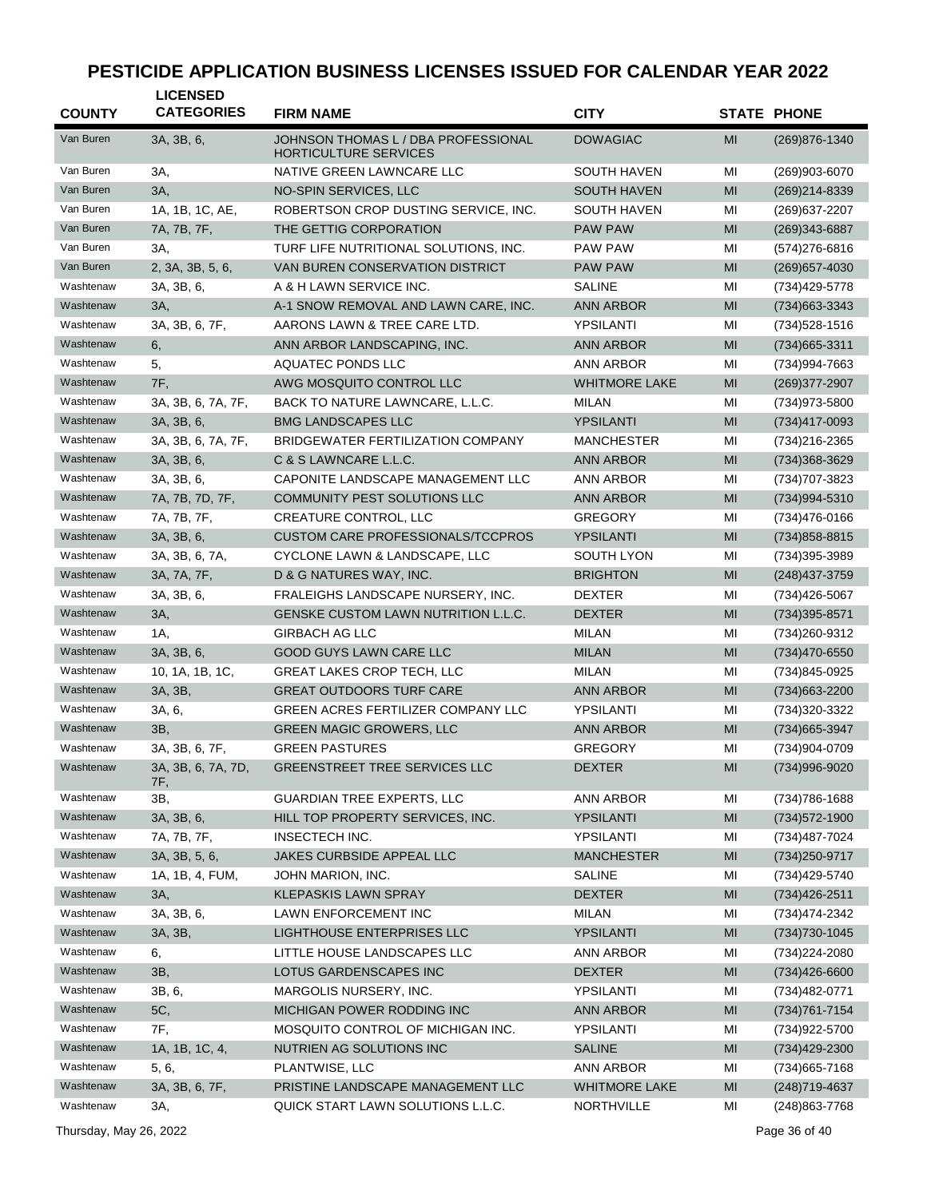# PESTICIDE APPLICATION BUSINESS LICENSES ISSUED FOR CALENDAR YEAR 2022

| COUNTY | LICENSED CATEGORIES | FIRM NAME | CITY | STATE | PHONE |
|---|---|---|---|---|---|
| Van Buren | 3A, 3B, 6, | JOHNSON THOMAS L / DBA PROFESSIONAL HORTICULTURE SERVICES | DOWAGIAC | MI | (269)876-1340 |
| Van Buren | 3A, | NATIVE GREEN LAWNCARE LLC | SOUTH HAVEN | MI | (269)903-6070 |
| Van Buren | 3A, | NO-SPIN SERVICES, LLC | SOUTH HAVEN | MI | (269)214-8339 |
| Van Buren | 1A, 1B, 1C, AE, | ROBERTSON CROP DUSTING SERVICE, INC. | SOUTH HAVEN | MI | (269)637-2207 |
| Van Buren | 7A, 7B, 7F, | THE GETTIG CORPORATION | PAW PAW | MI | (269)343-6887 |
| Van Buren | 3A, | TURF LIFE NUTRITIONAL SOLUTIONS, INC. | PAW PAW | MI | (574)276-6816 |
| Van Buren | 2, 3A, 3B, 5, 6, | VAN BUREN CONSERVATION DISTRICT | PAW PAW | MI | (269)657-4030 |
| Washtenaw | 3A, 3B, 6, | A & H LAWN SERVICE INC. | SALINE | MI | (734)429-5778 |
| Washtenaw | 3A, | A-1 SNOW REMOVAL AND LAWN CARE, INC. | ANN ARBOR | MI | (734)663-3343 |
| Washtenaw | 3A, 3B, 6, 7F, | AARONS LAWN & TREE CARE LTD. | YPSILANTI | MI | (734)528-1516 |
| Washtenaw | 6, | ANN ARBOR LANDSCAPING, INC. | ANN ARBOR | MI | (734)665-3311 |
| Washtenaw | 5, | AQUATEC PONDS LLC | ANN ARBOR | MI | (734)994-7663 |
| Washtenaw | 7F, | AWG MOSQUITO CONTROL LLC | WHITMORE LAKE | MI | (269)377-2907 |
| Washtenaw | 3A, 3B, 6, 7A, 7F, | BACK TO NATURE LAWNCARE, L.L.C. | MILAN | MI | (734)973-5800 |
| Washtenaw | 3A, 3B, 6, | BMG LANDSCAPES LLC | YPSILANTI | MI | (734)417-0093 |
| Washtenaw | 3A, 3B, 6, 7A, 7F, | BRIDGEWATER FERTILIZATION COMPANY | MANCHESTER | MI | (734)216-2365 |
| Washtenaw | 3A, 3B, 6, | C & S LAWNCARE L.L.C. | ANN ARBOR | MI | (734)368-3629 |
| Washtenaw | 3A, 3B, 6, | CAPONITE LANDSCAPE MANAGEMENT LLC | ANN ARBOR | MI | (734)707-3823 |
| Washtenaw | 7A, 7B, 7D, 7F, | COMMUNITY PEST SOLUTIONS LLC | ANN ARBOR | MI | (734)994-5310 |
| Washtenaw | 7A, 7B, 7F, | CREATURE CONTROL, LLC | GREGORY | MI | (734)476-0166 |
| Washtenaw | 3A, 3B, 6, | CUSTOM CARE PROFESSIONALS/TCCPROS | YPSILANTI | MI | (734)858-8815 |
| Washtenaw | 3A, 3B, 6, 7A, | CYCLONE LAWN & LANDSCAPE, LLC | SOUTH LYON | MI | (734)395-3989 |
| Washtenaw | 3A, 7A, 7F, | D & G NATURES WAY, INC. | BRIGHTON | MI | (248)437-3759 |
| Washtenaw | 3A, 3B, 6, | FRALEIGHS LANDSCAPE NURSERY, INC. | DEXTER | MI | (734)426-5067 |
| Washtenaw | 3A, | GENSKE CUSTOM LAWN NUTRITION L.L.C. | DEXTER | MI | (734)395-8571 |
| Washtenaw | 1A, | GIRBACH AG LLC | MILAN | MI | (734)260-9312 |
| Washtenaw | 3A, 3B, 6, | GOOD GUYS LAWN CARE LLC | MILAN | MI | (734)470-6550 |
| Washtenaw | 10, 1A, 1B, 1C, | GREAT LAKES CROP TECH, LLC | MILAN | MI | (734)845-0925 |
| Washtenaw | 3A, 3B, | GREAT OUTDOORS TURF CARE | ANN ARBOR | MI | (734)663-2200 |
| Washtenaw | 3A, 6, | GREEN ACRES FERTILIZER COMPANY LLC | YPSILANTI | MI | (734)320-3322 |
| Washtenaw | 3B, | GREEN MAGIC GROWERS, LLC | ANN ARBOR | MI | (734)665-3947 |
| Washtenaw | 3A, 3B, 6, 7F, | GREEN PASTURES | GREGORY | MI | (734)904-0709 |
| Washtenaw | 3A, 3B, 6, 7A, 7D, 7F, | GREENSTREET TREE SERVICES LLC | DEXTER | MI | (734)996-9020 |
| Washtenaw | 3B, | GUARDIAN TREE EXPERTS, LLC | ANN ARBOR | MI | (734)786-1688 |
| Washtenaw | 3A, 3B, 6, | HILL TOP PROPERTY SERVICES, INC. | YPSILANTI | MI | (734)572-1900 |
| Washtenaw | 7A, 7B, 7F, | INSECTECH INC. | YPSILANTI | MI | (734)487-7024 |
| Washtenaw | 3A, 3B, 5, 6, | JAKES CURBSIDE APPEAL LLC | MANCHESTER | MI | (734)250-9717 |
| Washtenaw | 1A, 1B, 4, FUM, | JOHN MARION, INC. | SALINE | MI | (734)429-5740 |
| Washtenaw | 3A, | KLEPASKIS LAWN SPRAY | DEXTER | MI | (734)426-2511 |
| Washtenaw | 3A, 3B, 6, | LAWN ENFORCEMENT INC | MILAN | MI | (734)474-2342 |
| Washtenaw | 3A, 3B, | LIGHTHOUSE ENTERPRISES LLC | YPSILANTI | MI | (734)730-1045 |
| Washtenaw | 6, | LITTLE HOUSE LANDSCAPES LLC | ANN ARBOR | MI | (734)224-2080 |
| Washtenaw | 3B, | LOTUS GARDENSCAPES INC | DEXTER | MI | (734)426-6600 |
| Washtenaw | 3B, 6, | MARGOLIS NURSERY, INC. | YPSILANTI | MI | (734)482-0771 |
| Washtenaw | 5C, | MICHIGAN POWER RODDING INC | ANN ARBOR | MI | (734)761-7154 |
| Washtenaw | 7F, | MOSQUITO CONTROL OF MICHIGAN INC. | YPSILANTI | MI | (734)922-5700 |
| Washtenaw | 1A, 1B, 1C, 4, | NUTRIEN AG SOLUTIONS INC | SALINE | MI | (734)429-2300 |
| Washtenaw | 5, 6, | PLANTWISE, LLC | ANN ARBOR | MI | (734)665-7168 |
| Washtenaw | 3A, 3B, 6, 7F, | PRISTINE LANDSCAPE MANAGEMENT LLC | WHITMORE LAKE | MI | (248)719-4637 |
| Washtenaw | 3A, | QUICK START LAWN SOLUTIONS L.L.C. | NORTHVILLE | MI | (248)863-7768 |

Thursday, May 26, 2022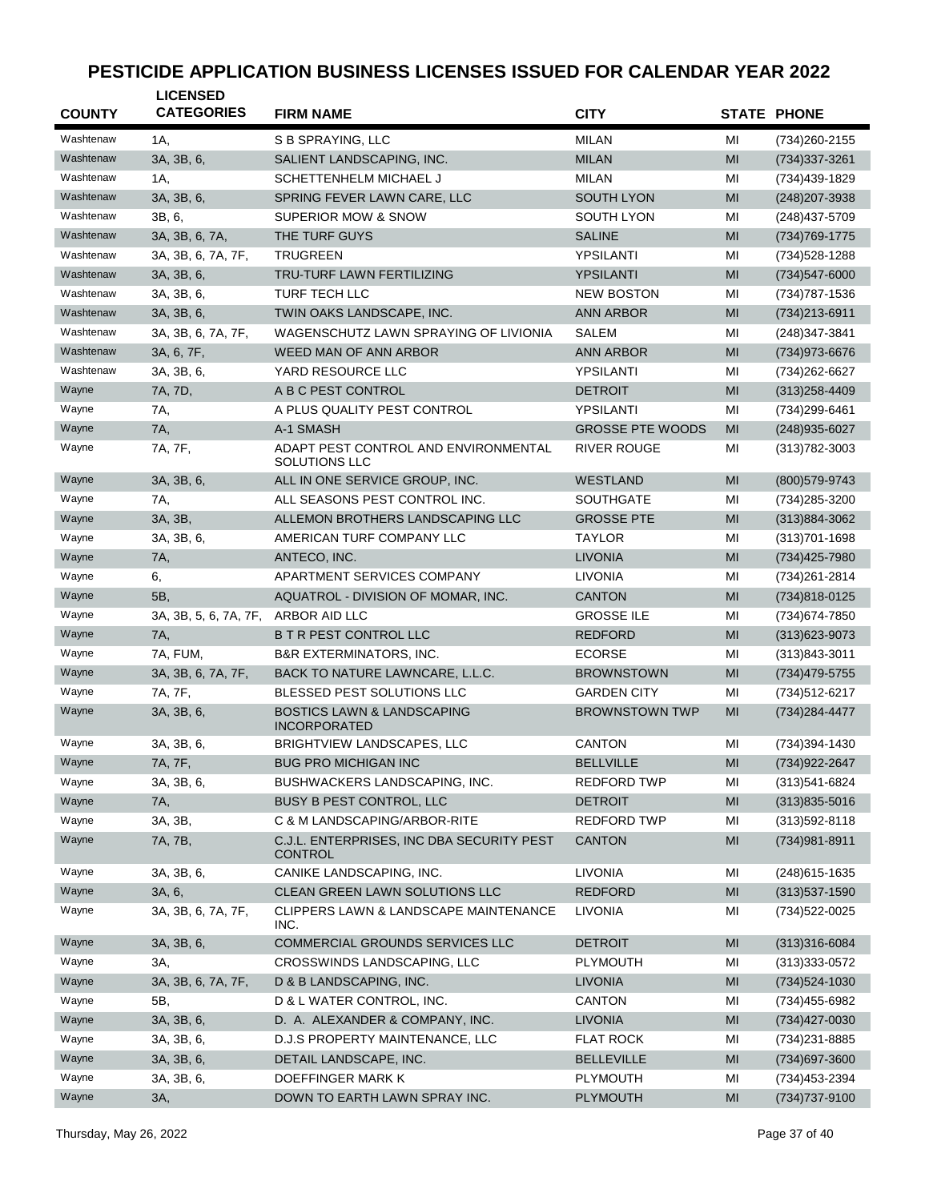# PESTICIDE APPLICATION BUSINESS LICENSES ISSUED FOR CALENDAR YEAR 2022

| COUNTY | LICENSED CATEGORIES | FIRM NAME | CITY | STATE | PHONE |
|---|---|---|---|---|---|
| Washtenaw | 1A, | S B SPRAYING, LLC | MILAN | MI | (734)260-2155 |
| Washtenaw | 3A, 3B, 6, | SALIENT LANDSCAPING, INC. | MILAN | MI | (734)337-3261 |
| Washtenaw | 1A, | SCHETTENHELM MICHAEL J | MILAN | MI | (734)439-1829 |
| Washtenaw | 3A, 3B, 6, | SPRING FEVER LAWN CARE, LLC | SOUTH LYON | MI | (248)207-3938 |
| Washtenaw | 3B, 6, | SUPERIOR MOW & SNOW | SOUTH LYON | MI | (248)437-5709 |
| Washtenaw | 3A, 3B, 6, 7A, | THE TURF GUYS | SALINE | MI | (734)769-1775 |
| Washtenaw | 3A, 3B, 6, 7A, 7F, | TRUGREEN | YPSILANTI | MI | (734)528-1288 |
| Washtenaw | 3A, 3B, 6, | TRU-TURF LAWN FERTILIZING | YPSILANTI | MI | (734)547-6000 |
| Washtenaw | 3A, 3B, 6, | TURF TECH LLC | NEW BOSTON | MI | (734)787-1536 |
| Washtenaw | 3A, 3B, 6, | TWIN OAKS LANDSCAPE, INC. | ANN ARBOR | MI | (734)213-6911 |
| Washtenaw | 3A, 3B, 6, 7A, 7F, | WAGENSCHUTZ LAWN SPRAYING OF LIVIONIA | SALEM | MI | (248)347-3841 |
| Washtenaw | 3A, 6, 7F, | WEED MAN OF ANN ARBOR | ANN ARBOR | MI | (734)973-6676 |
| Washtenaw | 3A, 3B, 6, | YARD RESOURCE LLC | YPSILANTI | MI | (734)262-6627 |
| Wayne | 7A, 7D, | A B C PEST CONTROL | DETROIT | MI | (313)258-4409 |
| Wayne | 7A, | A PLUS QUALITY PEST CONTROL | YPSILANTI | MI | (734)299-6461 |
| Wayne | 7A, | A-1 SMASH | GROSSE PTE WOODS | MI | (248)935-6027 |
| Wayne | 7A, 7F, | ADAPT PEST CONTROL AND ENVIRONMENTAL SOLUTIONS LLC | RIVER ROUGE | MI | (313)782-3003 |
| Wayne | 3A, 3B, 6, | ALL IN ONE SERVICE GROUP, INC. | WESTLAND | MI | (800)579-9743 |
| Wayne | 7A, | ALL SEASONS PEST CONTROL INC. | SOUTHGATE | MI | (734)285-3200 |
| Wayne | 3A, 3B, | ALLEMON BROTHERS LANDSCAPING LLC | GROSSE PTE | MI | (313)884-3062 |
| Wayne | 3A, 3B, 6, | AMERICAN TURF COMPANY LLC | TAYLOR | MI | (313)701-1698 |
| Wayne | 7A, | ANTECO, INC. | LIVONIA | MI | (734)425-7980 |
| Wayne | 6, | APARTMENT SERVICES COMPANY | LIVONIA | MI | (734)261-2814 |
| Wayne | 5B, | AQUATROL - DIVISION OF MOMAR, INC. | CANTON | MI | (734)818-0125 |
| Wayne | 3A, 3B, 5, 6, 7A, 7F, | ARBOR AID LLC | GROSSE ILE | MI | (734)674-7850 |
| Wayne | 7A, | B T R PEST CONTROL LLC | REDFORD | MI | (313)623-9073 |
| Wayne | 7A, FUM, | B&R EXTERMINATORS, INC. | ECORSE | MI | (313)843-3011 |
| Wayne | 3A, 3B, 6, 7A, 7F, | BACK TO NATURE LAWNCARE, L.L.C. | BROWNSTOWN | MI | (734)479-5755 |
| Wayne | 7A, 7F, | BLESSED PEST SOLUTIONS LLC | GARDEN CITY | MI | (734)512-6217 |
| Wayne | 3A, 3B, 6, | BOSTICS LAWN & LANDSCAPING INCORPORATED | BROWNSTOWN TWP | MI | (734)284-4477 |
| Wayne | 3A, 3B, 6, | BRIGHTVIEW LANDSCAPES, LLC | CANTON | MI | (734)394-1430 |
| Wayne | 7A, 7F, | BUG PRO MICHIGAN INC | BELLVILLE | MI | (734)922-2647 |
| Wayne | 3A, 3B, 6, | BUSHWACKERS LANDSCAPING, INC. | REDFORD TWP | MI | (313)541-6824 |
| Wayne | 7A, | BUSY B PEST CONTROL, LLC | DETROIT | MI | (313)835-5016 |
| Wayne | 3A, 3B, | C & M LANDSCAPING/ARBOR-RITE | REDFORD TWP | MI | (313)592-8118 |
| Wayne | 7A, 7B, | C.J.L. ENTERPRISES, INC DBA SECURITY PEST CONTROL | CANTON | MI | (734)981-8911 |
| Wayne | 3A, 3B, 6, | CANIKE LANDSCAPING, INC. | LIVONIA | MI | (248)615-1635 |
| Wayne | 3A, 6, | CLEAN GREEN LAWN SOLUTIONS LLC | REDFORD | MI | (313)537-1590 |
| Wayne | 3A, 3B, 6, 7A, 7F, | CLIPPERS LAWN & LANDSCAPE MAINTENANCE INC. | LIVONIA | MI | (734)522-0025 |
| Wayne | 3A, 3B, 6, | COMMERCIAL GROUNDS SERVICES LLC | DETROIT | MI | (313)316-6084 |
| Wayne | 3A, | CROSSWINDS LANDSCAPING, LLC | PLYMOUTH | MI | (313)333-0572 |
| Wayne | 3A, 3B, 6, 7A, 7F, | D & B LANDSCAPING, INC. | LIVONIA | MI | (734)524-1030 |
| Wayne | 5B, | D & L WATER CONTROL, INC. | CANTON | MI | (734)455-6982 |
| Wayne | 3A, 3B, 6, | D. A. ALEXANDER & COMPANY, INC. | LIVONIA | MI | (734)427-0030 |
| Wayne | 3A, 3B, 6, | D.J.S PROPERTY MAINTENANCE, LLC | FLAT ROCK | MI | (734)231-8885 |
| Wayne | 3A, 3B, 6, | DETAIL LANDSCAPE, INC. | BELLEVILLE | MI | (734)697-3600 |
| Wayne | 3A, 3B, 6, | DOEFFINGER MARK K | PLYMOUTH | MI | (734)453-2394 |
| Wayne | 3A, | DOWN TO EARTH LAWN SPRAY INC. | PLYMOUTH | MI | (734)737-9100 |

Thursday, May 26, 2022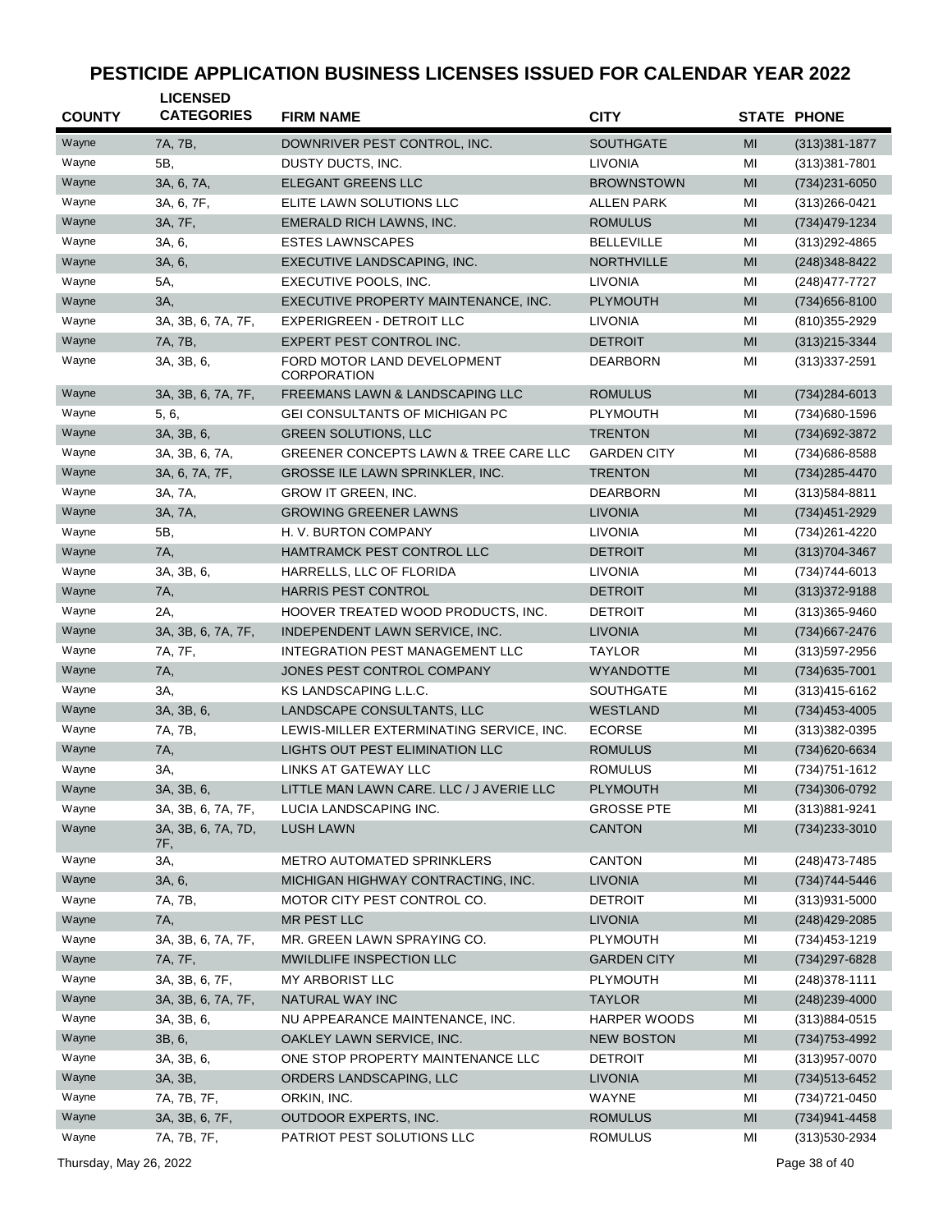# PESTICIDE APPLICATION BUSINESS LICENSES ISSUED FOR CALENDAR YEAR 2022

| COUNTY | LICENSED CATEGORIES | FIRM NAME | CITY | STATE | PHONE |
|---|---|---|---|---|---|
| Wayne | 7A, 7B, | DOWNRIVER PEST CONTROL, INC. | SOUTHGATE | MI | (313)381-1877 |
| Wayne | 5B, | DUSTY DUCTS, INC. | LIVONIA | MI | (313)381-7801 |
| Wayne | 3A, 6, 7A, | ELEGANT GREENS LLC | BROWNSTOWN | MI | (734)231-6050 |
| Wayne | 3A, 6, 7F, | ELITE LAWN SOLUTIONS LLC | ALLEN PARK | MI | (313)266-0421 |
| Wayne | 3A, 7F, | EMERALD RICH LAWNS, INC. | ROMULUS | MI | (734)479-1234 |
| Wayne | 3A, 6, | ESTES LAWNSCAPES | BELLEVILLE | MI | (313)292-4865 |
| Wayne | 3A, 6, | EXECUTIVE LANDSCAPING, INC. | NORTHVILLE | MI | (248)348-8422 |
| Wayne | 5A, | EXECUTIVE POOLS, INC. | LIVONIA | MI | (248)477-7727 |
| Wayne | 3A, | EXECUTIVE PROPERTY MAINTENANCE, INC. | PLYMOUTH | MI | (734)656-8100 |
| Wayne | 3A, 3B, 6, 7A, 7F, | EXPERIGREEN - DETROIT LLC | LIVONIA | MI | (810)355-2929 |
| Wayne | 7A, 7B, | EXPERT PEST CONTROL INC. | DETROIT | MI | (313)215-3344 |
| Wayne | 3A, 3B, 6, | FORD MOTOR LAND DEVELOPMENT CORPORATION | DEARBORN | MI | (313)337-2591 |
| Wayne | 3A, 3B, 6, 7A, 7F, | FREEMANS LAWN & LANDSCAPING LLC | ROMULUS | MI | (734)284-6013 |
| Wayne | 5, 6, | GEI CONSULTANTS OF MICHIGAN PC | PLYMOUTH | MI | (734)680-1596 |
| Wayne | 3A, 3B, 6, | GREEN SOLUTIONS, LLC | TRENTON | MI | (734)692-3872 |
| Wayne | 3A, 3B, 6, 7A, | GREENER CONCEPTS LAWN & TREE CARE LLC | GARDEN CITY | MI | (734)686-8588 |
| Wayne | 3A, 6, 7A, 7F, | GROSSE ILE LAWN SPRINKLER, INC. | TRENTON | MI | (734)285-4470 |
| Wayne | 3A, 7A, | GROW IT GREEN, INC. | DEARBORN | MI | (313)584-8811 |
| Wayne | 3A, 7A, | GROWING GREENER LAWNS | LIVONIA | MI | (734)451-2929 |
| Wayne | 5B, | H. V. BURTON COMPANY | LIVONIA | MI | (734)261-4220 |
| Wayne | 7A, | HAMTRAMCK PEST CONTROL LLC | DETROIT | MI | (313)704-3467 |
| Wayne | 3A, 3B, 6, | HARRELLS, LLC OF FLORIDA | LIVONIA | MI | (734)744-6013 |
| Wayne | 7A, | HARRIS PEST CONTROL | DETROIT | MI | (313)372-9188 |
| Wayne | 2A, | HOOVER TREATED WOOD PRODUCTS, INC. | DETROIT | MI | (313)365-9460 |
| Wayne | 3A, 3B, 6, 7A, 7F, | INDEPENDENT LAWN SERVICE, INC. | LIVONIA | MI | (734)667-2476 |
| Wayne | 7A, 7F, | INTEGRATION PEST MANAGEMENT LLC | TAYLOR | MI | (313)597-2956 |
| Wayne | 7A, | JONES PEST CONTROL COMPANY | WYANDOTTE | MI | (734)635-7001 |
| Wayne | 3A, | KS LANDSCAPING L.L.C. | SOUTHGATE | MI | (313)415-6162 |
| Wayne | 3A, 3B, 6, | LANDSCAPE CONSULTANTS, LLC | WESTLAND | MI | (734)453-4005 |
| Wayne | 7A, 7B, | LEWIS-MILLER EXTERMINATING SERVICE, INC. | ECORSE | MI | (313)382-0395 |
| Wayne | 7A, | LIGHTS OUT PEST ELIMINATION LLC | ROMULUS | MI | (734)620-6634 |
| Wayne | 3A, | LINKS AT GATEWAY LLC | ROMULUS | MI | (734)751-1612 |
| Wayne | 3A, 3B, 6, | LITTLE MAN LAWN CARE. LLC / J AVERIE LLC | PLYMOUTH | MI | (734)306-0792 |
| Wayne | 3A, 3B, 6, 7A, 7F, | LUCIA LANDSCAPING INC. | GROSSE PTE | MI | (313)881-9241 |
| Wayne | 3A, 3B, 6, 7A, 7D, 7F, | LUSH LAWN | CANTON | MI | (734)233-3010 |
| Wayne | 3A, | METRO AUTOMATED SPRINKLERS | CANTON | MI | (248)473-7485 |
| Wayne | 3A, 6, | MICHIGAN HIGHWAY CONTRACTING, INC. | LIVONIA | MI | (734)744-5446 |
| Wayne | 7A, 7B, | MOTOR CITY PEST CONTROL CO. | DETROIT | MI | (313)931-5000 |
| Wayne | 7A, | MR PEST LLC | LIVONIA | MI | (248)429-2085 |
| Wayne | 3A, 3B, 6, 7A, 7F, | MR. GREEN LAWN SPRAYING CO. | PLYMOUTH | MI | (734)453-1219 |
| Wayne | 7A, 7F, | MWILDLIFE INSPECTION LLC | GARDEN CITY | MI | (734)297-6828 |
| Wayne | 3A, 3B, 6, 7F, | MY ARBORIST LLC | PLYMOUTH | MI | (248)378-1111 |
| Wayne | 3A, 3B, 6, 7A, 7F, | NATURAL WAY INC | TAYLOR | MI | (248)239-4000 |
| Wayne | 3A, 3B, 6, | NU APPEARANCE MAINTENANCE, INC. | HARPER WOODS | MI | (313)884-0515 |
| Wayne | 3B, 6, | OAKLEY LAWN SERVICE, INC. | NEW BOSTON | MI | (734)753-4992 |
| Wayne | 3A, 3B, 6, | ONE STOP PROPERTY MAINTENANCE LLC | DETROIT | MI | (313)957-0070 |
| Wayne | 3A, 3B, | ORDERS LANDSCAPING, LLC | LIVONIA | MI | (734)513-6452 |
| Wayne | 7A, 7B, 7F, | ORKIN, INC. | WAYNE | MI | (734)721-0450 |
| Wayne | 3A, 3B, 6, 7F, | OUTDOOR EXPERTS, INC. | ROMULUS | MI | (734)941-4458 |
| Wayne | 7A, 7B, 7F, | PATRIOT PEST SOLUTIONS LLC | ROMULUS | MI | (313)530-2934 |

Thursday, May 26, 2022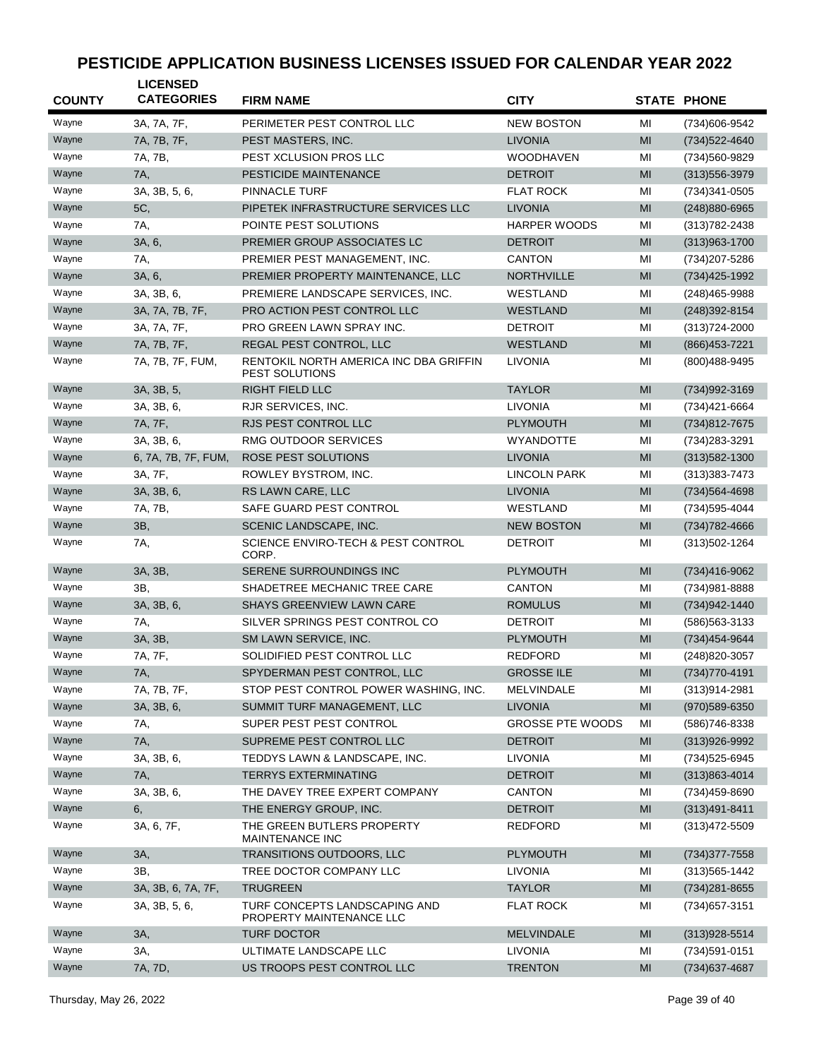# PESTICIDE APPLICATION BUSINESS LICENSES ISSUED FOR CALENDAR YEAR 2022

| COUNTY | LICENSED CATEGORIES | FIRM NAME | CITY | STATE | PHONE |
|---|---|---|---|---|---|
| Wayne | 3A, 7A, 7F, | PERIMETER PEST CONTROL LLC | NEW BOSTON | MI | (734)606-9542 |
| Wayne | 7A, 7B, 7F, | PEST MASTERS, INC. | LIVONIA | MI | (734)522-4640 |
| Wayne | 7A, 7B, | PEST XCLUSION PROS LLC | WOODHAVEN | MI | (734)560-9829 |
| Wayne | 7A, | PESTICIDE MAINTENANCE | DETROIT | MI | (313)556-3979 |
| Wayne | 3A, 3B, 5, 6, | PINNACLE TURF | FLAT ROCK | MI | (734)341-0505 |
| Wayne | 5C, | PIPETEK INFRASTRUCTURE SERVICES LLC | LIVONIA | MI | (248)880-6965 |
| Wayne | 7A, | POINTE PEST SOLUTIONS | HARPER WOODS | MI | (313)782-2438 |
| Wayne | 3A, 6, | PREMIER GROUP ASSOCIATES LC | DETROIT | MI | (313)963-1700 |
| Wayne | 7A, | PREMIER PEST MANAGEMENT, INC. | CANTON | MI | (734)207-5286 |
| Wayne | 3A, 6, | PREMIER PROPERTY MAINTENANCE, LLC | NORTHVILLE | MI | (734)425-1992 |
| Wayne | 3A, 3B, 6, | PREMIERE LANDSCAPE SERVICES, INC. | WESTLAND | MI | (248)465-9988 |
| Wayne | 3A, 7A, 7B, 7F, | PRO ACTION PEST CONTROL LLC | WESTLAND | MI | (248)392-8154 |
| Wayne | 3A, 7A, 7F, | PRO GREEN LAWN SPRAY INC. | DETROIT | MI | (313)724-2000 |
| Wayne | 7A, 7B, 7F, | REGAL PEST CONTROL, LLC | WESTLAND | MI | (866)453-7221 |
| Wayne | 7A, 7B, 7F, FUM, | RENTOKIL NORTH AMERICA INC DBA GRIFFIN PEST SOLUTIONS | LIVONIA | MI | (800)488-9495 |
| Wayne | 3A, 3B, 5, | RIGHT FIELD LLC | TAYLOR | MI | (734)992-3169 |
| Wayne | 3A, 3B, 6, | RJR SERVICES, INC. | LIVONIA | MI | (734)421-6664 |
| Wayne | 7A, 7F, | RJS PEST CONTROL LLC | PLYMOUTH | MI | (734)812-7675 |
| Wayne | 3A, 3B, 6, | RMG OUTDOOR SERVICES | WYANDOTTE | MI | (734)283-3291 |
| Wayne | 6, 7A, 7B, 7F, FUM, | ROSE PEST SOLUTIONS | LIVONIA | MI | (313)582-1300 |
| Wayne | 3A, 7F, | ROWLEY BYSTROM, INC. | LINCOLN PARK | MI | (313)383-7473 |
| Wayne | 3A, 3B, 6, | RS LAWN CARE, LLC | LIVONIA | MI | (734)564-4698 |
| Wayne | 7A, 7B, | SAFE GUARD PEST CONTROL | WESTLAND | MI | (734)595-4044 |
| Wayne | 3B, | SCENIC LANDSCAPE, INC. | NEW BOSTON | MI | (734)782-4666 |
| Wayne | 7A, | SCIENCE ENVIRO-TECH & PEST CONTROL CORP. | DETROIT | MI | (313)502-1264 |
| Wayne | 3A, 3B, | SERENE SURROUNDINGS INC | PLYMOUTH | MI | (734)416-9062 |
| Wayne | 3B, | SHADETREE MECHANIC TREE CARE | CANTON | MI | (734)981-8888 |
| Wayne | 3A, 3B, 6, | SHAYS GREENVIEW LAWN CARE | ROMULUS | MI | (734)942-1440 |
| Wayne | 7A, | SILVER SPRINGS PEST CONTROL CO | DETROIT | MI | (586)563-3133 |
| Wayne | 3A, 3B, | SM LAWN SERVICE, INC. | PLYMOUTH | MI | (734)454-9644 |
| Wayne | 7A, 7F, | SOLIDIFIED PEST CONTROL LLC | REDFORD | MI | (248)820-3057 |
| Wayne | 7A, | SPYDERMAN PEST CONTROL, LLC | GROSSE ILE | MI | (734)770-4191 |
| Wayne | 7A, 7B, 7F, | STOP PEST CONTROL POWER WASHING, INC. | MELVINDALE | MI | (313)914-2981 |
| Wayne | 3A, 3B, 6, | SUMMIT TURF MANAGEMENT, LLC | LIVONIA | MI | (970)589-6350 |
| Wayne | 7A, | SUPER PEST PEST CONTROL | GROSSE PTE WOODS | MI | (586)746-8338 |
| Wayne | 7A, | SUPREME PEST CONTROL LLC | DETROIT | MI | (313)926-9992 |
| Wayne | 3A, 3B, 6, | TEDDYS LAWN & LANDSCAPE, INC. | LIVONIA | MI | (734)525-6945 |
| Wayne | 7A, | TERRYS EXTERMINATING | DETROIT | MI | (313)863-4014 |
| Wayne | 3A, 3B, 6, | THE DAVEY TREE EXPERT COMPANY | CANTON | MI | (734)459-8690 |
| Wayne | 6, | THE ENERGY GROUP, INC. | DETROIT | MI | (313)491-8411 |
| Wayne | 3A, 6, 7F, | THE GREEN BUTLERS PROPERTY MAINTENANCE INC | REDFORD | MI | (313)472-5509 |
| Wayne | 3A, | TRANSITIONS OUTDOORS, LLC | PLYMOUTH | MI | (734)377-7558 |
| Wayne | 3B, | TREE DOCTOR COMPANY LLC | LIVONIA | MI | (313)565-1442 |
| Wayne | 3A, 3B, 6, 7A, 7F, | TRUGREEN | TAYLOR | MI | (734)281-8655 |
| Wayne | 3A, 3B, 5, 6, | TURF CONCEPTS LANDSCAPING AND PROPERTY MAINTENANCE LLC | FLAT ROCK | MI | (734)657-3151 |
| Wayne | 3A, | TURF DOCTOR | MELVINDALE | MI | (313)928-5514 |
| Wayne | 3A, | ULTIMATE LANDSCAPE LLC | LIVONIA | MI | (734)591-0151 |
| Wayne | 7A, 7D, | US TROOPS PEST CONTROL LLC | TRENTON | MI | (734)637-4687 |

Thursday, May 26, 2022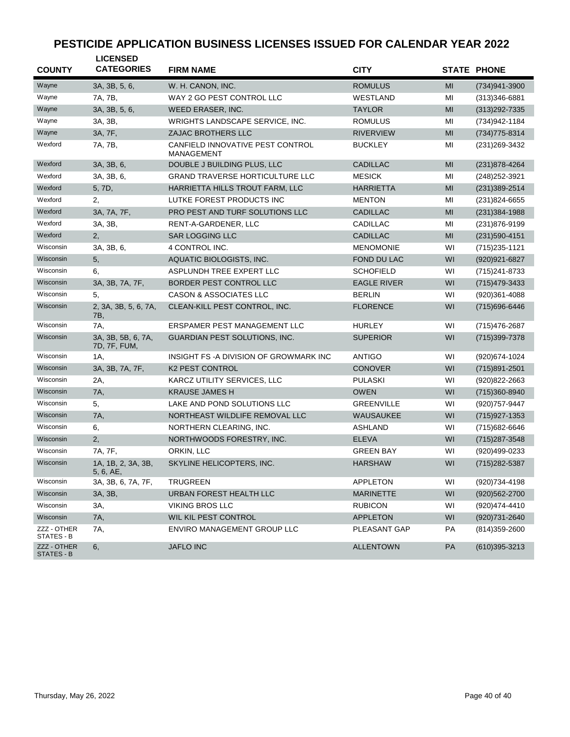# PESTICIDE APPLICATION BUSINESS LICENSES ISSUED FOR CALENDAR YEAR 2022

| COUNTY | LICENSED CATEGORIES | FIRM NAME | CITY | STATE | PHONE |
|---|---|---|---|---|---|
| Wayne | 3A, 3B, 5, 6, | W. H. CANON, INC. | ROMULUS | MI | (734)941-3900 |
| Wayne | 7A, 7B, | WAY 2 GO PEST CONTROL LLC | WESTLAND | MI | (313)346-6881 |
| Wayne | 3A, 3B, 5, 6, | WEED ERASER, INC. | TAYLOR | MI | (313)292-7335 |
| Wayne | 3A, 3B, | WRIGHTS LANDSCAPE SERVICE, INC. | ROMULUS | MI | (734)942-1184 |
| Wayne | 3A, 7F, | ZAJAC BROTHERS LLC | RIVERVIEW | MI | (734)775-8314 |
| Wexford | 7A, 7B, | CANFIELD INNOVATIVE PEST CONTROL MANAGEMENT | BUCKLEY | MI | (231)269-3432 |
| Wexford | 3A, 3B, 6, | DOUBLE J BUILDING PLUS, LLC | CADILLAC | MI | (231)878-4264 |
| Wexford | 3A, 3B, 6, | GRAND TRAVERSE HORTICULTURE LLC | MESICK | MI | (248)252-3921 |
| Wexford | 5, 7D, | HARRIETTA HILLS TROUT FARM, LLC | HARRIETTA | MI | (231)389-2514 |
| Wexford | 2, | LUTKE FOREST PRODUCTS INC | MENTON | MI | (231)824-6655 |
| Wexford | 3A, 7A, 7F, | PRO PEST AND TURF SOLUTIONS LLC | CADILLAC | MI | (231)384-1988 |
| Wexford | 3A, 3B, | RENT-A-GARDENER, LLC | CADILLAC | MI | (231)876-9199 |
| Wexford | 2, | SAR LOGGING LLC | CADILLAC | MI | (231)590-4151 |
| Wisconsin | 3A, 3B, 6, | 4 CONTROL INC. | MENOMONIE | WI | (715)235-1121 |
| Wisconsin | 5, | AQUATIC BIOLOGISTS, INC. | FOND DU LAC | WI | (920)921-6827 |
| Wisconsin | 6, | ASPLUNDH TREE EXPERT LLC | SCHOFIELD | WI | (715)241-8733 |
| Wisconsin | 3A, 3B, 7A, 7F, | BORDER PEST CONTROL LLC | EAGLE RIVER | WI | (715)479-3433 |
| Wisconsin | 5, | CASON & ASSOCIATES LLC | BERLIN | WI | (920)361-4088 |
| Wisconsin | 2, 3A, 3B, 5, 6, 7A, 7B, | CLEAN-KILL PEST CONTROL, INC. | FLORENCE | WI | (715)696-6446 |
| Wisconsin | 7A, | ERSPAMER PEST MANAGEMENT LLC | HURLEY | WI | (715)476-2687 |
| Wisconsin | 3A, 3B, 5B, 6, 7A, 7D, 7F, FUM, | GUARDIAN PEST SOLUTIONS, INC. | SUPERIOR | WI | (715)399-7378 |
| Wisconsin | 1A, | INSIGHT FS -A DIVISION OF GROWMARK INC | ANTIGO | WI | (920)674-1024 |
| Wisconsin | 3A, 3B, 7A, 7F, | K2 PEST CONTROL | CONOVER | WI | (715)891-2501 |
| Wisconsin | 2A, | KARCZ UTILITY SERVICES, LLC | PULASKI | WI | (920)822-2663 |
| Wisconsin | 7A, | KRAUSE JAMES H | OWEN | WI | (715)360-8940 |
| Wisconsin | 5, | LAKE AND POND SOLUTIONS LLC | GREENVILLE | WI | (920)757-9447 |
| Wisconsin | 7A, | NORTHEAST WILDLIFE REMOVAL LLC | WAUSAUKEE | WI | (715)927-1353 |
| Wisconsin | 6, | NORTHERN CLEARING, INC. | ASHLAND | WI | (715)682-6646 |
| Wisconsin | 2, | NORTHWOODS FORESTRY, INC. | ELEVA | WI | (715)287-3548 |
| Wisconsin | 7A, 7F, | ORKIN, LLC | GREEN BAY | WI | (920)499-0233 |
| Wisconsin | 1A, 1B, 2, 3A, 3B, 5, 6, AE, | SKYLINE HELICOPTERS, INC. | HARSHAW | WI | (715)282-5387 |
| Wisconsin | 3A, 3B, 6, 7A, 7F, | TRUGREEN | APPLETON | WI | (920)734-4198 |
| Wisconsin | 3A, 3B, | URBAN FOREST HEALTH LLC | MARINETTE | WI | (920)562-2700 |
| Wisconsin | 3A, | VIKING BROS LLC | RUBICON | WI | (920)474-4410 |
| Wisconsin | 7A, | WIL KIL PEST CONTROL | APPLETON | WI | (920)731-2640 |
| ZZZ - OTHER STATES - B | 7A, | ENVIRO MANAGEMENT GROUP LLC | PLEASANT GAP | PA | (814)359-2600 |
| ZZZ - OTHER STATES - B | 6, | JAFLO INC | ALLENTOWN | PA | (610)395-3213 |

Thursday, May 26, 2022